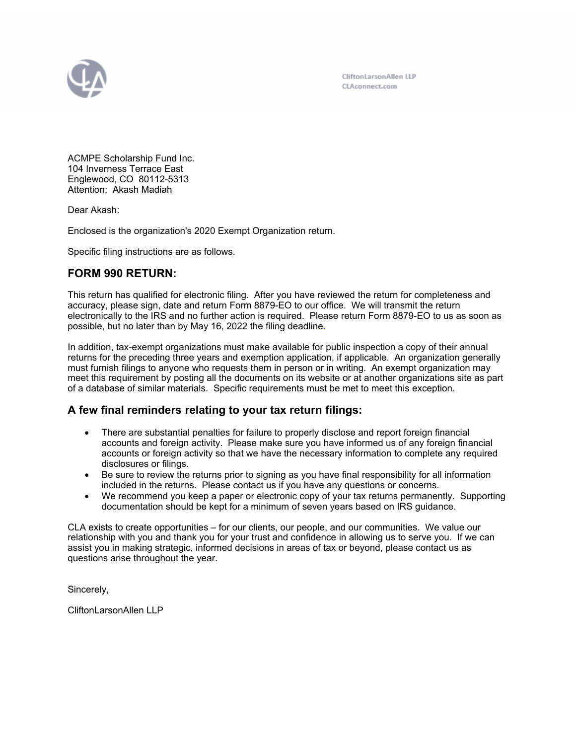CliftonLarsonAllen LLP
CLAconnect.com

ACMPE Scholarship Fund Inc.
104 Inverness Terrace East
Englewood, CO 80112-5313
Attention: Akash Madiah

Dear Akash:

Enclosed is the organization's 2020 Exempt Organization return.

Specific filing instructions are as follows.

## FORM 990 RETURN:

This return has qualified for electronic filing. After you have reviewed the return for completeness and accuracy, please sign, date and return Form 8879-EO to our office. We will transmit the return electronically to the IRS and no further action is required. Please return Form 8879-EO to us as soon as possible, but no later than by May 16, 2022 the filing deadline.

In addition, tax-exempt organizations must make available for public inspection a copy of their annual returns for the preceding three years and exemption application, if applicable. An organization generally must furnish filings to anyone who requests them in person or in writing. An exempt organization may meet this requirement by posting all the documents on its website or at another organizations site as part of a database of similar materials. Specific requirements must be met to meet this exception.

## A few final reminders relating to your tax return filings:

- There are substantial penalties for failure to properly disclose and report foreign financial accounts and foreign activity. Please make sure you have informed us of any foreign financial accounts or foreign activity so that we have the necessary information to complete any required disclosures or filings.
- Be sure to review the returns prior to signing as you have final responsibility for all information included in the returns. Please contact us if you have any questions or concerns.
- We recommend you keep a paper or electronic copy of your tax returns permanently. Supporting documentation should be kept for a minimum of seven years based on IRS guidance.

CLA exists to create opportunities – for our clients, our people, and our communities. We value our relationship with you and thank you for your trust and confidence in allowing us to serve you. If we can assist you in making strategic, informed decisions in areas of tax or beyond, please contact us as questions arise throughout the year.

Sincerely,

CliftonLarsonAllen LLP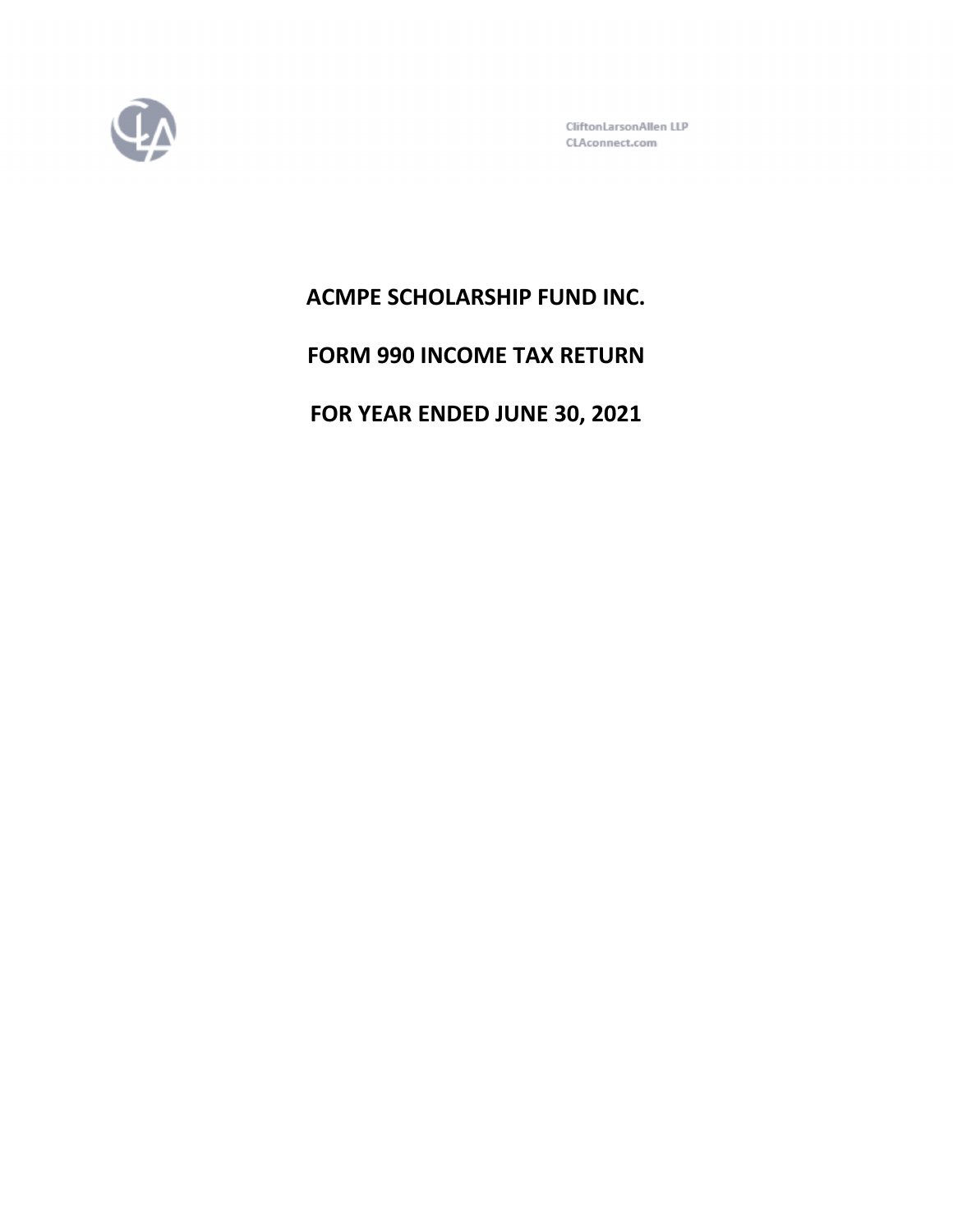CliftonLarsonAllen LLP
CLAconnect.com

# ACMPE SCHOLARSHIP FUND INC.

# FORM 990 INCOME TAX RETURN

# FOR YEAR ENDED JUNE 30, 2021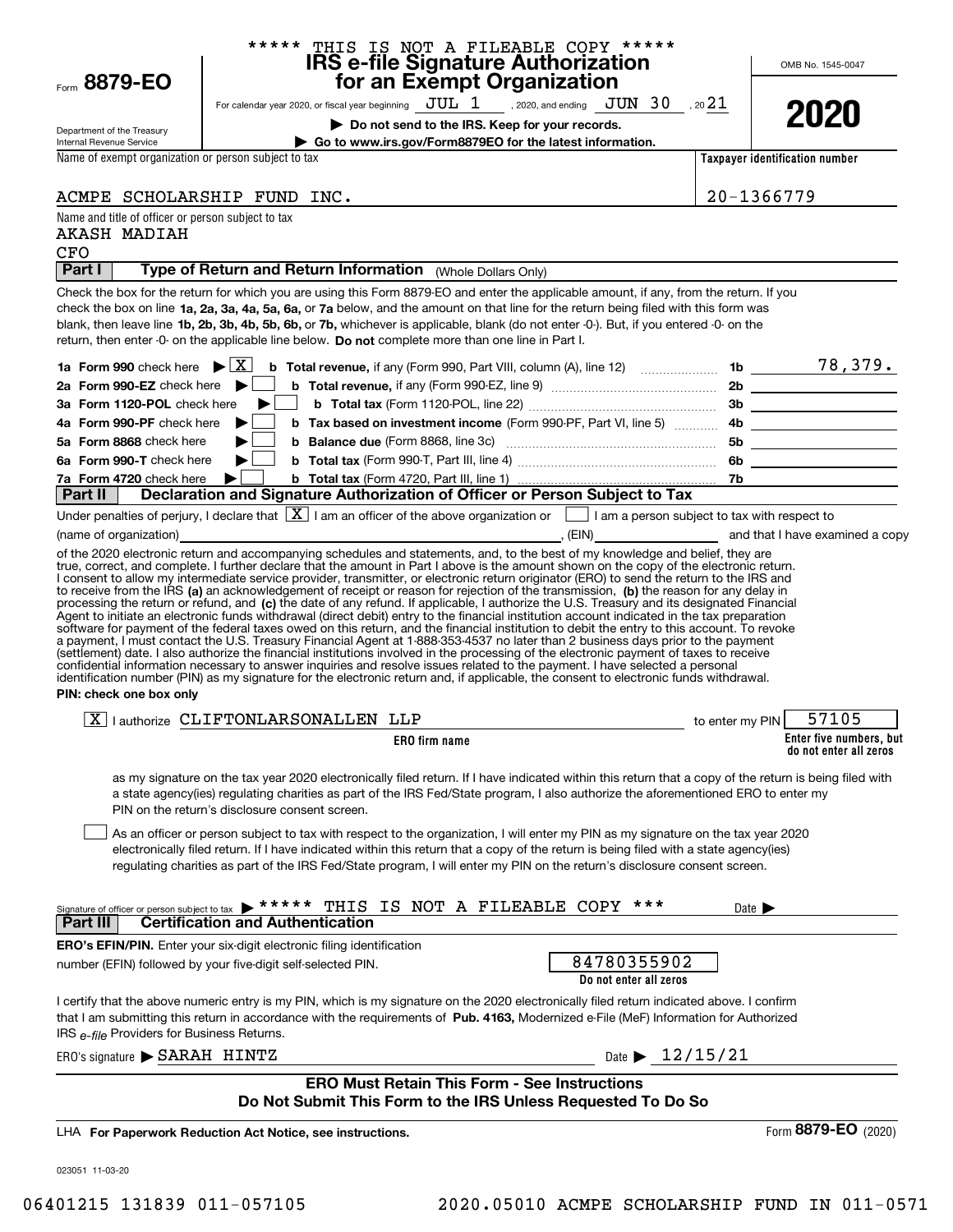***** THIS IS NOT A FILEABLE COPY *****

Form **8879-EO**

Department of the Treasury
Internal Revenue Service

# IRS e-file Signature Authorization for an Exempt Organization

For calendar year 2020, or fiscal year beginning JUL 1 , 2020, and ending JUN 30 , 20 21

▶ **Do not send to the IRS. Keep for your records.**

▶ **Go to www.irs.gov/Form8879EO for the latest information.**

OMB No. 1545-0047

**2020**

Name of exempt organization or person subject to tax: ACMPE SCHOLARSHIP FUND INC.

**Taxpayer identification number:** 20-1366779

Name and title of officer or person subject to tax:
AKASH MADIAH
CFO

## Part I Type of Return and Return Information (Whole Dollars Only)

Check the box for the return for which you are using this Form 8879-EO and enter the applicable amount, if any, from the return. If you check the box on line **1a, 2a, 3a, 4a, 5a, 6a,** or **7a** below, and the amount on that line for the return being filed with this form was blank, then leave line **1b, 2b, 3b, 4b, 5b, 6b,** or **7b,** whichever is applicable, blank (do not enter -0-). But, if you entered -0- on the return, then enter -0- on the applicable line below. **Do not** complete more than one line in Part I.

| | | | |
|---|---|---|---|
| **1a Form 990** check here ▶ [X] | **b Total revenue,** if any (Form 990, Part VIII, column (A), line 12) | 1b | 78,379. |
| **2a Form 990-EZ** check here ▶ [ ] | **b Total revenue,** if any (Form 990-EZ, line 9) | 2b | |
| **3a Form 1120-POL** check here ▶ [ ] | **b Total tax** (Form 1120-POL, line 22) | 3b | |
| **4a Form 990-PF** check here ▶ [ ] | **b Tax based on investment income** (Form 990-PF, Part VI, line 5) | 4b | |
| **5a Form 8868** check here ▶ [ ] | **b Balance due** (Form 8868, line 3c) | 5b | |
| **6a Form 990-T** check here ▶ [ ] | **b Total tax** (Form 990-T, Part III, line 4) | 6b | |
| **7a Form 4720** check here ▶ [ ] | **b Total tax** (Form 4720, Part III, line 1) | 7b | |

## Part II Declaration and Signature Authorization of Officer or Person Subject to Tax

Under penalties of perjury, I declare that [X] I am an officer of the above organization or [ ] I am a person subject to tax with respect to (name of organization) ________________, (EIN) ________ and that I have examined a copy of the 2020 electronic return and accompanying schedules and statements, and, to the best of my knowledge and belief, they are true, correct, and complete. I further declare that the amount in Part I above is the amount shown on the copy of the electronic return. I consent to allow my intermediate service provider, transmitter, or electronic return originator (ERO) to send the return to the IRS and to receive from the IRS **(a)** an acknowledgement of receipt or reason for rejection of the transmission, **(b)** the reason for any delay in processing the return or refund, and **(c)** the date of any refund. If applicable, I authorize the U.S. Treasury and its designated Financial Agent to initiate an electronic funds withdrawal (direct debit) entry to the financial institution account indicated in the tax preparation software for payment of the federal taxes owed on this return, and the financial institution to debit the entry to this account. To revoke a payment, I must contact the U.S. Treasury Financial Agent at 1-888-353-4537 no later than 2 business days prior to the payment (settlement) date. I also authorize the financial institutions involved in the processing of the electronic payment of taxes to receive confidential information necessary to answer inquiries and resolve issues related to the payment. I have selected a personal identification number (PIN) as my signature for the electronic return and, if applicable, the consent to electronic funds withdrawal.

**PIN: check one box only**

[X] I authorize CLIFTONLARSONALLEN LLP (**ERO firm name**) to enter my PIN 57105 (**Enter five numbers, but do not enter all zeros**)

as my signature on the tax year 2020 electronically filed return. If I have indicated within this return that a copy of the return is being filed with a state agency(ies) regulating charities as part of the IRS Fed/State program, I also authorize the aforementioned ERO to enter my PIN on the return's disclosure consent screen.

[ ] As an officer or person subject to tax with respect to the organization, I will enter my PIN as my signature on the tax year 2020 electronically filed return. If I have indicated within this return that a copy of the return is being filed with a state agency(ies) regulating charities as part of the IRS Fed/State program, I will enter my PIN on the return's disclosure consent screen.

Signature of officer or person subject to tax ▶ ***** THIS IS NOT A FILEABLE COPY *** Date ▶

## Part III Certification and Authentication

**ERO's EFIN/PIN.** Enter your six-digit electronic filing identification number (EFIN) followed by your five-digit self-selected PIN.

84780355902
**Do not enter all zeros**

I certify that the above numeric entry is my PIN, which is my signature on the 2020 electronically filed return indicated above. I confirm that I am submitting this return in accordance with the requirements of **Pub. 4163,** Modernized e-File (MeF) Information for Authorized IRS *e-file* Providers for Business Returns.

ERO's signature ▶ SARAH HINTZ Date ▶ 12/15/21

**ERO Must Retain This Form - See Instructions**
**Do Not Submit This Form to the IRS Unless Requested To Do So**

LHA **For Paperwork Reduction Act Notice, see instructions.** Form **8879-EO** (2020)

023051 11-03-20

06401215 131839 011-057105 2020.05010 ACMPE SCHOLARSHIP FUND IN 011-0571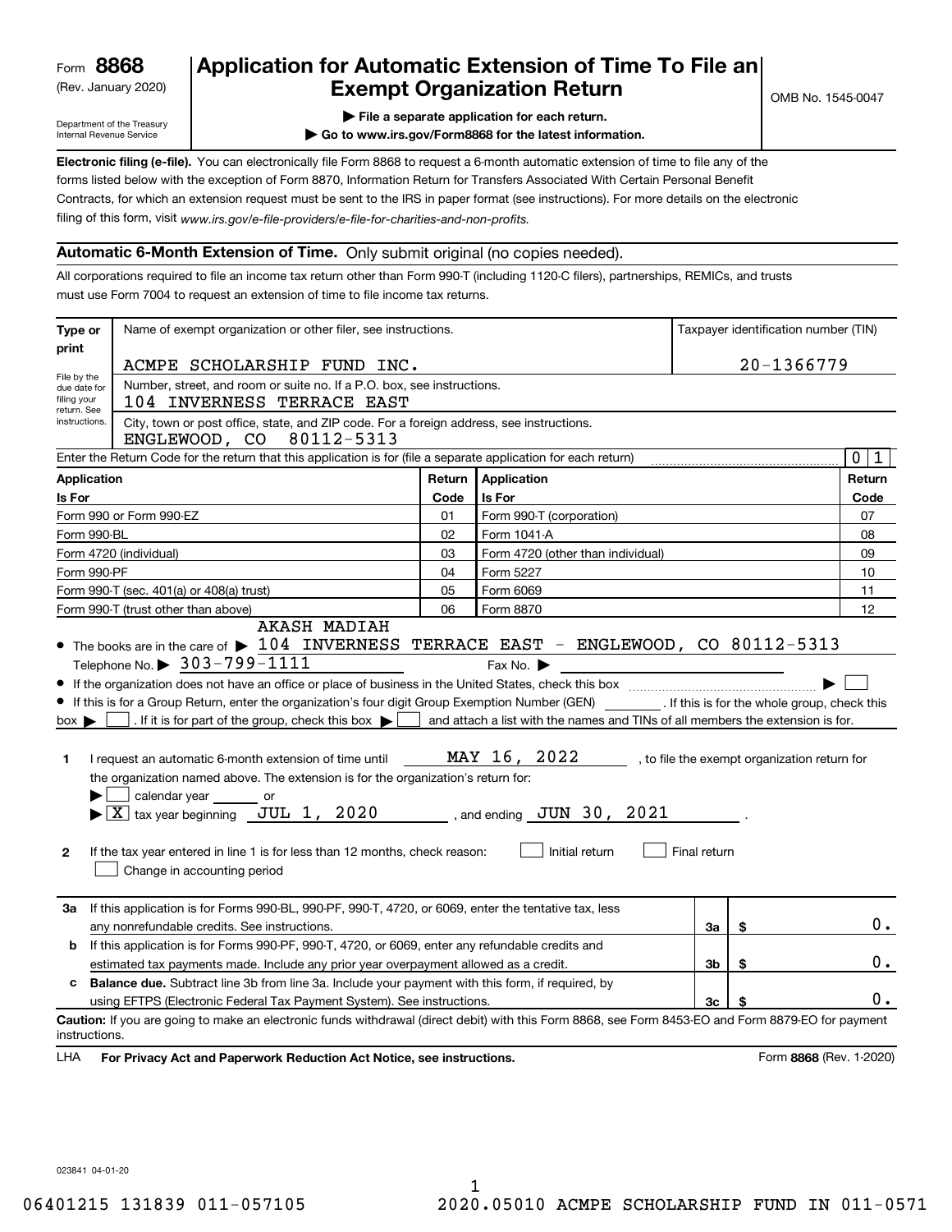Form **8868**
(Rev. January 2020)

Department of the Treasury
Internal Revenue Service

# Application for Automatic Extension of Time To File an Exempt Organization Return

▶ File a separate application for each return.
▶ Go to www.irs.gov/Form8868 for the latest information.

OMB No. 1545-0047

**Electronic filing (e-file).** You can electronically file Form 8868 to request a 6-month automatic extension of time to file any of the forms listed below with the exception of Form 8870, Information Return for Transfers Associated With Certain Personal Benefit Contracts, for which an extension request must be sent to the IRS in paper format (see instructions). For more details on the electronic filing of this form, visit *www.irs.gov/e-file-providers/e-file-for-charities-and-non-profits.*

## Automatic 6-Month Extension of Time. Only submit original (no copies needed).

All corporations required to file an income tax return other than Form 990-T (including 1120-C filers), partnerships, REMICs, and trusts must use Form 7004 to request an extension of time to file income tax returns.

| Type or print | Name of exempt organization or other filer, see instructions. | Taxpayer identification number (TIN) |
|---|---|---|
| File by the due date for filing your return. See instructions. | ACMPE SCHOLARSHIP FUND INC. | 20-1366779 |
| | Number, street, and room or suite no. If a P.O. box, see instructions. 104 INVERNESS TERRACE EAST | |
| | City, town or post office, state, and ZIP code. For a foreign address, see instructions. ENGLEWOOD, CO 80112-5313 | |

Enter the Return Code for the return that this application is for (file a separate application for each return) ..... 0 1

| Application Is For | Return Code | Application Is For | Return Code |
|---|---|---|---|
| Form 990 or Form 990-EZ | 01 | Form 990-T (corporation) | 07 |
| Form 990-BL | 02 | Form 1041-A | 08 |
| Form 4720 (individual) | 03 | Form 4720 (other than individual) | 09 |
| Form 990-PF | 04 | Form 5227 | 10 |
| Form 990-T (sec. 401(a) or 408(a) trust) | 05 | Form 6069 | 11 |
| Form 990-T (trust other than above) | 06 | Form 8870 | 12 |

- The books are in the care of ▶ AKASH MADIAH 104 INVERNESS TERRACE EAST - ENGLEWOOD, CO 80112-5313
  Telephone No. ▶ 303-799-1111 Fax No. ▶
- If the organization does not have an office or place of business in the United States, check this box ..... ▶ ☐
- If this is for a Group Return, enter the organization's four digit Group Exemption Number (GEN) ______. If this is for the whole group, check this box ▶ ☐. If it is for part of the group, check this box ▶ ☐ and attach a list with the names and TINs of all members the extension is for.

**1** I request an automatic 6-month extension of time until MAY 16, 2022, to file the exempt organization return for the organization named above. The extension is for the organization's return for:
▶ ☐ calendar year ______ or
▶ ☒ tax year beginning JUL 1, 2020, and ending JUN 30, 2021.

**2** If the tax year entered in line 1 is for less than 12 months, check reason: ☐ Initial return ☐ Final return
☐ Change in accounting period

| | | | |
|---|---|---|---|
| **3a** If this application is for Forms 990-BL, 990-PF, 990-T, 4720, or 6069, enter the tentative tax, less any nonrefundable credits. See instructions. | 3a | $ | 0. |
| **b** If this application is for Forms 990-PF, 990-T, 4720, or 6069, enter any refundable credits and estimated tax payments made. Include any prior year overpayment allowed as a credit. | 3b | $ | 0. |
| **c** **Balance due.** Subtract line 3b from line 3a. Include your payment with this form, if required, by using EFTPS (Electronic Federal Tax Payment System). See instructions. | 3c | $ | 0. |

**Caution:** If you are going to make an electronic funds withdrawal (direct debit) with this Form 8868, see Form 8453-EO and Form 8879-EO for payment instructions.

LHA **For Privacy Act and Paperwork Reduction Act Notice, see instructions.** Form **8868** (Rev. 1-2020)

023841 04-01-20

06401215 131839 011-057105 2020.05010 ACMPE SCHOLARSHIP FUND IN 011-0571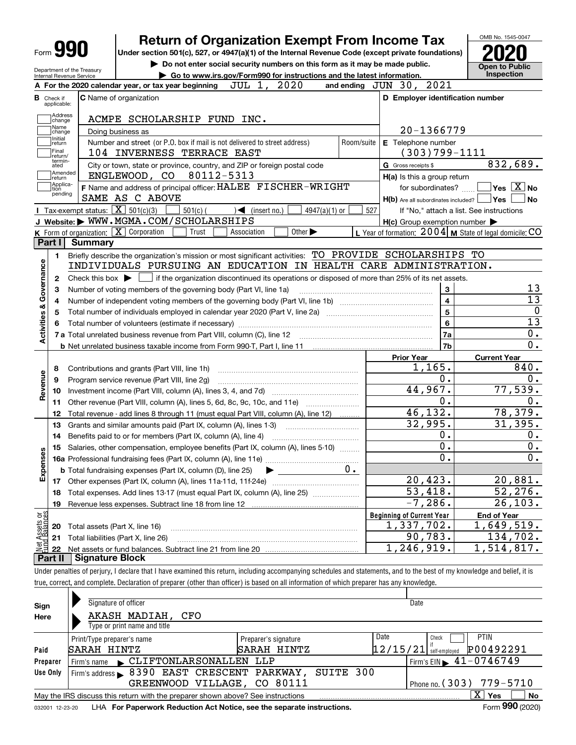Form **990** | **Return of Organization Exempt From Income Tax**

Under section 501(c), 527, or 4947(a)(1) of the Internal Revenue Code (except private foundations)

▶ Do not enter social security numbers on this form as it may be made public.

▶ Go to www.irs.gov/Form990 for instructions and the latest information.

OMB No. 1545-0047 | **2020** | Open to Public Inspection

Department of the Treasury
Internal Revenue Service

**A** For the 2020 calendar year, or tax year beginning JUL 1, 2020 and ending JUN 30, 2021

**B** Check if applicable: Address change, Name change, Initial return, Final return/terminated, Amended return, Application pending

**C** Name of organization: ACMPE SCHOLARSHIP FUND INC.

Doing business as

Number and street (or P.O. box if mail is not delivered to street address): 104 INVERNESS TERRACE EAST | Room/suite

City or town, state or province, country, and ZIP or foreign postal code: ENGLEWOOD, CO 80112-5313

**D** Employer identification number: 20-1366779

**E** Telephone number: (303)799-1111

**G** Gross receipts $ 832,689.

**F** Name and address of principal officer: HALEE FISCHER-WRIGHT
SAME AS C ABOVE

**H(a)** Is this a group return for subordinates? ☐ Yes ☒ No

**H(b)** Are all subordinates included? ☐ Yes ☐ No
If "No," attach a list. See instructions

**H(c)** Group exemption number ▶

**I** Tax-exempt status: ☒ 501(c)(3) ☐ 501(c) ( ) ◀ (insert no.) ☐ 4947(a)(1) or ☐ 527

**J** Website: ▶ WWW.MGMA.COM/SCHOLARSHIPS

**K** Form of organization: ☒ Corporation ☐ Trust ☐ Association ☐ Other ▶

**L** Year of formation: 2004 **M** State of legal domicile: CO

## Part I Summary

**Activities & Governance**

1 Briefly describe the organization's mission or most significant activities: TO PROVIDE SCHOLARSHIPS TO INDIVIDUALS PURSUING AN EDUCATION IN HEALTH CARE ADMINISTRATION.

2 Check this box ▶ ☐ if the organization discontinued its operations or disposed of more than 25% of its net assets.

| | | | |
|---|---|---|---|
| 3 | Number of voting members of the governing body (Part VI, line 1a) | 3 | 13 |
| 4 | Number of independent voting members of the governing body (Part VI, line 1b) | 4 | 13 |
| 5 | Total number of individuals employed in calendar year 2020 (Part V, line 2a) | 5 | 0 |
| 6 | Total number of volunteers (estimate if necessary) | 6 | 13 |
| 7a | Total unrelated business revenue from Part VIII, column (C), line 12 | 7a | 0. |
| b | Net unrelated business taxable income from Form 990-T, Part I, line 11 | 7b | 0. |

| | | | Prior Year | Current Year |
|---|---|---|---|---|
| **Revenue** | 8 | Contributions and grants (Part VIII, line 1h) | 1,165. | 840. |
| | 9 | Program service revenue (Part VIII, line 2g) | 0. | 0. |
| | 10 | Investment income (Part VIII, column (A), lines 3, 4, and 7d) | 44,967. | 77,539. |
| | 11 | Other revenue (Part VIII, column (A), lines 5, 6d, 8c, 9c, 10c, and 11e) | 0. | 0. |
| | 12 | Total revenue - add lines 8 through 11 (must equal Part VIII, column (A), line 12) | 46,132. | 78,379. |
| **Expenses** | 13 | Grants and similar amounts paid (Part IX, column (A), lines 1-3) | 32,995. | 31,395. |
| | 14 | Benefits paid to or for members (Part IX, column (A), line 4) | 0. | 0. |
| | 15 | Salaries, other compensation, employee benefits (Part IX, column (A), lines 5-10) | 0. | 0. |
| | 16a | Professional fundraising fees (Part IX, column (A), line 11e) | 0. | 0. |
| | b | Total fundraising expenses (Part IX, column (D), line 25) ▶ 0. | | |
| | 17 | Other expenses (Part IX, column (A), lines 11a-11d, 11f-24e) | 20,423. | 20,881. |
| | 18 | Total expenses. Add lines 13-17 (must equal Part IX, column (A), line 25) | 53,418. | 52,276. |
| | 19 | Revenue less expenses. Subtract line 18 from line 12 | -7,286. | 26,103. |
| | | | **Beginning of Current Year** | **End of Year** |
| **Net Assets or Fund Balances** | 20 | Total assets (Part X, line 16) | 1,337,702. | 1,649,519. |
| | 21 | Total liabilities (Part X, line 26) | 90,783. | 134,702. |
| | 22 | Net assets or fund balances. Subtract line 21 from line 20 | 1,246,919. | 1,514,817. |

## Part II Signature Block

Under penalties of perjury, I declare that I have examined this return, including accompanying schedules and statements, and to the best of my knowledge and belief, it is true, correct, and complete. Declaration of preparer (other than officer) is based on all information of which preparer has any knowledge.

**Sign Here**

Signature of officer | Date

AKASH MADIAH, CFO
Type or print name and title

| | | | | | |
|---|---|---|---|---|---|
| **Paid Preparer Use Only** | Print/Type preparer's name: SARAH HINTZ | Preparer's signature: SARAH HINTZ | Date: 12/15/21 | Check ☐ if self-employed | PTIN: P00492291 |
| | Firm's name ▶ CLIFTONLARSONALLEN LLP | | | Firm's EIN ▶ 41-0746749 | |
| | Firm's address ▶ 8390 EAST CRESCENT PARKWAY, SUITE 300 GREENWOOD VILLAGE, CO 80111 | | | Phone no. (303) 779-5710 | |

May the IRS discuss this return with the preparer shown above? See instructions ☒ Yes ☐ No

032001 12-23-20 LHA **For Paperwork Reduction Act Notice, see the separate instructions.** Form **990** (2020)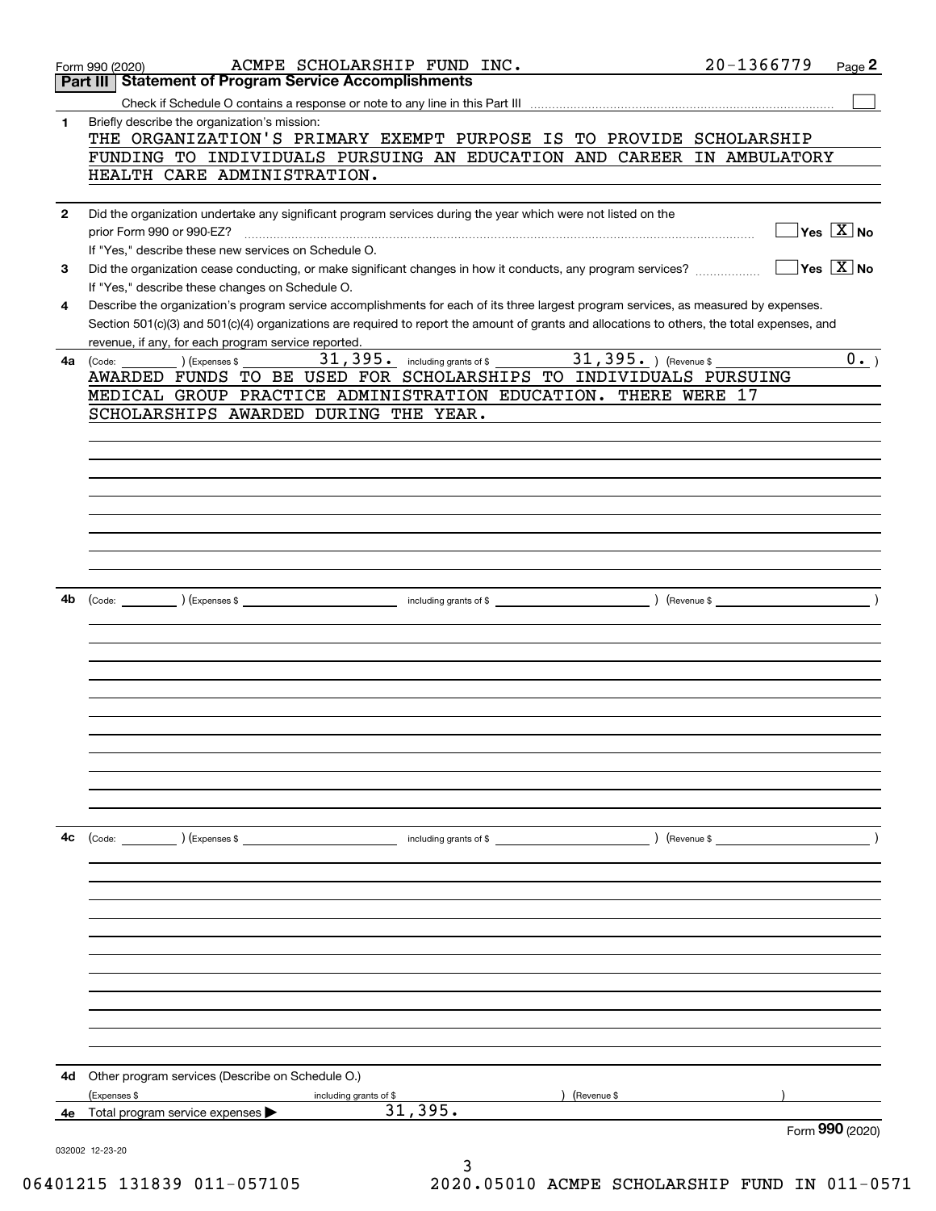Form 990 (2020) ACMPE SCHOLARSHIP FUND INC. 20-1366779 Page 2

## Part III Statement of Program Service Accomplishments

Check if Schedule O contains a response or note to any line in this Part III [ ]

**1** Briefly describe the organization's mission:

THE ORGANIZATION'S PRIMARY EXEMPT PURPOSE IS TO PROVIDE SCHOLARSHIP FUNDING TO INDIVIDUALS PURSUING AN EDUCATION AND CAREER IN AMBULATORY HEALTH CARE ADMINISTRATION.

**2** Did the organization undertake any significant program services during the year which were not listed on the prior Form 990 or 990-EZ? [ ] Yes [X] No

If "Yes," describe these new services on Schedule O.

**3** Did the organization cease conducting, or make significant changes in how it conducts, any program services? [ ] Yes [X] No

If "Yes," describe these changes on Schedule O.

**4** Describe the organization's program service accomplishments for each of its three largest program services, as measured by expenses. Section 501(c)(3) and 501(c)(4) organizations are required to report the amount of grants and allocations to others, the total expenses, and revenue, if any, for each program service reported.

**4a** (Code: ) (Expenses $ 31,395. including grants of $ 31,395. ) (Revenue $ 0. )

AWARDED FUNDS TO BE USED FOR SCHOLARSHIPS TO INDIVIDUALS PURSUING MEDICAL GROUP PRACTICE ADMINISTRATION EDUCATION. THERE WERE 17 SCHOLARSHIPS AWARDED DURING THE YEAR.

**4b** (Code: ) (Expenses $ including grants of $ ) (Revenue $ )

**4c** (Code: ) (Expenses $ including grants of $ ) (Revenue $ )

**4d** Other program services (Describe on Schedule O.)

(Expenses $ including grants of $ ) (Revenue $ )

**4e** Total program service expenses ▶ 31,395.

Form **990** (2020)

032002 12-23-20

06401215 131839 011-057105 2020.05010 ACMPE SCHOLARSHIP FUND IN 011-0571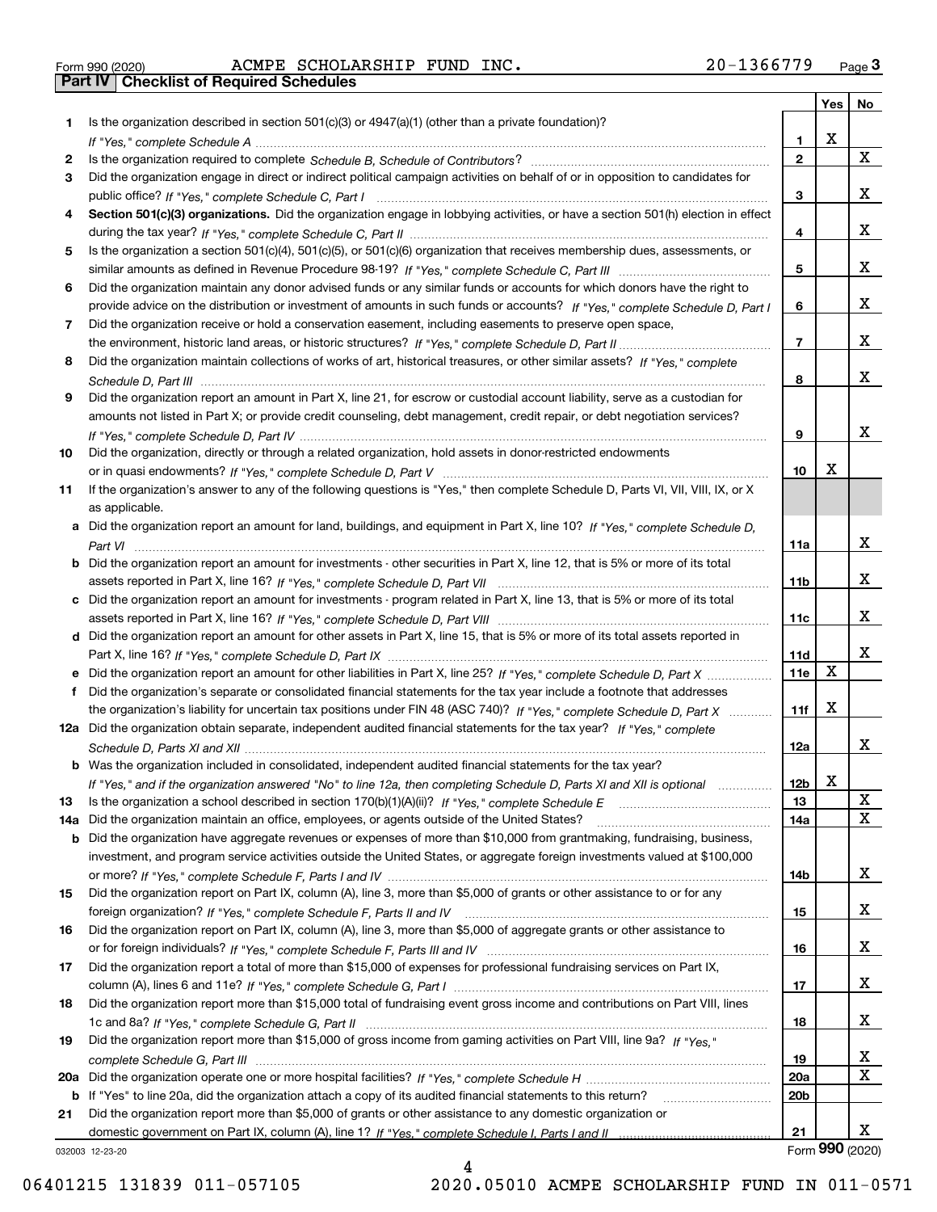Form 990 (2020) ACMPE SCHOLARSHIP FUND INC. 20-1366779 Page 3

**Part IV | Checklist of Required Schedules**

| | | | Yes | No |
|---|---|---|---|---|
| 1 | Is the organization described in section 501(c)(3) or 4947(a)(1) (other than a private foundation)? *If "Yes," complete Schedule A* | 1 | X | |
| 2 | Is the organization required to complete *Schedule B, Schedule of Contributors*? | 2 | | X |
| 3 | Did the organization engage in direct or indirect political campaign activities on behalf of or in opposition to candidates for public office? *If "Yes," complete Schedule C, Part I* | 3 | | X |
| 4 | **Section 501(c)(3) organizations.** Did the organization engage in lobbying activities, or have a section 501(h) election in effect during the tax year? *If "Yes," complete Schedule C, Part II* | 4 | | X |
| 5 | Is the organization a section 501(c)(4), 501(c)(5), or 501(c)(6) organization that receives membership dues, assessments, or similar amounts as defined in Revenue Procedure 98-19? *If "Yes," complete Schedule C, Part III* | 5 | | X |
| 6 | Did the organization maintain any donor advised funds or any similar funds or accounts for which donors have the right to provide advice on the distribution or investment of amounts in such funds or accounts? *If "Yes," complete Schedule D, Part I* | 6 | | X |
| 7 | Did the organization receive or hold a conservation easement, including easements to preserve open space, the environment, historic land areas, or historic structures? *If "Yes," complete Schedule D, Part II* | 7 | | X |
| 8 | Did the organization maintain collections of works of art, historical treasures, or other similar assets? *If "Yes," complete Schedule D, Part III* | 8 | | X |
| 9 | Did the organization report an amount in Part X, line 21, for escrow or custodial account liability, serve as a custodian for amounts not listed in Part X; or provide credit counseling, debt management, credit repair, or debt negotiation services? *If "Yes," complete Schedule D, Part IV* | 9 | | X |
| 10 | Did the organization, directly or through a related organization, hold assets in donor-restricted endowments or in quasi endowments? *If "Yes," complete Schedule D, Part V* | 10 | X | |
| 11 | If the organization's answer to any of the following questions is "Yes," then complete Schedule D, Parts VI, VII, VIII, IX, or X as applicable. | | | |
| a | Did the organization report an amount for land, buildings, and equipment in Part X, line 10? *If "Yes," complete Schedule D, Part VI* | 11a | | X |
| b | Did the organization report an amount for investments - other securities in Part X, line 12, that is 5% or more of its total assets reported in Part X, line 16? *If "Yes," complete Schedule D, Part VII* | 11b | | X |
| c | Did the organization report an amount for investments - program related in Part X, line 13, that is 5% or more of its total assets reported in Part X, line 16? *If "Yes," complete Schedule D, Part VIII* | 11c | | X |
| d | Did the organization report an amount for other assets in Part X, line 15, that is 5% or more of its total assets reported in Part X, line 16? *If "Yes," complete Schedule D, Part IX* | 11d | | X |
| e | Did the organization report an amount for other liabilities in Part X, line 25? *If "Yes," complete Schedule D, Part X* | 11e | X | |
| f | Did the organization's separate or consolidated financial statements for the tax year include a footnote that addresses the organization's liability for uncertain tax positions under FIN 48 (ASC 740)? *If "Yes," complete Schedule D, Part X* | 11f | X | |
| 12a | Did the organization obtain separate, independent audited financial statements for the tax year? *If "Yes," complete Schedule D, Parts XI and XII* | 12a | | X |
| b | Was the organization included in consolidated, independent audited financial statements for the tax year? *If "Yes," and if the organization answered "No" to line 12a, then completing Schedule D, Parts XI and XII is optional* | 12b | X | |
| 13 | Is the organization a school described in section 170(b)(1)(A)(ii)? *If "Yes," complete Schedule E* | 13 | | X |
| 14a | Did the organization maintain an office, employees, or agents outside of the United States? | 14a | | X |
| b | Did the organization have aggregate revenues or expenses of more than $10,000 from grantmaking, fundraising, business, investment, and program service activities outside the United States, or aggregate foreign investments valued at $100,000 or more? *If "Yes," complete Schedule F, Parts I and IV* | 14b | | X |
| 15 | Did the organization report on Part IX, column (A), line 3, more than $5,000 of grants or other assistance to or for any foreign organization? *If "Yes," complete Schedule F, Parts II and IV* | 15 | | X |
| 16 | Did the organization report on Part IX, column (A), line 3, more than $5,000 of aggregate grants or other assistance to or for foreign individuals? *If "Yes," complete Schedule F, Parts III and IV* | 16 | | X |
| 17 | Did the organization report a total of more than $15,000 of expenses for professional fundraising services on Part IX, column (A), lines 6 and 11e? *If "Yes," complete Schedule G, Part I* | 17 | | X |
| 18 | Did the organization report more than $15,000 total of fundraising event gross income and contributions on Part VIII, lines 1c and 8a? *If "Yes," complete Schedule G, Part II* | 18 | | X |
| 19 | Did the organization report more than $15,000 of gross income from gaming activities on Part VIII, line 9a? *If "Yes," complete Schedule G, Part III* | 19 | | X |
| 20a | Did the organization operate one or more hospital facilities? *If "Yes," complete Schedule H* | 20a | | X |
| b | If "Yes" to line 20a, did the organization attach a copy of its audited financial statements to this return? | 20b | | |
| 21 | Did the organization report more than $5,000 of grants or other assistance to any domestic organization or domestic government on Part IX, column (A), line 1? *If "Yes," complete Schedule I, Parts I and II* | 21 | | X |

032003 12-23-20

Form **990** (2020)

06401215 131839 011-057105 2020.05010 ACMPE SCHOLARSHIP FUND IN 011-0571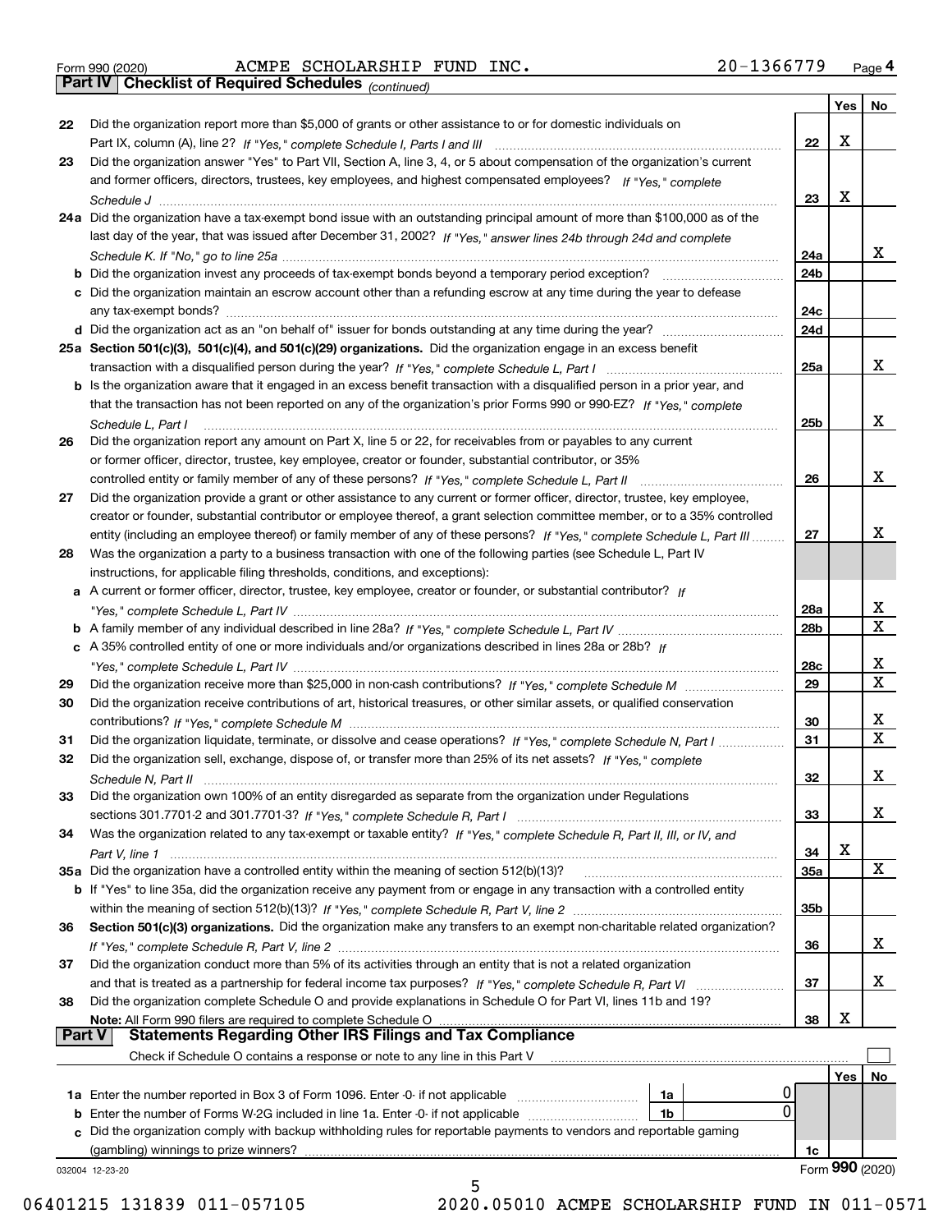Form 990 (2020) ACMPE SCHOLARSHIP FUND INC. 20-1366779 Page 4

**Part IV | Checklist of Required Schedules** *(continued)*

| | | | Yes | No |
|---|---|---|---|---|
| 22 | Did the organization report more than $5,000 of grants or other assistance to or for domestic individuals on Part IX, column (A), line 2? *If "Yes," complete Schedule I, Parts I and III* | 22 | X | |
| 23 | Did the organization answer "Yes" to Part VII, Section A, line 3, 4, or 5 about compensation of the organization's current and former officers, directors, trustees, key employees, and highest compensated employees? *If "Yes," complete Schedule J* | 23 | X | |
| 24a | Did the organization have a tax-exempt bond issue with an outstanding principal amount of more than $100,000 as of the last day of the year, that was issued after December 31, 2002? *If "Yes," answer lines 24b through 24d and complete Schedule K. If "No," go to line 25a* | 24a | | X |
| b | Did the organization invest any proceeds of tax-exempt bonds beyond a temporary period exception? | 24b | | |
| c | Did the organization maintain an escrow account other than a refunding escrow at any time during the year to defease any tax-exempt bonds? | 24c | | |
| d | Did the organization act as an "on behalf of" issuer for bonds outstanding at any time during the year? | 24d | | |
| 25a | **Section 501(c)(3), 501(c)(4), and 501(c)(29) organizations.** Did the organization engage in an excess benefit transaction with a disqualified person during the year? *If "Yes," complete Schedule L, Part I* | 25a | | X |
| b | Is the organization aware that it engaged in an excess benefit transaction with a disqualified person in a prior year, and that the transaction has not been reported on any of the organization's prior Forms 990 or 990-EZ? *If "Yes," complete Schedule L, Part I* | 25b | | X |
| 26 | Did the organization report any amount on Part X, line 5 or 22, for receivables from or payables to any current or former officer, director, trustee, key employee, creator or founder, substantial contributor, or 35% controlled entity or family member of any of these persons? *If "Yes," complete Schedule L, Part II* | 26 | | X |
| 27 | Did the organization provide a grant or other assistance to any current or former officer, director, trustee, key employee, creator or founder, substantial contributor or employee thereof, a grant selection committee member, or to a 35% controlled entity (including an employee thereof) or family member of any of these persons? *If "Yes," complete Schedule L, Part III* | 27 | | X |
| 28 | Was the organization a party to a business transaction with one of the following parties (see Schedule L, Part IV instructions, for applicable filing thresholds, conditions, and exceptions): | | | |
| a | A current or former officer, director, trustee, key employee, creator or founder, or substantial contributor? *If "Yes," complete Schedule L, Part IV* | 28a | | X |
| b | A family member of any individual described in line 28a? *If "Yes," complete Schedule L, Part IV* | 28b | | X |
| c | A 35% controlled entity of one or more individuals and/or organizations described in lines 28a or 28b? *If "Yes," complete Schedule L, Part IV* | 28c | | X |
| 29 | Did the organization receive more than $25,000 in non-cash contributions? *If "Yes," complete Schedule M* | 29 | | X |
| 30 | Did the organization receive contributions of art, historical treasures, or other similar assets, or qualified conservation contributions? *If "Yes," complete Schedule M* | 30 | | X |
| 31 | Did the organization liquidate, terminate, or dissolve and cease operations? *If "Yes," complete Schedule N, Part I* | 31 | | X |
| 32 | Did the organization sell, exchange, dispose of, or transfer more than 25% of its net assets? *If "Yes," complete Schedule N, Part II* | 32 | | X |
| 33 | Did the organization own 100% of an entity disregarded as separate from the organization under Regulations sections 301.7701-2 and 301.7701-3? *If "Yes," complete Schedule R, Part I* | 33 | | X |
| 34 | Was the organization related to any tax-exempt or taxable entity? *If "Yes," complete Schedule R, Part II, III, or IV, and Part V, line 1* | 34 | X | |
| 35a | Did the organization have a controlled entity within the meaning of section 512(b)(13)? | 35a | | X |
| b | If "Yes" to line 35a, did the organization receive any payment from or engage in any transaction with a controlled entity within the meaning of section 512(b)(13)? *If "Yes," complete Schedule R, Part V, line 2* | 35b | | |
| 36 | **Section 501(c)(3) organizations.** Did the organization make any transfers to an exempt non-charitable related organization? *If "Yes," complete Schedule R, Part V, line 2* | 36 | | X |
| 37 | Did the organization conduct more than 5% of its activities through an entity that is not a related organization and that is treated as a partnership for federal income tax purposes? *If "Yes," complete Schedule R, Part VI* | 37 | | X |
| 38 | Did the organization complete Schedule O and provide explanations in Schedule O for Part VI, lines 11b and 19? **Note:** All Form 990 filers are required to complete Schedule O | 38 | X | |

**Part V | Statements Regarding Other IRS Filings and Tax Compliance**

Check if Schedule O contains a response or note to any line in this Part V ☐

| | | | | | Yes | No |
|---|---|---|---|---|---|---|
| 1a | Enter the number reported in Box 3 of Form 1096. Enter -0- if not applicable | 1a | 0 | | | |
| b | Enter the number of Forms W-2G included in line 1a. Enter -0- if not applicable | 1b | 0 | | | |
| c | Did the organization comply with backup withholding rules for reportable payments to vendors and reportable gaming (gambling) winnings to prize winners? | | | 1c | | |

032004 12-23-20 Form **990** (2020)

06401215 131839 011-057105 2020.05010 ACMPE SCHOLARSHIP FUND IN 011-0571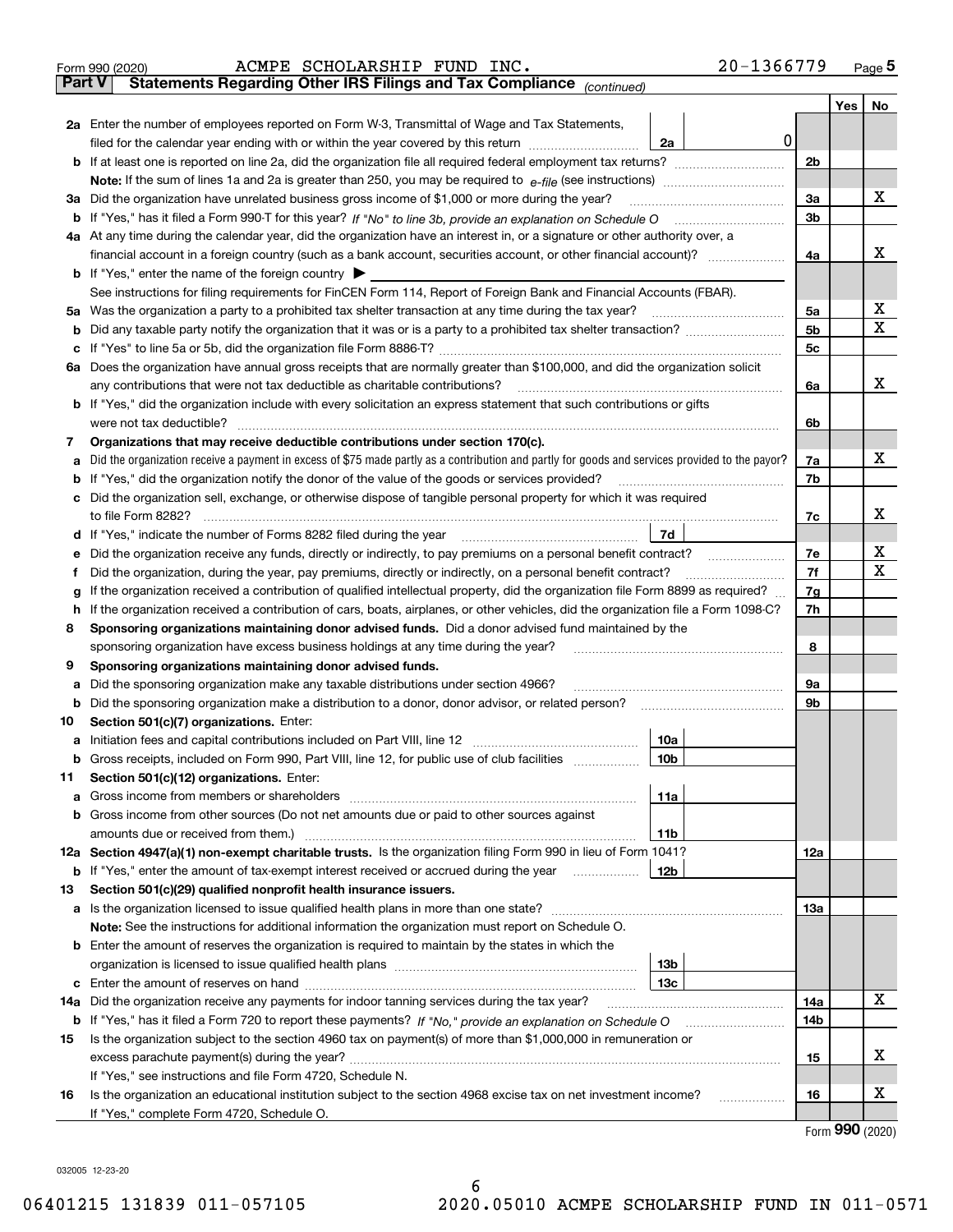Form 990 (2020) ACMPE SCHOLARSHIP FUND INC. 20-1366779 Page 5

## Part V Statements Regarding Other IRS Filings and Tax Compliance *(continued)*

| | | | | | Yes | No |
|---|---|---|---|---|---|---|
| **2a** | Enter the number of employees reported on Form W-3, Transmittal of Wage and Tax Statements, filed for the calendar year ending with or within the year covered by this return | 2a | 0 | | | |
| **b** | If at least one is reported on line 2a, did the organization file all required federal employment tax returns? | | | 2b | | |
| | **Note:** If the sum of lines 1a and 2a is greater than 250, you may be required to *e-file* (see instructions) | | | | | |
| **3a** | Did the organization have unrelated business gross income of $1,000 or more during the year? | | | 3a | | X |
| **b** | If "Yes," has it filed a Form 990-T for this year? *If "No" to line 3b, provide an explanation on Schedule O* | | | 3b | | |
| **4a** | At any time during the calendar year, did the organization have an interest in, or a signature or other authority over, a financial account in a foreign country (such as a bank account, securities account, or other financial account)? | | | 4a | | X |
| **b** | If "Yes," enter the name of the foreign country ▶ | | | | | |
| | See instructions for filing requirements for FinCEN Form 114, Report of Foreign Bank and Financial Accounts (FBAR). | | | | | |
| **5a** | Was the organization a party to a prohibited tax shelter transaction at any time during the tax year? | | | 5a | | X |
| **b** | Did any taxable party notify the organization that it was or is a party to a prohibited tax shelter transaction? | | | 5b | | X |
| **c** | If "Yes" to line 5a or 5b, did the organization file Form 8886-T? | | | 5c | | |
| **6a** | Does the organization have annual gross receipts that are normally greater than $100,000, and did the organization solicit any contributions that were not tax deductible as charitable contributions? | | | 6a | | X |
| **b** | If "Yes," did the organization include with every solicitation an express statement that such contributions or gifts were not tax deductible? | | | 6b | | |
| **7** | **Organizations that may receive deductible contributions under section 170(c).** | | | | | |
| **a** | Did the organization receive a payment in excess of $75 made partly as a contribution and partly for goods and services provided to the payor? | | | 7a | | X |
| **b** | If "Yes," did the organization notify the donor of the value of the goods or services provided? | | | 7b | | |
| **c** | Did the organization sell, exchange, or otherwise dispose of tangible personal property for which it was required to file Form 8282? | | | 7c | | X |
| **d** | If "Yes," indicate the number of Forms 8282 filed during the year | 7d | | | | |
| **e** | Did the organization receive any funds, directly or indirectly, to pay premiums on a personal benefit contract? | | | 7e | | X |
| **f** | Did the organization, during the year, pay premiums, directly or indirectly, on a personal benefit contract? | | | 7f | | X |
| **g** | If the organization received a contribution of qualified intellectual property, did the organization file Form 8899 as required? | | | 7g | | |
| **h** | If the organization received a contribution of cars, boats, airplanes, or other vehicles, did the organization file a Form 1098-C? | | | 7h | | |
| **8** | **Sponsoring organizations maintaining donor advised funds.** Did a donor advised fund maintained by the sponsoring organization have excess business holdings at any time during the year? | | | 8 | | |
| **9** | **Sponsoring organizations maintaining donor advised funds.** | | | | | |
| **a** | Did the sponsoring organization make any taxable distributions under section 4966? | | | 9a | | |
| **b** | Did the sponsoring organization make a distribution to a donor, donor advisor, or related person? | | | 9b | | |
| **10** | **Section 501(c)(7) organizations.** Enter: | | | | | |
| **a** | Initiation fees and capital contributions included on Part VIII, line 12 | 10a | | | | |
| **b** | Gross receipts, included on Form 990, Part VIII, line 12, for public use of club facilities | 10b | | | | |
| **11** | **Section 501(c)(12) organizations.** Enter: | | | | | |
| **a** | Gross income from members or shareholders | 11a | | | | |
| **b** | Gross income from other sources (Do not net amounts due or paid to other sources against amounts due or received from them.) | 11b | | | | |
| **12a** | **Section 4947(a)(1) non-exempt charitable trusts.** Is the organization filing Form 990 in lieu of Form 1041? | | | 12a | | |
| **b** | If "Yes," enter the amount of tax-exempt interest received or accrued during the year | 12b | | | | |
| **13** | **Section 501(c)(29) qualified nonprofit health insurance issuers.** | | | | | |
| **a** | Is the organization licensed to issue qualified health plans in more than one state? | | | 13a | | |
| | **Note:** See the instructions for additional information the organization must report on Schedule O. | | | | | |
| **b** | Enter the amount of reserves the organization is required to maintain by the states in which the organization is licensed to issue qualified health plans | 13b | | | | |
| **c** | Enter the amount of reserves on hand | 13c | | | | |
| **14a** | Did the organization receive any payments for indoor tanning services during the tax year? | | | 14a | | X |
| **b** | If "Yes," has it filed a Form 720 to report these payments? *If "No," provide an explanation on Schedule O* | | | 14b | | |
| **15** | Is the organization subject to the section 4960 tax on payment(s) of more than $1,000,000 in remuneration or excess parachute payment(s) during the year? | | | 15 | | X |
| | If "Yes," see instructions and file Form 4720, Schedule N. | | | | | |
| **16** | Is the organization an educational institution subject to the section 4968 excise tax on net investment income? | | | 16 | | X |
| | If "Yes," complete Form 4720, Schedule O. | | | | | |

Form **990** (2020)

032005 12-23-20

06401215 131839 011-057105 2020.05010 ACMPE SCHOLARSHIP FUND IN 011-0571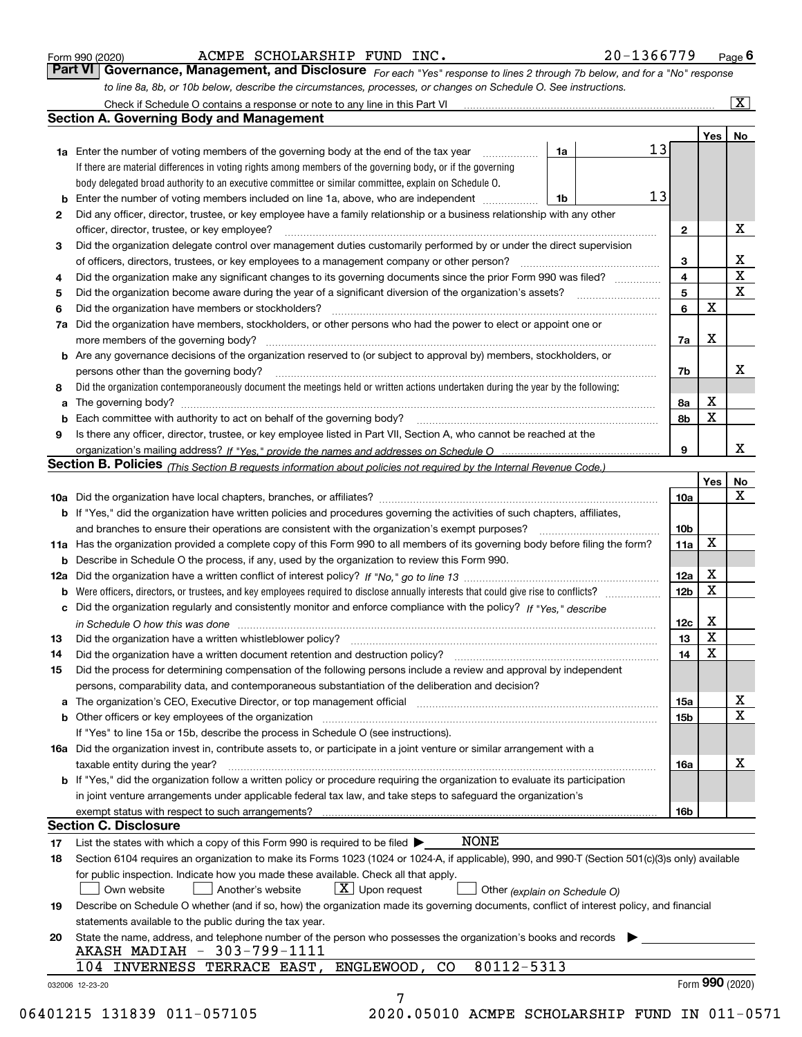Form 990 (2020) ACMPE SCHOLARSHIP FUND INC. 20-1366779 Page **6**

## Part VI Governance, Management, and Disclosure

*For each "Yes" response to lines 2 through 7b below, and for a "No" response to line 8a, 8b, or 10b below, describe the circumstances, processes, or changes on Schedule O. See instructions.*

Check if Schedule O contains a response or note to any line in this Part VI ..... [X]

### Section A. Governing Body and Management

| | | | | Yes | No |
|---|---|---|---|---|---|
| **1a** | Enter the number of voting members of the governing body at the end of the tax year ..... **1a** | 13 | | | |
| | If there are material differences in voting rights among members of the governing body, or if the governing body delegated broad authority to an executive committee or similar committee, explain on Schedule O. | | | | |
| **b** | Enter the number of voting members included on line 1a, above, who are independent ..... **1b** | 13 | | | |
| **2** | Did any officer, director, trustee, or key employee have a family relationship or a business relationship with any other officer, director, trustee, or key employee? | | **2** | | X |
| **3** | Did the organization delegate control over management duties customarily performed by or under the direct supervision of officers, directors, trustees, or key employees to a management company or other person? | | **3** | | X |
| **4** | Did the organization make any significant changes to its governing documents since the prior Form 990 was filed? | | **4** | | X |
| **5** | Did the organization become aware during the year of a significant diversion of the organization's assets? | | **5** | | X |
| **6** | Did the organization have members or stockholders? | | **6** | X | |
| **7a** | Did the organization have members, stockholders, or other persons who had the power to elect or appoint one or more members of the governing body? | | **7a** | X | |
| **b** | Are any governance decisions of the organization reserved to (or subject to approval by) members, stockholders, or persons other than the governing body? | | **7b** | | X |
| **8** | Did the organization contemporaneously document the meetings held or written actions undertaken during the year by the following: | | | | |
| **a** | The governing body? | | **8a** | X | |
| **b** | Each committee with authority to act on behalf of the governing body? | | **8b** | X | |
| **9** | Is there any officer, director, trustee, or key employee listed in Part VII, Section A, who cannot be reached at the organization's mailing address? *If "Yes," provide the names and addresses on Schedule O* | | **9** | | X |

### Section B. Policies *(This Section B requests information about policies not required by the Internal Revenue Code.)*

| | | | Yes | No |
|---|---|---|---|---|
| **10a** | Did the organization have local chapters, branches, or affiliates? | **10a** | | X |
| **b** | If "Yes," did the organization have written policies and procedures governing the activities of such chapters, affiliates, and branches to ensure their operations are consistent with the organization's exempt purposes? | **10b** | | |
| **11a** | Has the organization provided a complete copy of this Form 990 to all members of its governing body before filing the form? | **11a** | X | |
| **b** | Describe in Schedule O the process, if any, used by the organization to review this Form 990. | | | |
| **12a** | Did the organization have a written conflict of interest policy? *If "No," go to line 13* | **12a** | X | |
| **b** | Were officers, directors, or trustees, and key employees required to disclose annually interests that could give rise to conflicts? | **12b** | X | |
| **c** | Did the organization regularly and consistently monitor and enforce compliance with the policy? *If "Yes," describe in Schedule O how this was done* | **12c** | X | |
| **13** | Did the organization have a written whistleblower policy? | **13** | X | |
| **14** | Did the organization have a written document retention and destruction policy? | **14** | X | |
| **15** | Did the process for determining compensation of the following persons include a review and approval by independent persons, comparability data, and contemporaneous substantiation of the deliberation and decision? | | | |
| **a** | The organization's CEO, Executive Director, or top management official | **15a** | | X |
| **b** | Other officers or key employees of the organization | **15b** | | X |
| | If "Yes" to line 15a or 15b, describe the process in Schedule O (see instructions). | | | |
| **16a** | Did the organization invest in, contribute assets to, or participate in a joint venture or similar arrangement with a taxable entity during the year? | **16a** | | X |
| **b** | If "Yes," did the organization follow a written policy or procedure requiring the organization to evaluate its participation in joint venture arrangements under applicable federal tax law, and take steps to safeguard the organization's exempt status with respect to such arrangements? | **16b** | | |

### Section C. Disclosure

**17** List the states with which a copy of this Form 990 is required to be filed ▶ NONE

**18** Section 6104 requires an organization to make its Forms 1023 (1024 or 1024-A, if applicable), 990, and 990-T (Section 501(c)(3)s only) available for public inspection. Indicate how you made these available. Check all that apply.

[ ] Own website [ ] Another's website [X] Upon request [ ] Other *(explain on Schedule O)*

**19** Describe on Schedule O whether (and if so, how) the organization made its governing documents, conflict of interest policy, and financial statements available to the public during the tax year.

**20** State the name, address, and telephone number of the person who possesses the organization's books and records ▶

AKASH MADIAH - 303-799-1111
104 INVERNESS TERRACE EAST, ENGLEWOOD, CO 80112-5313

032006 12-23-20 Form **990** (2020)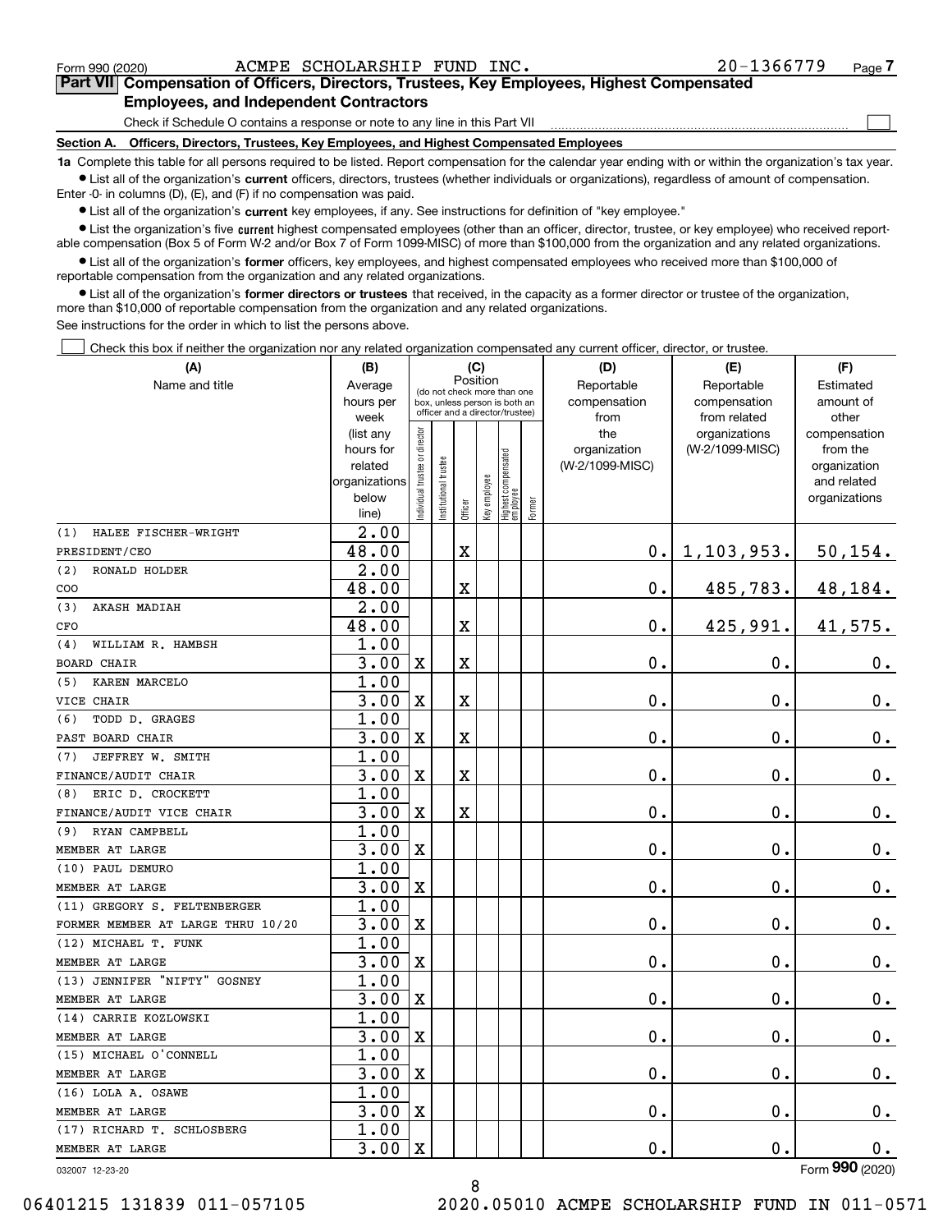Form 990 (2020) ACMPE SCHOLARSHIP FUND INC. 20-1366779 Page 7

## Part VII Compensation of Officers, Directors, Trustees, Key Employees, Highest Compensated Employees, and Independent Contractors

Check if Schedule O contains a response or note to any line in this Part VII

### Section A. Officers, Directors, Trustees, Key Employees, and Highest Compensated Employees

**1a** Complete this table for all persons required to be listed. Report compensation for the calendar year ending with or within the organization's tax year.

- List all of the organization's **current** officers, directors, trustees (whether individuals or organizations), regardless of amount of compensation. Enter -0- in columns (D), (E), and (F) if no compensation was paid.
- List all of the organization's **current** key employees, if any. See instructions for definition of "key employee."
- List the organization's five **current** highest compensated employees (other than an officer, director, trustee, or key employee) who received reportable compensation (Box 5 of Form W-2 and/or Box 7 of Form 1099-MISC) of more than $100,000 from the organization and any related organizations.
- List all of the organization's **former** officers, key employees, and highest compensated employees who received more than $100,000 of reportable compensation from the organization and any related organizations.
- List all of the organization's **former directors or trustees** that received, in the capacity as a former director or trustee of the organization, more than $10,000 of reportable compensation from the organization and any related organizations.

See instructions for the order in which to list the persons above.

Check this box if neither the organization nor any related organization compensated any current officer, director, or trustee.

| (A) Name and title | (B) Average hours per week (list any hours for related organizations below line) | (C) Position: Individual trustee or director | Institutional trustee | Officer | Key employee | Highest compensated employee | Former | (D) Reportable compensation from the organization (W-2/1099-MISC) | (E) Reportable compensation from related organizations (W-2/1099-MISC) | (F) Estimated amount of other compensation from the organization and related organizations |
|---|---|---|---|---|---|---|---|---|---|---|
| (1) HALEE FISCHER-WRIGHT<br>PRESIDENT/CEO | 2.00<br>48.00 | | | X | | | | 0. | 1,103,953. | 50,154. |
| (2) RONALD HOLDER<br>COO | 2.00<br>48.00 | | | X | | | | 0. | 485,783. | 48,184. |
| (3) AKASH MADIAH<br>CFO | 2.00<br>48.00 | | | X | | | | 0. | 425,991. | 41,575. |
| (4) WILLIAM R. HAMBSH<br>BOARD CHAIR | 1.00<br>3.00 | X | | X | | | | 0. | 0. | 0. |
| (5) KAREN MARCELO<br>VICE CHAIR | 1.00<br>3.00 | X | | X | | | | 0. | 0. | 0. |
| (6) TODD D. GRAGES<br>PAST BOARD CHAIR | 1.00<br>3.00 | X | | X | | | | 0. | 0. | 0. |
| (7) JEFFREY W. SMITH<br>FINANCE/AUDIT CHAIR | 1.00<br>3.00 | X | | X | | | | 0. | 0. | 0. |
| (8) ERIC D. CROCKETT<br>FINANCE/AUDIT VICE CHAIR | 1.00<br>3.00 | X | | X | | | | 0. | 0. | 0. |
| (9) RYAN CAMPBELL<br>MEMBER AT LARGE | 1.00<br>3.00 | X | | | | | | 0. | 0. | 0. |
| (10) PAUL DEMURO<br>MEMBER AT LARGE | 1.00<br>3.00 | X | | | | | | 0. | 0. | 0. |
| (11) GREGORY S. FELTENBERGER<br>FORMER MEMBER AT LARGE THRU 10/20 | 1.00<br>3.00 | X | | | | | | 0. | 0. | 0. |
| (12) MICHAEL T. FUNK<br>MEMBER AT LARGE | 1.00<br>3.00 | X | | | | | | 0. | 0. | 0. |
| (13) JENNIFER "NIFTY" GOSNEY<br>MEMBER AT LARGE | 1.00<br>3.00 | X | | | | | | 0. | 0. | 0. |
| (14) CARRIE KOZLOWSKI<br>MEMBER AT LARGE | 1.00<br>3.00 | X | | | | | | 0. | 0. | 0. |
| (15) MICHAEL O'CONNELL<br>MEMBER AT LARGE | 1.00<br>3.00 | X | | | | | | 0. | 0. | 0. |
| (16) LOLA A. OSAWE<br>MEMBER AT LARGE | 1.00<br>3.00 | X | | | | | | 0. | 0. | 0. |
| (17) RICHARD T. SCHLOSBERG<br>MEMBER AT LARGE | 1.00<br>3.00 | X | | | | | | 0. | 0. | 0. |

032007 12-23-20 Form 990 (2020)

06401215 131839 011-057105 2020.05010 ACMPE SCHOLARSHIP FUND IN 011-0571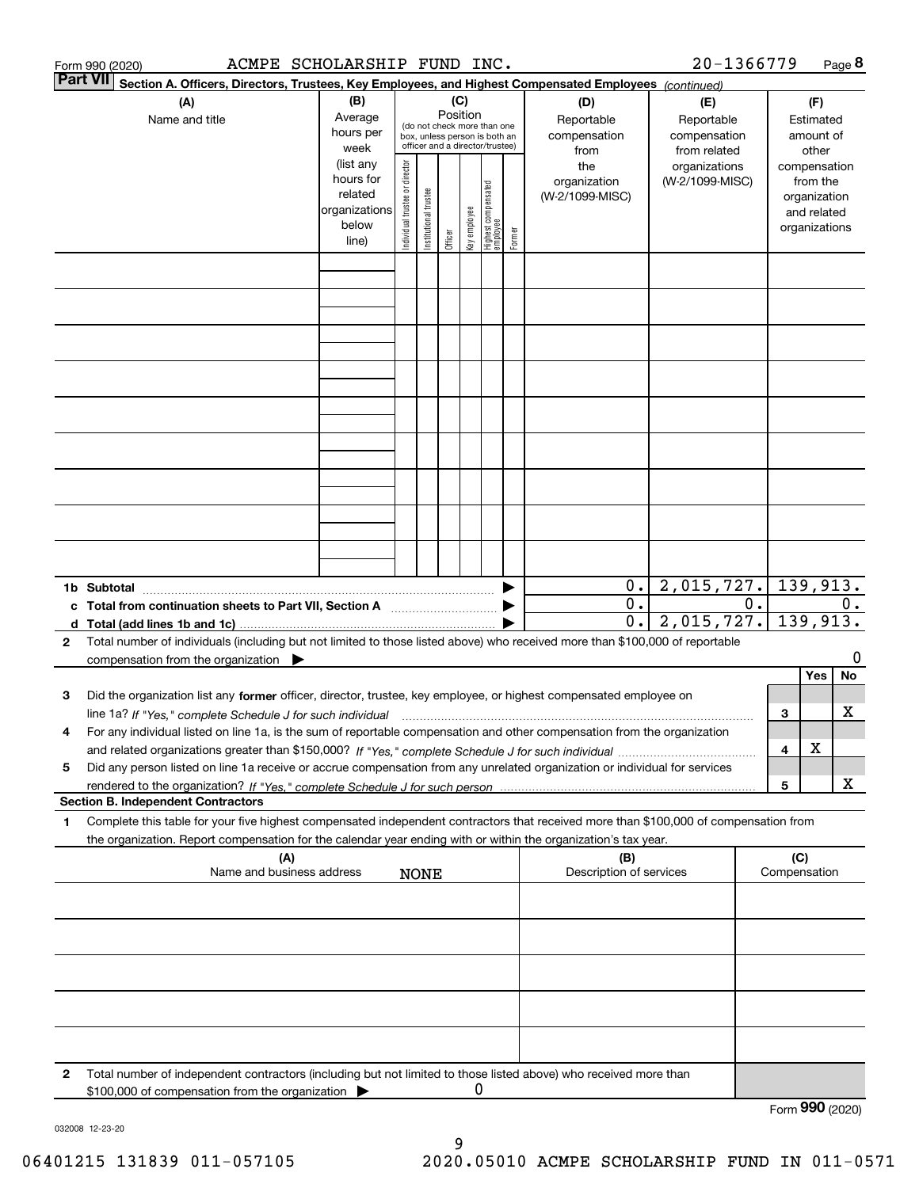Form 990 (2020) ACMPE SCHOLARSHIP FUND INC. 20-1366779 Page **8**

**Part VII** **Section A. Officers, Directors, Trustees, Key Employees, and Highest Compensated Employees** *(continued)*

| (A) Name and title | (B) Average hours per week (list any hours for related organizations below line) | (C) Position (do not check more than one box, unless person is both an officer and a director/trustee) Individual trustee or director | Institutional trustee | Officer | Key employee | Highest compensated employee | Former | (D) Reportable compensation from the organization (W-2/1099-MISC) | (E) Reportable compensation from related organizations (W-2/1099-MISC) | (F) Estimated amount of other compensation from the organization and related organizations |
|---|---|---|---|---|---|---|---|---|---|---|
| | | | | | | | | | | |
| | | | | | | | | | | |
| | | | | | | | | | | |
| | | | | | | | | | | |
| | | | | | | | | | | |
| | | | | | | | | | | |
| | | | | | | | | | | |
| | | | | | | | | | | |
| | | | | | | | | | | |
| **1b Subtotal** | | | | | | | ▶ | 0. | 2,015,727. | 139,913. |
| **c Total from continuation sheets to Part VII, Section A** | | | | | | | ▶ | 0. | 0. | 0. |
| **d Total (add lines 1b and 1c)** | | | | | | | ▶ | 0. | 2,015,727. | 139,913. |

**2** Total number of individuals (including but not limited to those listed above) who received more than $100,000 of reportable compensation from the organization ▶ 0

| | | | Yes | No |
|---|---|---|---|---|
| **3** | Did the organization list any **former** officer, director, trustee, key employee, or highest compensated employee on line 1a? *If "Yes," complete Schedule J for such individual* | 3 | | X |
| **4** | For any individual listed on line 1a, is the sum of reportable compensation and other compensation from the organization and related organizations greater than $150,000? *If "Yes," complete Schedule J for such individual* | 4 | X | |
| **5** | Did any person listed on line 1a receive or accrue compensation from any unrelated organization or individual for services rendered to the organization? *If "Yes," complete Schedule J for such person* | 5 | | X |

**Section B. Independent Contractors**

**1** Complete this table for your five highest compensated independent contractors that received more than $100,000 of compensation from the organization. Report compensation for the calendar year ending with or within the organization's tax year.

| (A) Name and business address | (B) Description of services | (C) Compensation |
|---|---|---|
| NONE | | |
| | | |
| | | |
| | | |
| | | |

**2** Total number of independent contractors (including but not limited to those listed above) who received more than $100,000 of compensation from the organization ▶ 0

Form **990** (2020)

032008 12-23-20

06401215 131839 011-057105 2020.05010 ACMPE SCHOLARSHIP FUND IN 011-0571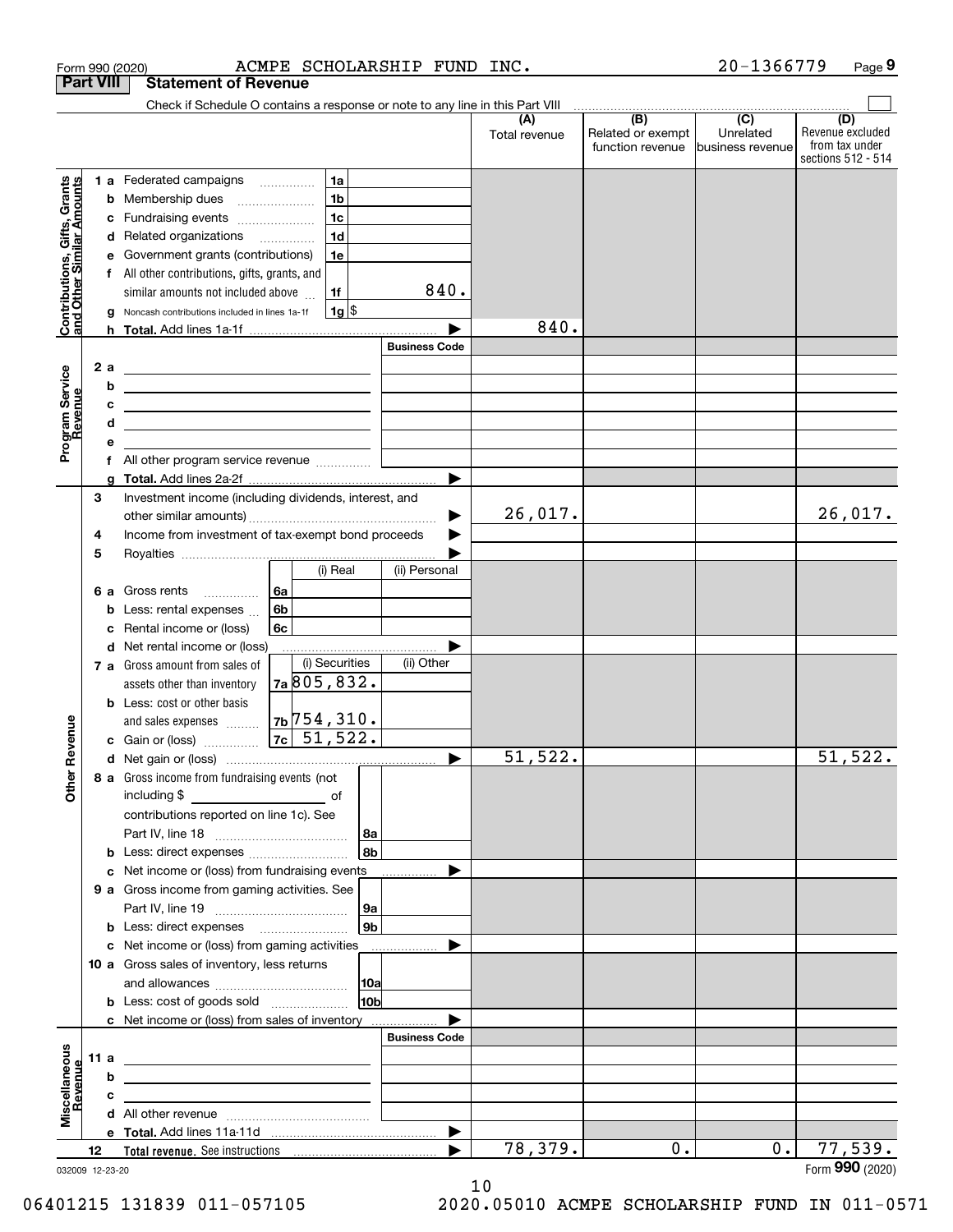Form 990 (2020) ACMPE SCHOLARSHIP FUND INC. 20-1366779 Page 9

## Part VIII Statement of Revenue

Check if Schedule O contains a response or note to any line in this Part VIII

| | | | (A) Total revenue | (B) Related or exempt function revenue | (C) Unrelated business revenue | (D) Revenue excluded from tax under sections 512 - 514 |
|---|---|---|---|---|---|---|
| **Contributions, Gifts, Grants and Other Similar Amounts** | 1 a Federated campaigns | 1a | | | | |
| | b Membership dues | 1b | | | | |
| | c Fundraising events | 1c | | | | |
| | d Related organizations | 1d | | | | |
| | e Government grants (contributions) | 1e | | | | |
| | f All other contributions, gifts, grants, and similar amounts not included above | 1f 840. | | | | |
| | g Noncash contributions included in lines 1a-1f | 1g $ | | | | |
| | h **Total.** Add lines 1a-1f | | 840. | | | |
| **Program Service Revenue** | | Business Code | | | | |
| | 2 a | | | | | |
| | b | | | | | |
| | c | | | | | |
| | d | | | | | |
| | e | | | | | |
| | f All other program service revenue | | | | | |
| | g **Total.** Add lines 2a-2f | | | | | |
| **Other Revenue** | 3 Investment income (including dividends, interest, and other similar amounts) | | 26,017. | | | 26,017. |
| | 4 Income from investment of tax-exempt bond proceeds | | | | | |
| | 5 Royalties | | | | | |
| | | (i) Real / (ii) Personal | | | | |
| | 6 a Gross rents | 6a | | | | |
| | b Less: rental expenses | 6b | | | | |
| | c Rental income or (loss) | 6c | | | | |
| | d Net rental income or (loss) | | | | | |
| | | (i) Securities / (ii) Other | | | | |
| | 7 a Gross amount from sales of assets other than inventory | 7a 805,832. | | | | |
| | b Less: cost or other basis and sales expenses | 7b 754,310. | | | | |
| | c Gain or (loss) | 7c 51,522. | | | | |
| | d Net gain or (loss) | | 51,522. | | | 51,522. |
| | 8 a Gross income from fundraising events (not including $ ____ of contributions reported on line 1c). See Part IV, line 18 | 8a | | | | |
| | b Less: direct expenses | 8b | | | | |
| | c Net income or (loss) from fundraising events | | | | | |
| | 9 a Gross income from gaming activities. See Part IV, line 19 | 9a | | | | |
| | b Less: direct expenses | 9b | | | | |
| | c Net income or (loss) from gaming activities | | | | | |
| | 10 a Gross sales of inventory, less returns and allowances | 10a | | | | |
| | b Less: cost of goods sold | 10b | | | | |
| | c Net income or (loss) from sales of inventory | | | | | |
| **Miscellaneous Revenue** | | Business Code | | | | |
| | 11 a | | | | | |
| | b | | | | | |
| | c | | | | | |
| | d All other revenue | | | | | |
| | e **Total.** Add lines 11a-11d | | | | | |
| | 12 **Total revenue.** See instructions | | 78,379. | 0. | 0. | 77,539. |

032009 12-23-20

Form **990** (2020)

06401215 131839 011-057105 2020.05010 ACMPE SCHOLARSHIP FUND IN 011-0571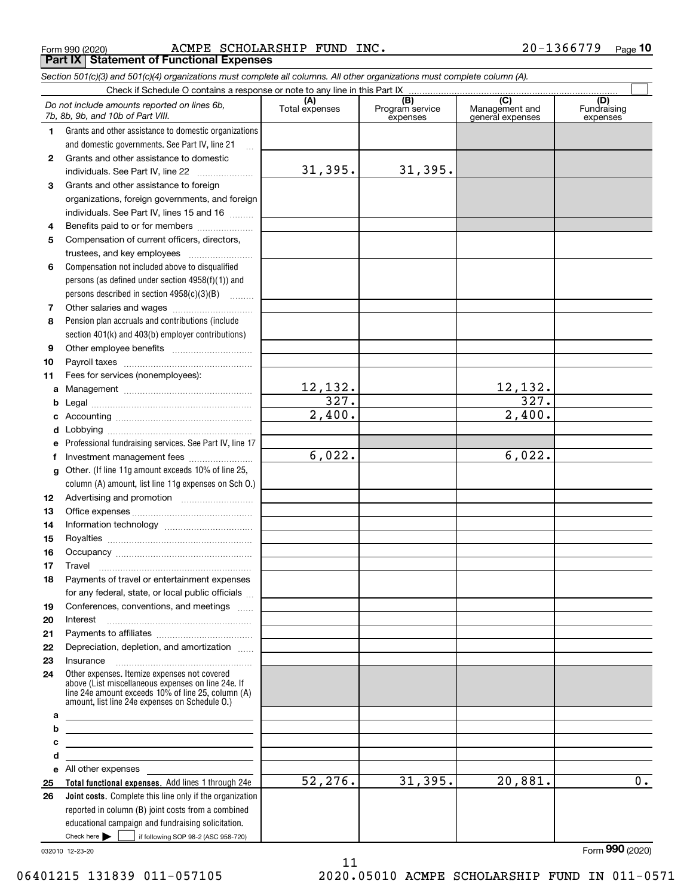Form 990 (2020) ACMPE SCHOLARSHIP FUND INC. 20-1366779

**Part IX Statement of Functional Expenses**

*Section 501(c)(3) and 501(c)(4) organizations must complete all columns. All other organizations must complete column (A).*

Check if Schedule O contains a response or note to any line in this Part IX

| *Do not include amounts reported on lines 6b, 7b, 8b, 9b, and 10b of Part VIII.* | (A) Total expenses | (B) Program service expenses | (C) Management and general expenses | (D) Fundraising expenses |
|---|---|---|---|---|
| **1** Grants and other assistance to domestic organizations and domestic governments. See Part IV, line 21 | | | | |
| **2** Grants and other assistance to domestic individuals. See Part IV, line 22 | 31,395. | 31,395. | | |
| **3** Grants and other assistance to foreign organizations, foreign governments, and foreign individuals. See Part IV, lines 15 and 16 | | | | |
| **4** Benefits paid to or for members | | | | |
| **5** Compensation of current officers, directors, trustees, and key employees | | | | |
| **6** Compensation not included above to disqualified persons (as defined under section 4958(f)(1)) and persons described in section 4958(c)(3)(B) | | | | |
| **7** Other salaries and wages | | | | |
| **8** Pension plan accruals and contributions (include section 401(k) and 403(b) employer contributions) | | | | |
| **9** Other employee benefits | | | | |
| **10** Payroll taxes | | | | |
| **11** Fees for services (nonemployees): | | | | |
| **a** Management | 12,132. | | 12,132. | |
| **b** Legal | 327. | | 327. | |
| **c** Accounting | 2,400. | | 2,400. | |
| **d** Lobbying | | | | |
| **e** Professional fundraising services. See Part IV, line 17 | | | | |
| **f** Investment management fees | 6,022. | | 6,022. | |
| **g** Other. (If line 11g amount exceeds 10% of line 25, column (A) amount, list line 11g expenses on Sch O.) | | | | |
| **12** Advertising and promotion | | | | |
| **13** Office expenses | | | | |
| **14** Information technology | | | | |
| **15** Royalties | | | | |
| **16** Occupancy | | | | |
| **17** Travel | | | | |
| **18** Payments of travel or entertainment expenses for any federal, state, or local public officials | | | | |
| **19** Conferences, conventions, and meetings | | | | |
| **20** Interest | | | | |
| **21** Payments to affiliates | | | | |
| **22** Depreciation, depletion, and amortization | | | | |
| **23** Insurance | | | | |
| **24** Other expenses. Itemize expenses not covered above (List miscellaneous expenses on line 24e. If line 24e amount exceeds 10% of line 25, column (A) amount, list line 24e expenses on Schedule O.) | | | | |
| **a** | | | | |
| **b** | | | | |
| **c** | | | | |
| **d** | | | | |
| **e** All other expenses | | | | |
| **25 Total functional expenses.** Add lines 1 through 24e | 52,276. | 31,395. | 20,881. | 0. |
| **26 Joint costs.** Complete this line only if the organization reported in column (B) joint costs from a combined educational campaign and fundraising solicitation. Check here ☐ if following SOP 98-2 (ASC 958-720) | | | | |

032010 12-23-20

Form **990** (2020)

06401215 131839 011-057105 2020.05010 ACMPE SCHOLARSHIP FUND IN 011-0571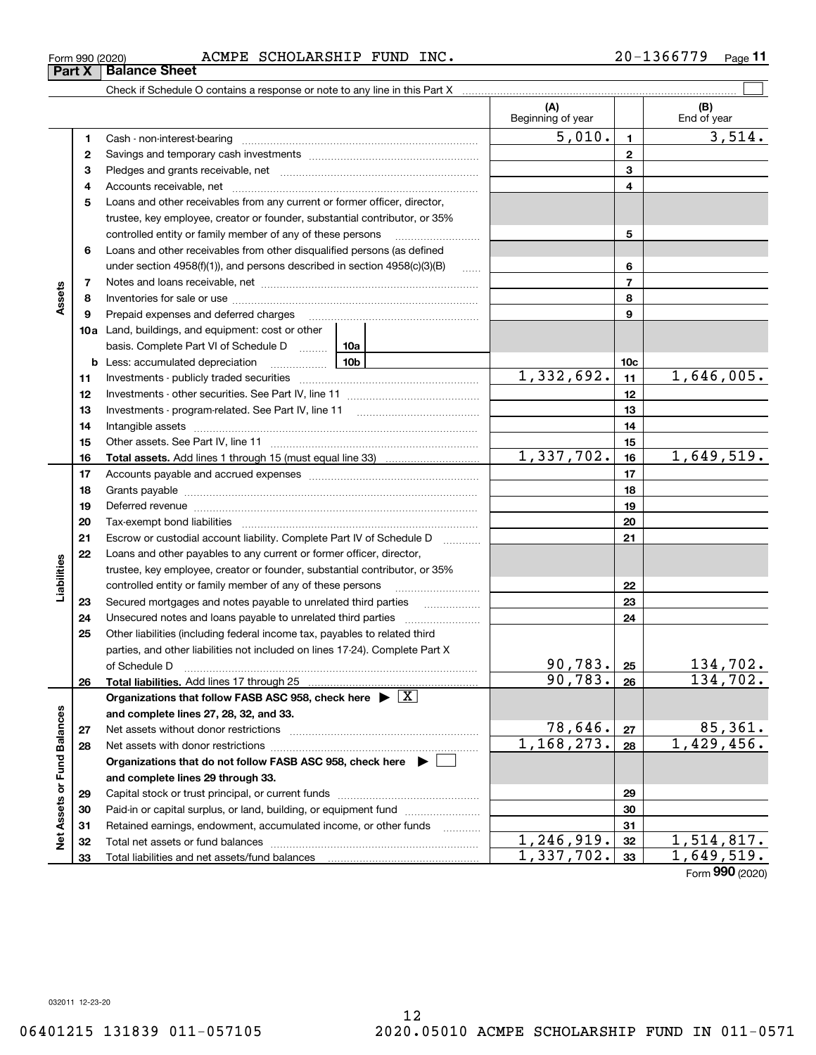Form 990 (2020) ACMPE SCHOLARSHIP FUND INC. 20-1366779 Page 11

**Part X Balance Sheet**

Check if Schedule O contains a response or note to any line in this Part X ☐

| | | | (A) Beginning of year | | (B) End of year |
|---|---|---|---|---|---|
| Assets | 1 | Cash - non-interest-bearing | 5,010. | 1 | 3,514. |
| | 2 | Savings and temporary cash investments | | 2 | |
| | 3 | Pledges and grants receivable, net | | 3 | |
| | 4 | Accounts receivable, net | | 4 | |
| | 5 | Loans and other receivables from any current or former officer, director, trustee, key employee, creator or founder, substantial contributor, or 35% controlled entity or family member of any of these persons | | 5 | |
| | 6 | Loans and other receivables from other disqualified persons (as defined under section 4958(f)(1)), and persons described in section 4958(c)(3)(B) | | 6 | |
| | 7 | Notes and loans receivable, net | | 7 | |
| | 8 | Inventories for sale or use | | 8 | |
| | 9 | Prepaid expenses and deferred charges | | 9 | |
| | 10a | Land, buildings, and equipment: cost or other basis. Complete Part VI of Schedule D 10a | | | |
| | b | Less: accumulated depreciation 10b | | 10c | |
| | 11 | Investments - publicly traded securities | 1,332,692. | 11 | 1,646,005. |
| | 12 | Investments - other securities. See Part IV, line 11 | | 12 | |
| | 13 | Investments - program-related. See Part IV, line 11 | | 13 | |
| | 14 | Intangible assets | | 14 | |
| | 15 | Other assets. See Part IV, line 11 | | 15 | |
| | 16 | **Total assets.** Add lines 1 through 15 (must equal line 33) | 1,337,702. | 16 | 1,649,519. |
| Liabilities | 17 | Accounts payable and accrued expenses | | 17 | |
| | 18 | Grants payable | | 18 | |
| | 19 | Deferred revenue | | 19 | |
| | 20 | Tax-exempt bond liabilities | | 20 | |
| | 21 | Escrow or custodial account liability. Complete Part IV of Schedule D | | 21 | |
| | 22 | Loans and other payables to any current or former officer, director, trustee, key employee, creator or founder, substantial contributor, or 35% controlled entity or family member of any of these persons | | 22 | |
| | 23 | Secured mortgages and notes payable to unrelated third parties | | 23 | |
| | 24 | Unsecured notes and loans payable to unrelated third parties | | 24 | |
| | 25 | Other liabilities (including federal income tax, payables to related third parties, and other liabilities not included on lines 17-24). Complete Part X of Schedule D | 90,783. | 25 | 134,702. |
| | 26 | **Total liabilities.** Add lines 17 through 25 | 90,783. | 26 | 134,702. |
| Net Assets or Fund Balances | | **Organizations that follow FASB ASC 958, check here ▶ ☒ and complete lines 27, 28, 32, and 33.** | | | |
| | 27 | Net assets without donor restrictions | 78,646. | 27 | 85,361. |
| | 28 | Net assets with donor restrictions | 1,168,273. | 28 | 1,429,456. |
| | | **Organizations that do not follow FASB ASC 958, check here ▶ ☐ and complete lines 29 through 33.** | | | |
| | 29 | Capital stock or trust principal, or current funds | | 29 | |
| | 30 | Paid-in or capital surplus, or land, building, or equipment fund | | 30 | |
| | 31 | Retained earnings, endowment, accumulated income, or other funds | | 31 | |
| | 32 | Total net assets or fund balances | 1,246,919. | 32 | 1,514,817. |
| | 33 | Total liabilities and net assets/fund balances | 1,337,702. | 33 | 1,649,519. |

Form **990** (2020)

032011 12-23-20

06401215 131839 011-057105 2020.05010 ACMPE SCHOLARSHIP FUND IN 011-0571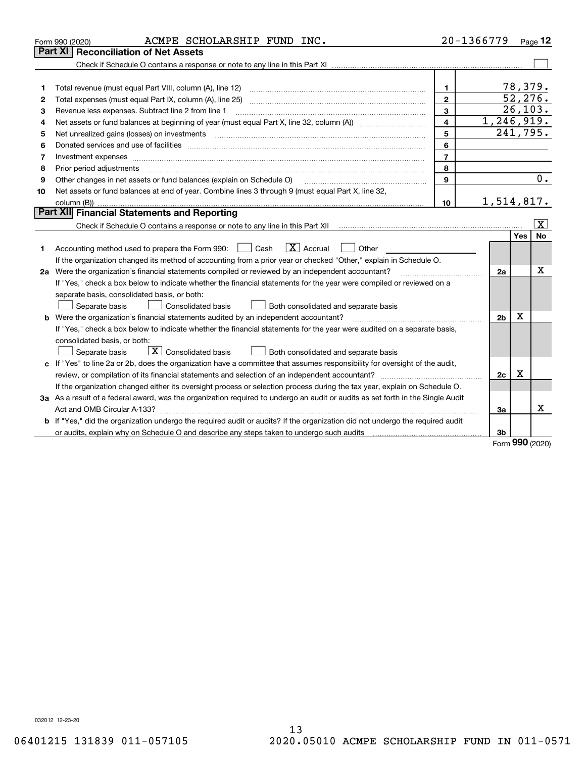Form 990 (2020) ACMPE SCHOLARSHIP FUND INC. 20-1366779 Page **12**

## Part XI Reconciliation of Net Assets

Check if Schedule O contains a response or note to any line in this Part XI ☐

| | | | |
|---|---|---|---|
| 1 | Total revenue (must equal Part VIII, column (A), line 12) | 1 | 78,379. |
| 2 | Total expenses (must equal Part IX, column (A), line 25) | 2 | 52,276. |
| 3 | Revenue less expenses. Subtract line 2 from line 1 | 3 | 26,103. |
| 4 | Net assets or fund balances at beginning of year (must equal Part X, line 32, column (A)) | 4 | 1,246,919. |
| 5 | Net unrealized gains (losses) on investments | 5 | 241,795. |
| 6 | Donated services and use of facilities | 6 | |
| 7 | Investment expenses | 7 | |
| 8 | Prior period adjustments | 8 | |
| 9 | Other changes in net assets or fund balances (explain on Schedule O) | 9 | 0. |
| 10 | Net assets or fund balances at end of year. Combine lines 3 through 9 (must equal Part X, line 32, column (B)) | 10 | 1,514,817. |

## Part XII Financial Statements and Reporting

Check if Schedule O contains a response or note to any line in this Part XII ☒

| | | | Yes | No |
|---|---|---|---|---|
| 1 | Accounting method used to prepare the Form 990: ☐ Cash ☒ Accrual ☐ Other<br>If the organization changed its method of accounting from a prior year or checked "Other," explain in Schedule O. | | | |
| 2a | Were the organization's financial statements compiled or reviewed by an independent accountant?<br>If "Yes," check a box below to indicate whether the financial statements for the year were compiled or reviewed on a separate basis, consolidated basis, or both:<br>☐ Separate basis ☐ Consolidated basis ☐ Both consolidated and separate basis | 2a | | X |
| b | Were the organization's financial statements audited by an independent accountant?<br>If "Yes," check a box below to indicate whether the financial statements for the year were audited on a separate basis, consolidated basis, or both:<br>☐ Separate basis ☒ Consolidated basis ☐ Both consolidated and separate basis | 2b | X | |
| c | If "Yes" to line 2a or 2b, does the organization have a committee that assumes responsibility for oversight of the audit, review, or compilation of its financial statements and selection of an independent accountant?<br>If the organization changed either its oversight process or selection process during the tax year, explain on Schedule O. | 2c | X | |
| 3a | As a result of a federal award, was the organization required to undergo an audit or audits as set forth in the Single Audit Act and OMB Circular A-133? | 3a | | X |
| b | If "Yes," did the organization undergo the required audit or audits? If the organization did not undergo the required audit or audits, explain why on Schedule O and describe any steps taken to undergo such audits | 3b | | |

Form **990** (2020)

032012 12-23-20

06401215 131839 011-057105 2020.05010 ACMPE SCHOLARSHIP FUND IN 011-0571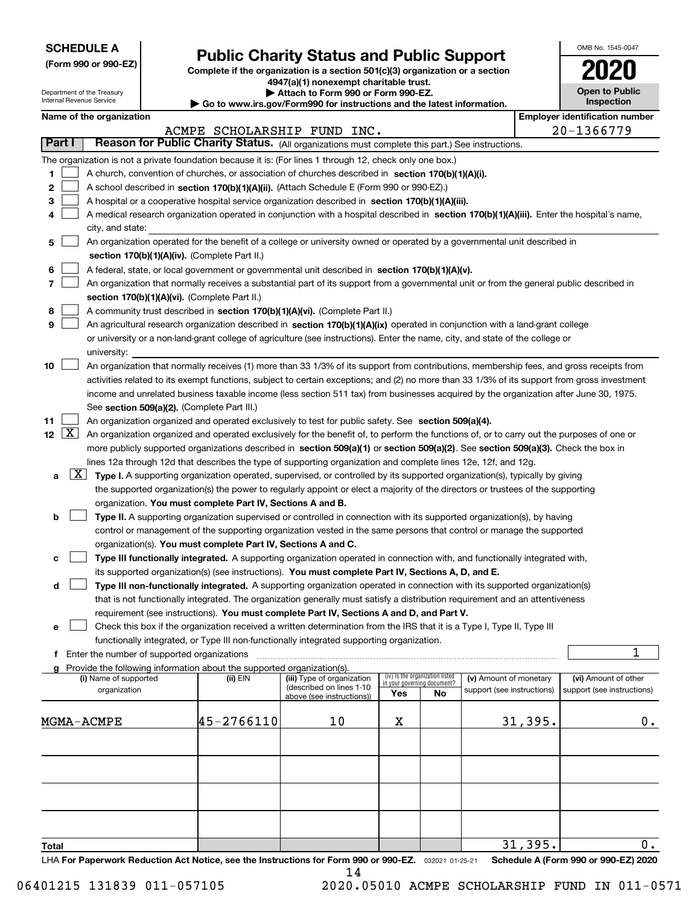**SCHEDULE A**
**(Form 990 or 990-EZ)**

Department of the Treasury
Internal Revenue Service

# Public Charity Status and Public Support

**Complete if the organization is a section 501(c)(3) organization or a section 4947(a)(1) nonexempt charitable trust.**
**▶ Attach to Form 990 or Form 990-EZ.**
**▶ Go to www.irs.gov/Form990 for instructions and the latest information.**

OMB No. 1545-0047

**2020**

**Open to Public Inspection**

**Name of the organization**
ACMPE SCHOLARSHIP FUND INC.

**Employer identification number**
20-1366779

**Part I** **Reason for Public Charity Status.** (All organizations must complete this part.) See instructions.

The organization is not a private foundation because it is: (For lines 1 through 12, check only one box.)

1. [ ] A church, convention of churches, or association of churches described in **section 170(b)(1)(A)(i).**
2. [ ] A school described in **section 170(b)(1)(A)(ii).** (Attach Schedule E (Form 990 or 990-EZ).)
3. [ ] A hospital or a cooperative hospital service organization described in **section 170(b)(1)(A)(iii).**
4. [ ] A medical research organization operated in conjunction with a hospital described in **section 170(b)(1)(A)(iii).** Enter the hospital's name, city, and state:
5. [ ] An organization operated for the benefit of a college or university owned or operated by a governmental unit described in **section 170(b)(1)(A)(iv).** (Complete Part II.)
6. [ ] A federal, state, or local government or governmental unit described in **section 170(b)(1)(A)(v).**
7. [ ] An organization that normally receives a substantial part of its support from a governmental unit or from the general public described in **section 170(b)(1)(A)(vi).** (Complete Part II.)
8. [ ] A community trust described in **section 170(b)(1)(A)(vi).** (Complete Part II.)
9. [ ] An agricultural research organization described in **section 170(b)(1)(A)(ix)** operated in conjunction with a land-grant college or university or a non-land-grant college of agriculture (see instructions). Enter the name, city, and state of the college or university:
10. [ ] An organization that normally receives (1) more than 33 1/3% of its support from contributions, membership fees, and gross receipts from activities related to its exempt functions, subject to certain exceptions; and (2) no more than 33 1/3% of its support from gross investment income and unrelated business taxable income (less section 511 tax) from businesses acquired by the organization after June 30, 1975. See **section 509(a)(2).** (Complete Part III.)
11. [ ] An organization organized and operated exclusively to test for public safety. See **section 509(a)(4).**
12. [X] An organization organized and operated exclusively for the benefit of, to perform the functions of, or to carry out the purposes of one or more publicly supported organizations described in **section 509(a)(1)** or **section 509(a)(2)**. See **section 509(a)(3).** Check the box in lines 12a through 12d that describes the type of supporting organization and complete lines 12e, 12f, and 12g.

   a. [X] **Type I.** A supporting organization operated, supervised, or controlled by its supported organization(s), typically by giving the supported organization(s) the power to regularly appoint or elect a majority of the directors or trustees of the supporting organization. **You must complete Part IV, Sections A and B.**

   b. [ ] **Type II.** A supporting organization supervised or controlled in connection with its supported organization(s), by having control or management of the supporting organization vested in the same persons that control or manage the supported organization(s). **You must complete Part IV, Sections A and C.**

   c. [ ] **Type III functionally integrated.** A supporting organization operated in connection with, and functionally integrated with, its supported organization(s) (see instructions). **You must complete Part IV, Sections A, D, and E.**

   d. [ ] **Type III non-functionally integrated.** A supporting organization operated in connection with its supported organization(s) that is not functionally integrated. The organization generally must satisfy a distribution requirement and an attentiveness requirement (see instructions). **You must complete Part IV, Sections A and D, and Part V.**

   e. [ ] Check this box if the organization received a written determination from the IRS that it is a Type I, Type II, Type III functionally integrated, or Type III non-functionally integrated supporting organization.

   f. Enter the number of supported organizations: 1

   g. Provide the following information about the supported organization(s).

| (i) Name of supported organization | (ii) EIN | (iii) Type of organization (described on lines 1-10 above (see instructions)) | (iv) Is the organization listed in your governing document? Yes | No | (v) Amount of monetary support (see instructions) | (vi) Amount of other support (see instructions) |
|---|---|---|---|---|---|---|
| MGMA-ACMPE | 45-2766110 | 10 | X | | 31,395. | 0. |
| | | | | | | |
| | | | | | | |
| | | | | | | |
| | | | | | | |
| **Total** | | | | | 31,395. | 0. |

LHA **For Paperwork Reduction Act Notice, see the Instructions for Form 990 or 990-EZ.** 032021 01-25-21 **Schedule A (Form 990 or 990-EZ) 2020**

06401215 131839 011-057105 2020.05010 ACMPE SCHOLARSHIP FUND IN 011-0571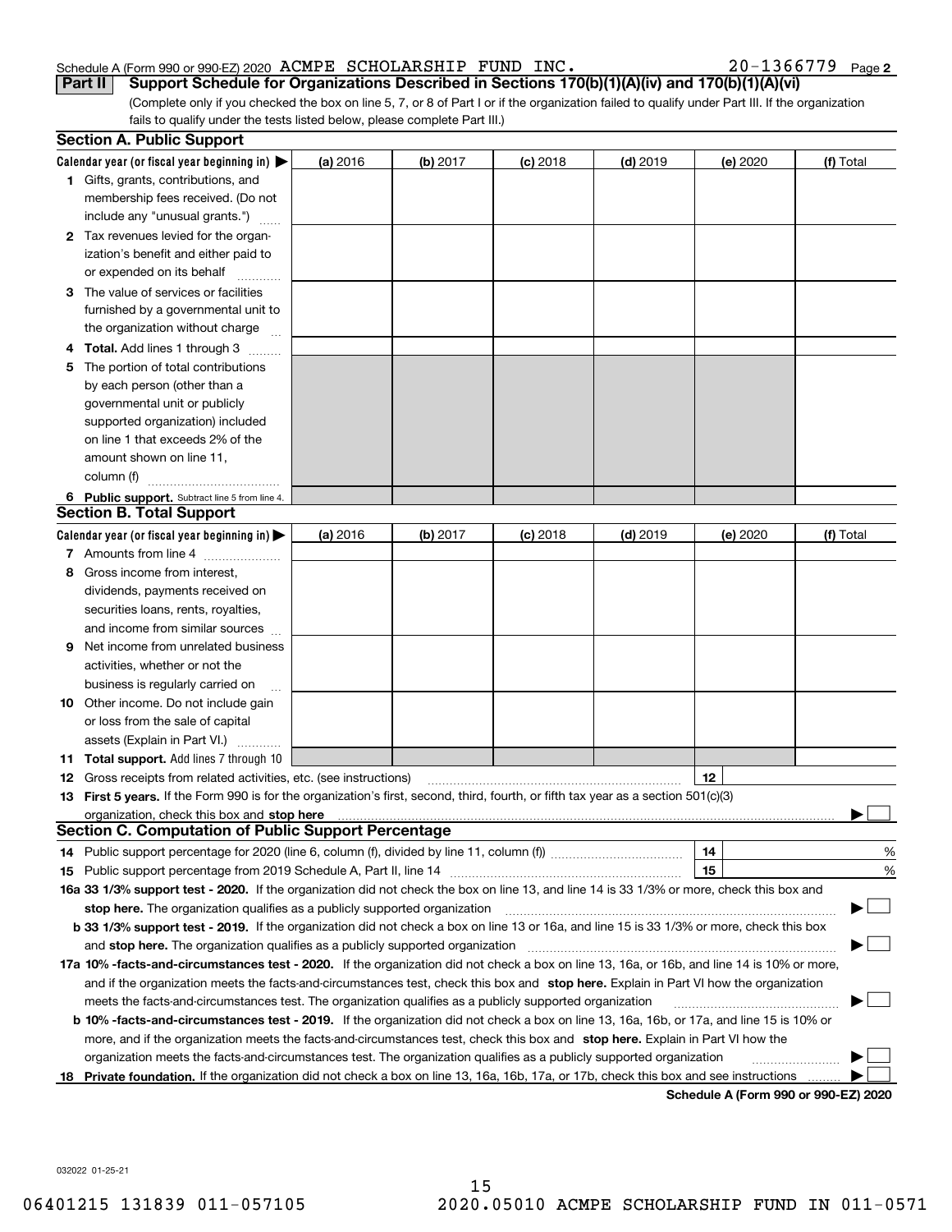Schedule A (Form 990 or 990-EZ) 2020 ACMPE SCHOLARSHIP FUND INC. 20-1366779 Page 2

**Part II Support Schedule for Organizations Described in Sections 170(b)(1)(A)(iv) and 170(b)(1)(A)(vi)**

(Complete only if you checked the box on line 5, 7, or 8 of Part I or if the organization failed to qualify under Part III. If the organization fails to qualify under the tests listed below, please complete Part III.)

### Section A. Public Support

| Calendar year (or fiscal year beginning in) ▶ | (a) 2016 | (b) 2017 | (c) 2018 | (d) 2019 | (e) 2020 | (f) Total |
|---|---|---|---|---|---|---|
| **1** Gifts, grants, contributions, and membership fees received. (Do not include any "unusual grants.") | | | | | | |
| **2** Tax revenues levied for the organization's benefit and either paid to or expended on its behalf | | | | | | |
| **3** The value of services or facilities furnished by a governmental unit to the organization without charge | | | | | | |
| **4 Total.** Add lines 1 through 3 | | | | | | |
| **5** The portion of total contributions by each person (other than a governmental unit or publicly supported organization) included on line 1 that exceeds 2% of the amount shown on line 11, column (f) | | | | | | |
| **6 Public support.** Subtract line 5 from line 4. | | | | | | |

### Section B. Total Support

| Calendar year (or fiscal year beginning in) ▶ | (a) 2016 | (b) 2017 | (c) 2018 | (d) 2019 | (e) 2020 | (f) Total |
|---|---|---|---|---|---|---|
| **7** Amounts from line 4 | | | | | | |
| **8** Gross income from interest, dividends, payments received on securities loans, rents, royalties, and income from similar sources | | | | | | |
| **9** Net income from unrelated business activities, whether or not the business is regularly carried on | | | | | | |
| **10** Other income. Do not include gain or loss from the sale of capital assets (Explain in Part VI.) | | | | | | |
| **11 Total support.** Add lines 7 through 10 | | | | | | |

**12** Gross receipts from related activities, etc. (see instructions) **12**

**13 First 5 years.** If the Form 990 is for the organization's first, second, third, fourth, or fifth tax year as a section 501(c)(3) organization, check this box and **stop here** ▶ ☐

### Section C. Computation of Public Support Percentage

**14** Public support percentage for 2020 (line 6, column (f), divided by line 11, column (f)) **14** %

**15** Public support percentage from 2019 Schedule A, Part II, line 14 **15** %

**16a 33 1/3% support test - 2020.** If the organization did not check the box on line 13, and line 14 is 33 1/3% or more, check this box and **stop here.** The organization qualifies as a publicly supported organization ▶ ☐

**b 33 1/3% support test - 2019.** If the organization did not check a box on line 13 or 16a, and line 15 is 33 1/3% or more, check this box and **stop here.** The organization qualifies as a publicly supported organization ▶ ☐

**17a 10% -facts-and-circumstances test - 2020.** If the organization did not check a box on line 13, 16a, or 16b, and line 14 is 10% or more, and if the organization meets the facts-and-circumstances test, check this box and **stop here.** Explain in Part VI how the organization meets the facts-and-circumstances test. The organization qualifies as a publicly supported organization ▶ ☐

**b 10% -facts-and-circumstances test - 2019.** If the organization did not check a box on line 13, 16a, 16b, or 17a, and line 15 is 10% or more, and if the organization meets the facts-and-circumstances test, check this box and **stop here.** Explain in Part VI how the organization meets the facts-and-circumstances test. The organization qualifies as a publicly supported organization ▶ ☐

**18 Private foundation.** If the organization did not check a box on line 13, 16a, 16b, 17a, or 17b, check this box and see instructions ▶ ☐

**Schedule A (Form 990 or 990-EZ) 2020**

032022 01-25-21

06401215 131839 011-057105 2020.05010 ACMPE SCHOLARSHIP FUND IN 011-0571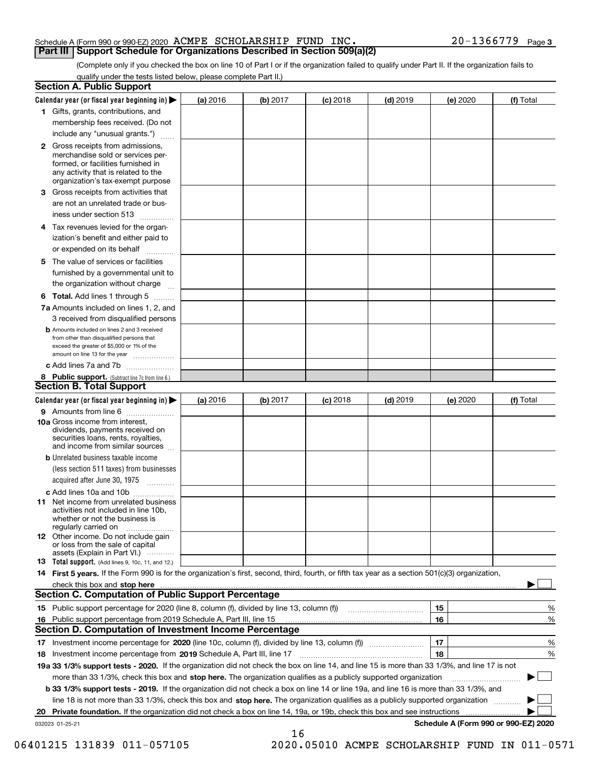Schedule A (Form 990 or 990-EZ) 2020 ACMPE SCHOLARSHIP FUND INC. 20-1366779 Page 3

## Part III Support Schedule for Organizations Described in Section 509(a)(2)

(Complete only if you checked the box on line 10 of Part I or if the organization failed to qualify under Part II. If the organization fails to qualify under the tests listed below, please complete Part II.)

### Section A. Public Support

| Calendar year (or fiscal year beginning in) ▶ | (a) 2016 | (b) 2017 | (c) 2018 | (d) 2019 | (e) 2020 | (f) Total |
|---|---|---|---|---|---|---|
| 1 Gifts, grants, contributions, and membership fees received. (Do not include any "unusual grants.") | | | | | | |
| 2 Gross receipts from admissions, merchandise sold or services performed, or facilities furnished in any activity that is related to the organization's tax-exempt purpose | | | | | | |
| 3 Gross receipts from activities that are not an unrelated trade or business under section 513 | | | | | | |
| 4 Tax revenues levied for the organization's benefit and either paid to or expended on its behalf | | | | | | |
| 5 The value of services or facilities furnished by a governmental unit to the organization without charge | | | | | | |
| 6 **Total.** Add lines 1 through 5 | | | | | | |
| 7a Amounts included on lines 1, 2, and 3 received from disqualified persons | | | | | | |
| b Amounts included on lines 2 and 3 received from other than disqualified persons that exceed the greater of \$5,000 or 1% of the amount on line 13 for the year | | | | | | |
| c Add lines 7a and 7b | | | | | | |
| 8 **Public support.** (Subtract line 7c from line 6.) | | | | | | |

### Section B. Total Support

| Calendar year (or fiscal year beginning in) ▶ | (a) 2016 | (b) 2017 | (c) 2018 | (d) 2019 | (e) 2020 | (f) Total |
|---|---|---|---|---|---|---|
| 9 Amounts from line 6 | | | | | | |
| 10a Gross income from interest, dividends, payments received on securities loans, rents, royalties, and income from similar sources | | | | | | |
| b Unrelated business taxable income (less section 511 taxes) from businesses acquired after June 30, 1975 | | | | | | |
| c Add lines 10a and 10b | | | | | | |
| 11 Net income from unrelated business activities not included in line 10b, whether or not the business is regularly carried on | | | | | | |
| 12 Other income. Do not include gain or loss from the sale of capital assets (Explain in Part VI.) | | | | | | |
| 13 **Total support.** (Add lines 9, 10c, 11, and 12.) | | | | | | |

14 **First 5 years.** If the Form 990 is for the organization's first, second, third, fourth, or fifth tax year as a section 501(c)(3) organization, check this box and **stop here** ▶ ☐

### Section C. Computation of Public Support Percentage

| | | | |
|---|---|---|---|
| 15 | Public support percentage for 2020 (line 8, column (f), divided by line 13, column (f)) | 15 | % |
| 16 | Public support percentage from 2019 Schedule A, Part III, line 15 | 16 | % |

### Section D. Computation of Investment Income Percentage

| | | | |
|---|---|---|---|
| 17 | Investment income percentage for **2020** (line 10c, column (f), divided by line 13, column (f)) | 17 | % |
| 18 | Investment income percentage from **2019** Schedule A, Part III, line 17 | 18 | % |

**19a 33 1/3% support tests - 2020.** If the organization did not check the box on line 14, and line 15 is more than 33 1/3%, and line 17 is not more than 33 1/3%, check this box and **stop here.** The organization qualifies as a publicly supported organization ▶ ☐

**b 33 1/3% support tests - 2019.** If the organization did not check a box on line 14 or line 19a, and line 16 is more than 33 1/3%, and line 18 is not more than 33 1/3%, check this box and **stop here.** The organization qualifies as a publicly supported organization ▶ ☐

**20 Private foundation.** If the organization did not check a box on line 14, 19a, or 19b, check this box and see instructions ▶ ☐

032023 01-25-21

**Schedule A (Form 990 or 990-EZ) 2020**

06401215 131839 011-057105 2020.05010 ACMPE SCHOLARSHIP FUND IN 011-0571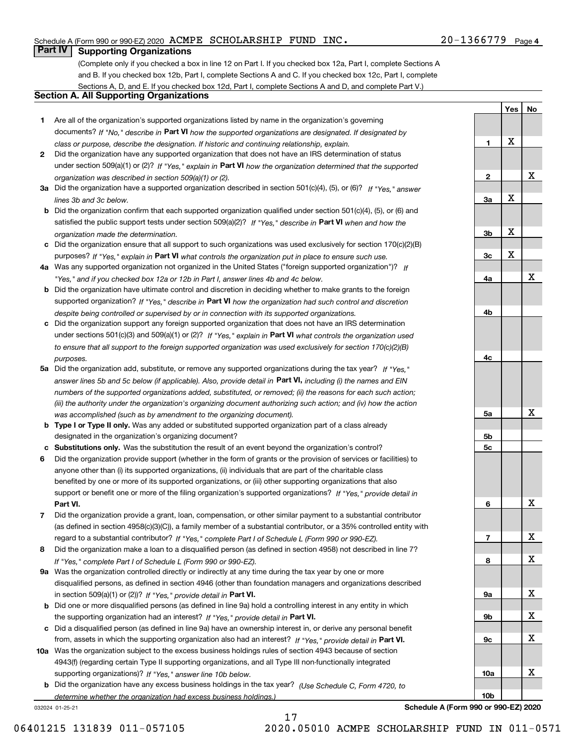Schedule A (Form 990 or 990-EZ) 2020 ACMPE SCHOLARSHIP FUND INC. 20-1366779 Page 4

## Part IV Supporting Organizations

(Complete only if you checked a box in line 12 on Part I. If you checked box 12a, Part I, complete Sections A and B. If you checked box 12b, Part I, complete Sections A and C. If you checked box 12c, Part I, complete Sections A, D, and E. If you checked box 12d, Part I, complete Sections A and D, and complete Part V.)

### Section A. All Supporting Organizations

| | | | Yes | No |
|---|---|---|---|---|
| **1** | Are all of the organization's supported organizations listed by name in the organization's governing documents? *If "No," describe in* **Part VI** *how the supported organizations are designated. If designated by class or purpose, describe the designation. If historic and continuing relationship, explain.* | 1 | X | |
| **2** | Did the organization have any supported organization that does not have an IRS determination of status under section 509(a)(1) or (2)? *If "Yes," explain in* **Part VI** *how the organization determined that the supported organization was described in section 509(a)(1) or (2).* | 2 | | X |
| **3a** | Did the organization have a supported organization described in section 501(c)(4), (5), or (6)? *If "Yes," answer lines 3b and 3c below.* | 3a | X | |
| **b** | Did the organization confirm that each supported organization qualified under section 501(c)(4), (5), or (6) and satisfied the public support tests under section 509(a)(2)? *If "Yes," describe in* **Part VI** *when and how the organization made the determination.* | 3b | X | |
| **c** | Did the organization ensure that all support to such organizations was used exclusively for section 170(c)(2)(B) purposes? *If "Yes," explain in* **Part VI** *what controls the organization put in place to ensure such use.* | 3c | X | |
| **4a** | Was any supported organization not organized in the United States ("foreign supported organization")? *If "Yes," and if you checked box 12a or 12b in Part I, answer lines 4b and 4c below.* | 4a | | X |
| **b** | Did the organization have ultimate control and discretion in deciding whether to make grants to the foreign supported organization? *If "Yes," describe in* **Part VI** *how the organization had such control and discretion despite being controlled or supervised by or in connection with its supported organizations.* | 4b | | |
| **c** | Did the organization support any foreign supported organization that does not have an IRS determination under sections 501(c)(3) and 509(a)(1) or (2)? *If "Yes," explain in* **Part VI** *what controls the organization used to ensure that all support to the foreign supported organization was used exclusively for section 170(c)(2)(B) purposes.* | 4c | | |
| **5a** | Did the organization add, substitute, or remove any supported organizations during the tax year? *If "Yes," answer lines 5b and 5c below (if applicable). Also, provide detail in* **Part VI,** *including (i) the names and EIN numbers of the supported organizations added, substituted, or removed; (ii) the reasons for each such action; (iii) the authority under the organization's organizing document authorizing such action; and (iv) how the action was accomplished (such as by amendment to the organizing document).* | 5a | | X |
| **b** | **Type I or Type II only.** Was any added or substituted supported organization part of a class already designated in the organization's organizing document? | 5b | | |
| **c** | **Substitutions only.** Was the substitution the result of an event beyond the organization's control? | 5c | | |
| **6** | Did the organization provide support (whether in the form of grants or the provision of services or facilities) to anyone other than (i) its supported organizations, (ii) individuals that are part of the charitable class benefited by one or more of its supported organizations, or (iii) other supporting organizations that also support or benefit one or more of the filing organization's supported organizations? *If "Yes," provide detail in* **Part VI.** | 6 | | X |
| **7** | Did the organization provide a grant, loan, compensation, or other similar payment to a substantial contributor (as defined in section 4958(c)(3)(C)), a family member of a substantial contributor, or a 35% controlled entity with regard to a substantial contributor? *If "Yes," complete Part I of Schedule L (Form 990 or 990-EZ).* | 7 | | X |
| **8** | Did the organization make a loan to a disqualified person (as defined in section 4958) not described in line 7? *If "Yes," complete Part I of Schedule L (Form 990 or 990-EZ).* | 8 | | X |
| **9a** | Was the organization controlled directly or indirectly at any time during the tax year by one or more disqualified persons, as defined in section 4946 (other than foundation managers and organizations described in section 509(a)(1) or (2))? *If "Yes," provide detail in* **Part VI.** | 9a | | X |
| **b** | Did one or more disqualified persons (as defined in line 9a) hold a controlling interest in any entity in which the supporting organization had an interest? *If "Yes," provide detail in* **Part VI.** | 9b | | X |
| **c** | Did a disqualified person (as defined in line 9a) have an ownership interest in, or derive any personal benefit from, assets in which the supporting organization also had an interest? *If "Yes," provide detail in* **Part VI.** | 9c | | X |
| **10a** | Was the organization subject to the excess business holdings rules of section 4943 because of section 4943(f) (regarding certain Type II supporting organizations, and all Type III non-functionally integrated supporting organizations)? *If "Yes," answer line 10b below.* | 10a | | X |
| **b** | Did the organization have any excess business holdings in the tax year? *(Use Schedule C, Form 4720, to determine whether the organization had excess business holdings.)* | 10b | | |

032024 01-25-21 **Schedule A (Form 990 or 990-EZ) 2020**

06401215 131839 011-057105 2020.05010 ACMPE SCHOLARSHIP FUND IN 011-0571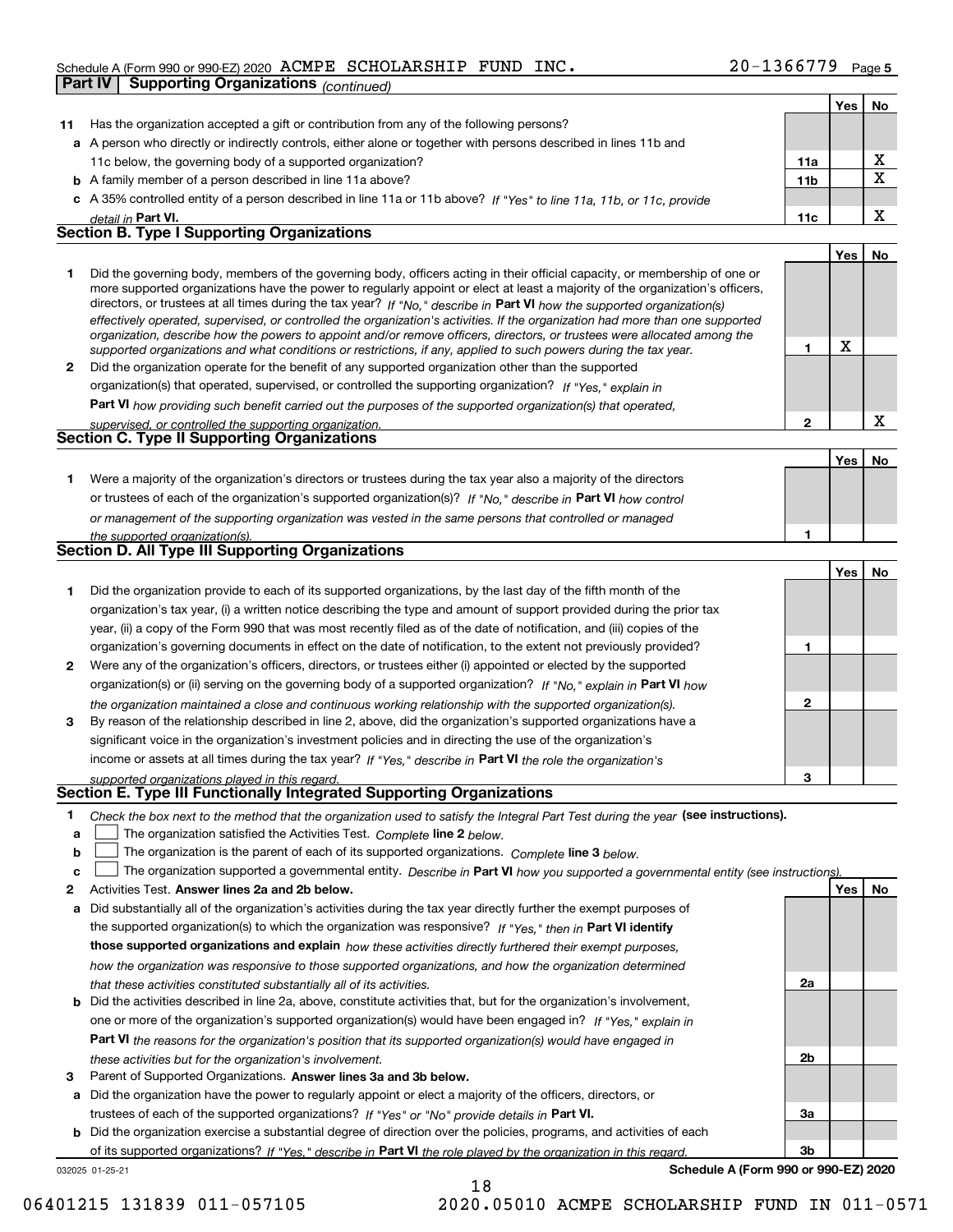Schedule A (Form 990 or 990-EZ) 2020 ACMPE SCHOLARSHIP FUND INC. 20-1366779 Page 5

## Part IV Supporting Organizations *(continued)*

| | | | Yes | No |
|---|---|---|---|---|
| **11** | Has the organization accepted a gift or contribution from any of the following persons? | | | |
| **a** | A person who directly or indirectly controls, either alone or together with persons described in lines 11b and 11c below, the governing body of a supported organization? | **11a** | | X |
| **b** | A family member of a person described in line 11a above? | **11b** | | X |
| **c** | A 35% controlled entity of a person described in line 11a or 11b above? *If "Yes" to line 11a, 11b, or 11c, provide detail in* **Part VI.** | **11c** | | X |

### Section B. Type I Supporting Organizations

| | | | Yes | No |
|---|---|---|---|---|
| **1** | Did the governing body, members of the governing body, officers acting in their official capacity, or membership of one or more supported organizations have the power to regularly appoint or elect at least a majority of the organization's officers, directors, or trustees at all times during the tax year? *If "No," describe in* **Part VI** *how the supported organization(s) effectively operated, supervised, or controlled the organization's activities. If the organization had more than one supported organization, describe how the powers to appoint and/or remove officers, directors, or trustees were allocated among the supported organizations and what conditions or restrictions, if any, applied to such powers during the tax year.* | **1** | X | |
| **2** | Did the organization operate for the benefit of any supported organization other than the supported organization(s) that operated, supervised, or controlled the supporting organization? *If "Yes," explain in* **Part VI** *how providing such benefit carried out the purposes of the supported organization(s) that operated, supervised, or controlled the supporting organization.* | **2** | | X |

### Section C. Type II Supporting Organizations

| | | | Yes | No |
|---|---|---|---|---|
| **1** | Were a majority of the organization's directors or trustees during the tax year also a majority of the directors or trustees of each of the organization's supported organization(s)? *If "No," describe in* **Part VI** *how control or management of the supporting organization was vested in the same persons that controlled or managed the supported organization(s).* | **1** | | |

### Section D. All Type III Supporting Organizations

| | | | Yes | No |
|---|---|---|---|---|
| **1** | Did the organization provide to each of its supported organizations, by the last day of the fifth month of the organization's tax year, (i) a written notice describing the type and amount of support provided during the prior tax year, (ii) a copy of the Form 990 that was most recently filed as of the date of notification, and (iii) copies of the organization's governing documents in effect on the date of notification, to the extent not previously provided? | **1** | | |
| **2** | Were any of the organization's officers, directors, or trustees either (i) appointed or elected by the supported organization(s) or (ii) serving on the governing body of a supported organization? *If "No," explain in* **Part VI** *how the organization maintained a close and continuous working relationship with the supported organization(s).* | **2** | | |
| **3** | By reason of the relationship described in line 2, above, did the organization's supported organizations have a significant voice in the organization's investment policies and in directing the use of the organization's income or assets at all times during the tax year? *If "Yes," describe in* **Part VI** *the role the organization's supported organizations played in this regard.* | **3** | | |

### Section E. Type III Functionally Integrated Supporting Organizations

**1** *Check the box next to the method that the organization used to satisfy the Integral Part Test during the year* **(see instructions).**

**a** ☐ The organization satisfied the Activities Test. *Complete* **line 2** *below.*

**b** ☐ The organization is the parent of each of its supported organizations. *Complete* **line 3** *below.*

**c** ☐ The organization supported a governmental entity. *Describe in* **Part VI** *how you supported a governmental entity (see instructions).*

| | | | Yes | No |
|---|---|---|---|---|
| **2** | Activities Test. **Answer lines 2a and 2b below.** | | | |
| **a** | Did substantially all of the organization's activities during the tax year directly further the exempt purposes of the supported organization(s) to which the organization was responsive? *If "Yes," then in* **Part VI identify those supported organizations and explain** *how these activities directly furthered their exempt purposes, how the organization was responsive to those supported organizations, and how the organization determined that these activities constituted substantially all of its activities.* | **2a** | | |
| **b** | Did the activities described in line 2a, above, constitute activities that, but for the organization's involvement, one or more of the organization's supported organization(s) would have been engaged in? *If "Yes," explain in* **Part VI** *the reasons for the organization's position that its supported organization(s) would have engaged in these activities but for the organization's involvement.* | **2b** | | |
| **3** | Parent of Supported Organizations. **Answer lines 3a and 3b below.** | | | |
| **a** | Did the organization have the power to regularly appoint or elect a majority of the officers, directors, or trustees of each of the supported organizations? *If "Yes" or "No" provide details in* **Part VI.** | **3a** | | |
| **b** | Did the organization exercise a substantial degree of direction over the policies, programs, and activities of each of its supported organizations? *If "Yes," describe in* **Part VI** *the role played by the organization in this regard.* | **3b** | | |

032025 01-25-21 **Schedule A (Form 990 or 990-EZ) 2020**

06401215 131839 011-057105 2020.05010 ACMPE SCHOLARSHIP FUND IN 011-0571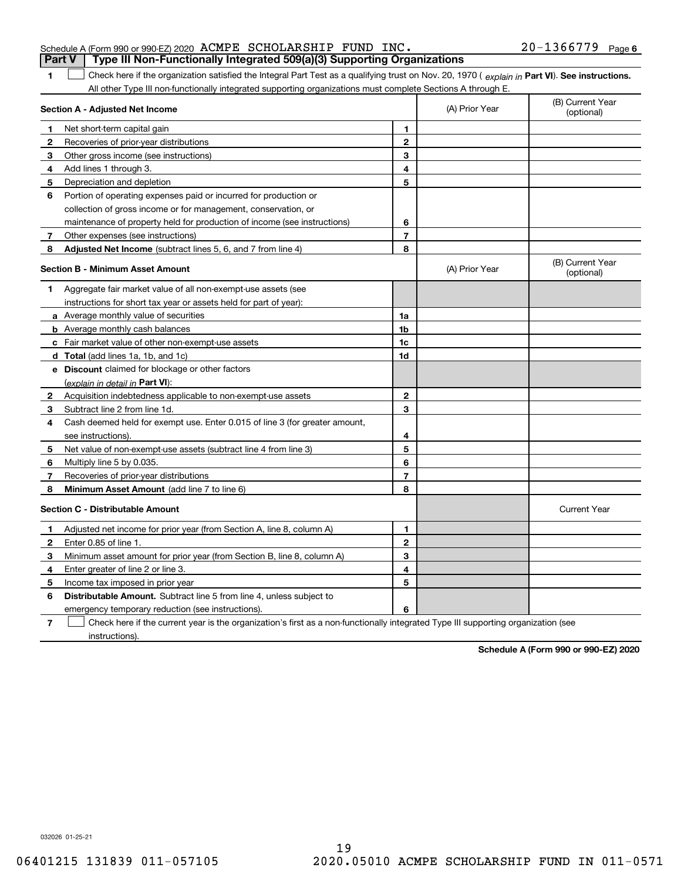Schedule A (Form 990 or 990-EZ) 2020 ACMPE SCHOLARSHIP FUND INC. 20-1366779 Page 6

## Part V Type III Non-Functionally Integrated 509(a)(3) Supporting Organizations

**1** ☐ Check here if the organization satisfied the Integral Part Test as a qualifying trust on Nov. 20, 1970 ( *explain in* **Part VI**). **See instructions.** All other Type III non-functionally integrated supporting organizations must complete Sections A through E.

| **Section A - Adjusted Net Income** | | | (A) Prior Year | (B) Current Year (optional) |
|---|---|---|---|---|
| **1** | Net short-term capital gain | 1 | | |
| **2** | Recoveries of prior-year distributions | 2 | | |
| **3** | Other gross income (see instructions) | 3 | | |
| **4** | Add lines 1 through 3. | 4 | | |
| **5** | Depreciation and depletion | 5 | | |
| **6** | Portion of operating expenses paid or incurred for production or collection of gross income or for management, conservation, or maintenance of property held for production of income (see instructions) | 6 | | |
| **7** | Other expenses (see instructions) | 7 | | |
| **8** | **Adjusted Net Income** (subtract lines 5, 6, and 7 from line 4) | 8 | | |

| **Section B - Minimum Asset Amount** | | | (A) Prior Year | (B) Current Year (optional) |
|---|---|---|---|---|
| **1** | Aggregate fair market value of all non-exempt-use assets (see instructions for short tax year or assets held for part of year): | | | |
| **a** | Average monthly value of securities | 1a | | |
| **b** | Average monthly cash balances | 1b | | |
| **c** | Fair market value of other non-exempt-use assets | 1c | | |
| **d** | **Total** (add lines 1a, 1b, and 1c) | 1d | | |
| **e** | **Discount** claimed for blockage or other factors (*explain in detail in* **Part VI**): | | | |
| **2** | Acquisition indebtedness applicable to non-exempt-use assets | 2 | | |
| **3** | Subtract line 2 from line 1d. | 3 | | |
| **4** | Cash deemed held for exempt use. Enter 0.015 of line 3 (for greater amount, see instructions). | 4 | | |
| **5** | Net value of non-exempt-use assets (subtract line 4 from line 3) | 5 | | |
| **6** | Multiply line 5 by 0.035. | 6 | | |
| **7** | Recoveries of prior-year distributions | 7 | | |
| **8** | **Minimum Asset Amount** (add line 7 to line 6) | 8 | | |

| **Section C - Distributable Amount** | | | | Current Year |
|---|---|---|---|---|
| **1** | Adjusted net income for prior year (from Section A, line 8, column A) | 1 | | |
| **2** | Enter 0.85 of line 1. | 2 | | |
| **3** | Minimum asset amount for prior year (from Section B, line 8, column A) | 3 | | |
| **4** | Enter greater of line 2 or line 3. | 4 | | |
| **5** | Income tax imposed in prior year | 5 | | |
| **6** | **Distributable Amount.** Subtract line 5 from line 4, unless subject to emergency temporary reduction (see instructions). | 6 | | |

**7** ☐ Check here if the current year is the organization's first as a non-functionally integrated Type III supporting organization (see instructions).

**Schedule A (Form 990 or 990-EZ) 2020**

032026 01-25-21

06401215 131839 011-057105 2020.05010 ACMPE SCHOLARSHIP FUND IN 011-0571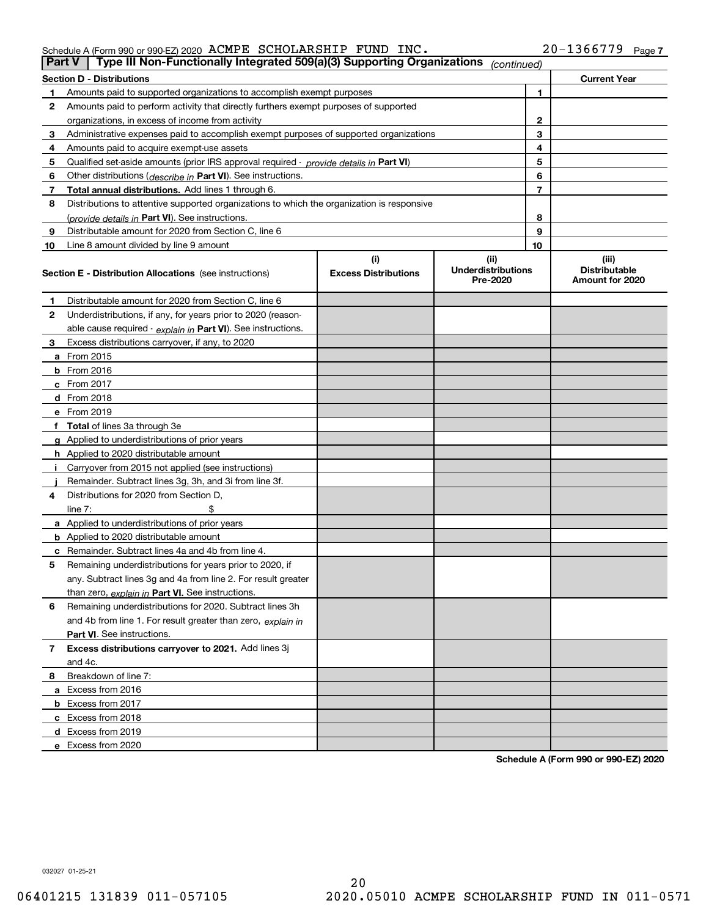Schedule A (Form 990 or 990-EZ) 2020 ACMPE SCHOLARSHIP FUND INC. 20-1366779 Page 7

**Part V | Type III Non-Functionally Integrated 509(a)(3) Supporting Organizations** *(continued)*

| Section D - Distributions | | | Current Year |
|---|---|---|---|
| 1 | Amounts paid to supported organizations to accomplish exempt purposes | 1 | |
| 2 | Amounts paid to perform activity that directly furthers exempt purposes of supported organizations, in excess of income from activity | 2 | |
| 3 | Administrative expenses paid to accomplish exempt purposes of supported organizations | 3 | |
| 4 | Amounts paid to acquire exempt-use assets | 4 | |
| 5 | Qualified set-aside amounts (prior IRS approval required - *provide details in* **Part VI**) | 5 | |
| 6 | Other distributions (*describe in* **Part VI**). See instructions. | 6 | |
| 7 | **Total annual distributions.** Add lines 1 through 6. | 7 | |
| 8 | Distributions to attentive supported organizations to which the organization is responsive (*provide details in* **Part VI**). See instructions. | 8 | |
| 9 | Distributable amount for 2020 from Section C, line 6 | 9 | |
| 10 | Line 8 amount divided by line 9 amount | 10 | |

| **Section E - Distribution Allocations** (see instructions) | (i) Excess Distributions | (ii) Underdistributions Pre-2020 | (iii) Distributable Amount for 2020 |
|---|---|---|---|
| **1** Distributable amount for 2020 from Section C, line 6 | | | |
| **2** Underdistributions, if any, for years prior to 2020 (reasonable cause required - *explain in* **Part VI**). See instructions. | | | |
| **3** Excess distributions carryover, if any, to 2020 | | | |
| **a** From 2015 | | | |
| **b** From 2016 | | | |
| **c** From 2017 | | | |
| **d** From 2018 | | | |
| **e** From 2019 | | | |
| **f** **Total** of lines 3a through 3e | | | |
| **g** Applied to underdistributions of prior years | | | |
| **h** Applied to 2020 distributable amount | | | |
| **i** Carryover from 2015 not applied (see instructions) | | | |
| **j** Remainder. Subtract lines 3g, 3h, and 3i from line 3f. | | | |
| **4** Distributions for 2020 from Section D, line 7: $ | | | |
| **a** Applied to underdistributions of prior years | | | |
| **b** Applied to 2020 distributable amount | | | |
| **c** Remainder. Subtract lines 4a and 4b from line 4. | | | |
| **5** Remaining underdistributions for years prior to 2020, if any. Subtract lines 3g and 4a from line 2. For result greater than zero, *explain in* **Part VI.** See instructions. | | | |
| **6** Remaining underdistributions for 2020. Subtract lines 3h and 4b from line 1. For result greater than zero, *explain in* **Part VI**. See instructions. | | | |
| **7** **Excess distributions carryover to 2021.** Add lines 3j and 4c. | | | |
| **8** Breakdown of line 7: | | | |
| **a** Excess from 2016 | | | |
| **b** Excess from 2017 | | | |
| **c** Excess from 2018 | | | |
| **d** Excess from 2019 | | | |
| **e** Excess from 2020 | | | |

**Schedule A (Form 990 or 990-EZ) 2020**

032027 01-25-21

06401215 131839 011-057105 2020.05010 ACMPE SCHOLARSHIP FUND IN 011-0571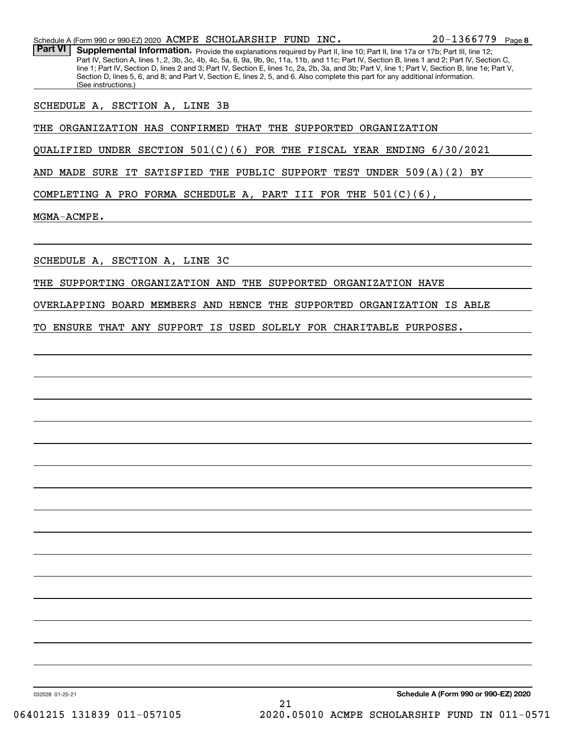**Part VI** **Supplemental Information.** Provide the explanations required by Part II, line 10; Part II, line 17a or 17b; Part III, line 12; Part IV, Section A, lines 1, 2, 3b, 3c, 4b, 4c, 5a, 6, 9a, 9b, 9c, 11a, 11b, and 11c; Part IV, Section B, lines 1 and 2; Part IV, Section C, line 1; Part IV, Section D, lines 2 and 3; Part IV, Section E, lines 1c, 2a, 2b, 3a, and 3b; Part V, line 1; Part V, Section B, line 1e; Part V, Section D, lines 5, 6, and 8; and Part V, Section E, lines 2, 5, and 6. Also complete this part for any additional information. (See instructions.)

SCHEDULE A, SECTION A, LINE 3B

THE ORGANIZATION HAS CONFIRMED THAT THE SUPPORTED ORGANIZATION QUALIFIED UNDER SECTION 501(C)(6) FOR THE FISCAL YEAR ENDING 6/30/2021 AND MADE SURE IT SATISFIED THE PUBLIC SUPPORT TEST UNDER 509(A)(2) BY COMPLETING A PRO FORMA SCHEDULE A, PART III FOR THE 501(C)(6), MGMA-ACMPE.

SCHEDULE A, SECTION A, LINE 3C

THE SUPPORTING ORGANIZATION AND THE SUPPORTED ORGANIZATION HAVE OVERLAPPING BOARD MEMBERS AND HENCE THE SUPPORTED ORGANIZATION IS ABLE TO ENSURE THAT ANY SUPPORT IS USED SOLELY FOR CHARITABLE PURPOSES.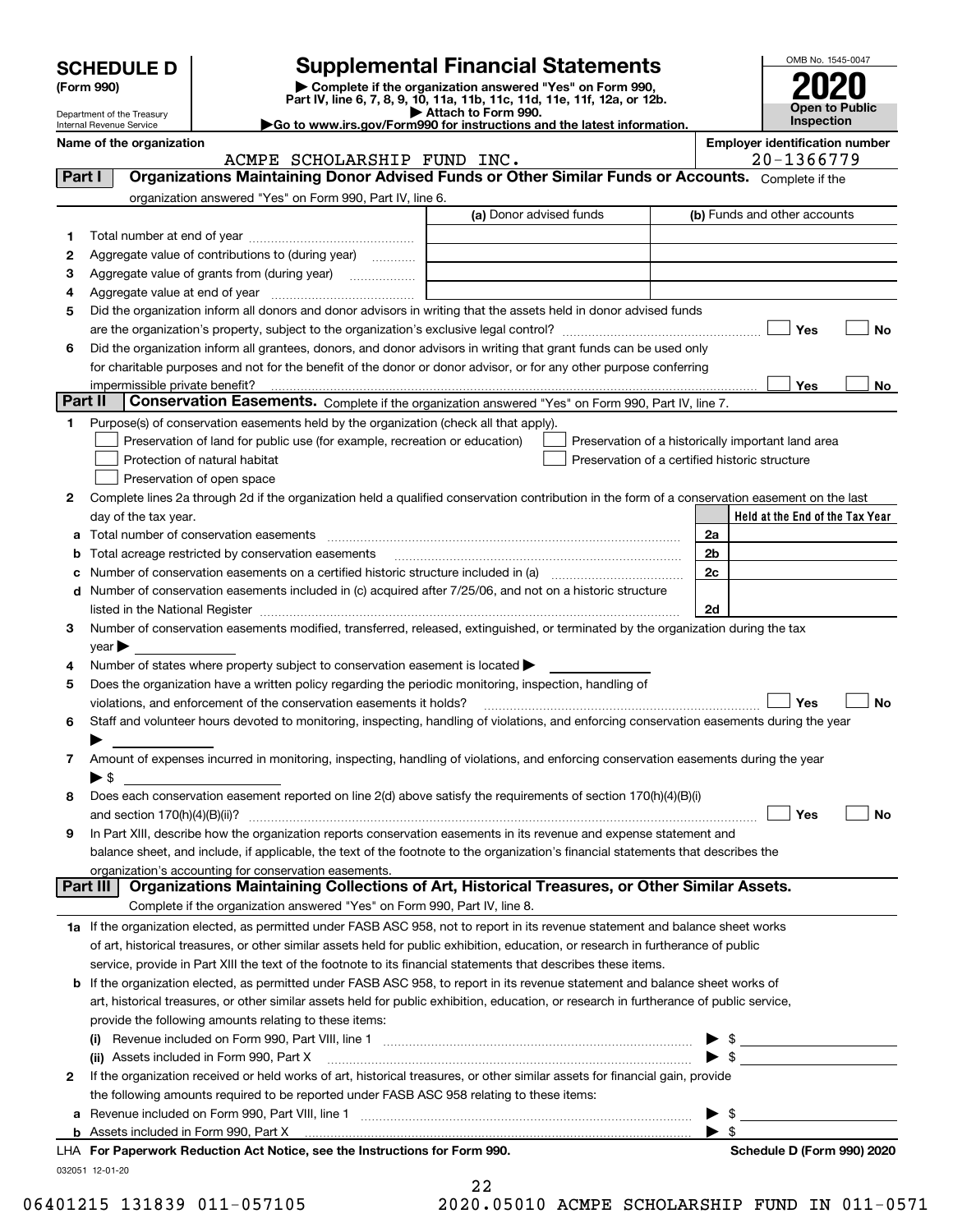**SCHEDULE D (Form 990)**

Department of the Treasury
Internal Revenue Service

# Supplemental Financial Statements

▶ Complete if the organization answered "Yes" on Form 990, Part IV, line 6, 7, 8, 9, 10, 11a, 11b, 11c, 11d, 11e, 11f, 12a, or 12b.
▶ Attach to Form 990.
▶Go to www.irs.gov/Form990 for instructions and the latest information.

OMB No. 1545-0047
**2020**
**Open to Public Inspection**

**Name of the organization:** ACMPE SCHOLARSHIP FUND INC.
**Employer identification number:** 20-1366779

## Part I — Organizations Maintaining Donor Advised Funds or Other Similar Funds or Accounts.
Complete if the organization answered "Yes" on Form 990, Part IV, line 6.

| | | (a) Donor advised funds | (b) Funds and other accounts |
|---|---|---|---|
| 1 | Total number at end of year | | |
| 2 | Aggregate value of contributions to (during year) | | |
| 3 | Aggregate value of grants from (during year) | | |
| 4 | Aggregate value at end of year | | |

5 Did the organization inform all donors and donor advisors in writing that the assets held in donor advised funds are the organization's property, subject to the organization's exclusive legal control? ☐ Yes ☐ No

6 Did the organization inform all grantees, donors, and donor advisors in writing that grant funds can be used only for charitable purposes and not for the benefit of the donor or donor advisor, or for any other purpose conferring impermissible private benefit? ☐ Yes ☐ No

## Part II — Conservation Easements.
Complete if the organization answered "Yes" on Form 990, Part IV, line 7.

1 Purpose(s) of conservation easements held by the organization (check all that apply).
- ☐ Preservation of land for public use (for example, recreation or education)
- ☐ Protection of natural habitat
- ☐ Preservation of open space
- ☐ Preservation of a historically important land area
- ☐ Preservation of a certified historic structure

2 Complete lines 2a through 2d if the organization held a qualified conservation contribution in the form of a conservation easement on the last day of the tax year.

| | | | Held at the End of the Tax Year |
|---|---|---|---|
| a | Total number of conservation easements | 2a | |
| b | Total acreage restricted by conservation easements | 2b | |
| c | Number of conservation easements on a certified historic structure included in (a) | 2c | |
| d | Number of conservation easements included in (c) acquired after 7/25/06, and not on a historic structure listed in the National Register | 2d | |

3 Number of conservation easements modified, transferred, released, extinguished, or terminated by the organization during the tax year ▶

4 Number of states where property subject to conservation easement is located ▶

5 Does the organization have a written policy regarding the periodic monitoring, inspection, handling of violations, and enforcement of the conservation easements it holds? ☐ Yes ☐ No

6 Staff and volunteer hours devoted to monitoring, inspecting, handling of violations, and enforcing conservation easements during the year ▶

7 Amount of expenses incurred in monitoring, inspecting, handling of violations, and enforcing conservation easements during the year ▶ $

8 Does each conservation easement reported on line 2(d) above satisfy the requirements of section 170(h)(4)(B)(i) and section 170(h)(4)(B)(ii)? ☐ Yes ☐ No

9 In Part XIII, describe how the organization reports conservation easements in its revenue and expense statement and balance sheet, and include, if applicable, the text of the footnote to the organization's financial statements that describes the organization's accounting for conservation easements.

## Part III — Organizations Maintaining Collections of Art, Historical Treasures, or Other Similar Assets.
Complete if the organization answered "Yes" on Form 990, Part IV, line 8.

1a If the organization elected, as permitted under FASB ASC 958, not to report in its revenue statement and balance sheet works of art, historical treasures, or other similar assets held for public exhibition, education, or research in furtherance of public service, provide in Part XIII the text of the footnote to its financial statements that describes these items.

b If the organization elected, as permitted under FASB ASC 958, to report in its revenue statement and balance sheet works of art, historical treasures, or other similar assets held for public exhibition, education, or research in furtherance of public service, provide the following amounts relating to these items:
- (i) Revenue included on Form 990, Part VIII, line 1 ▶ $
- (ii) Assets included in Form 990, Part X ▶ $

2 If the organization received or held works of art, historical treasures, or other similar assets for financial gain, provide the following amounts required to be reported under FASB ASC 958 relating to these items:
- a Revenue included on Form 990, Part VIII, line 1 ▶ $
- b Assets included in Form 990, Part X ▶ $

LHA **For Paperwork Reduction Act Notice, see the Instructions for Form 990.** **Schedule D (Form 990) 2020**

032051 12-01-20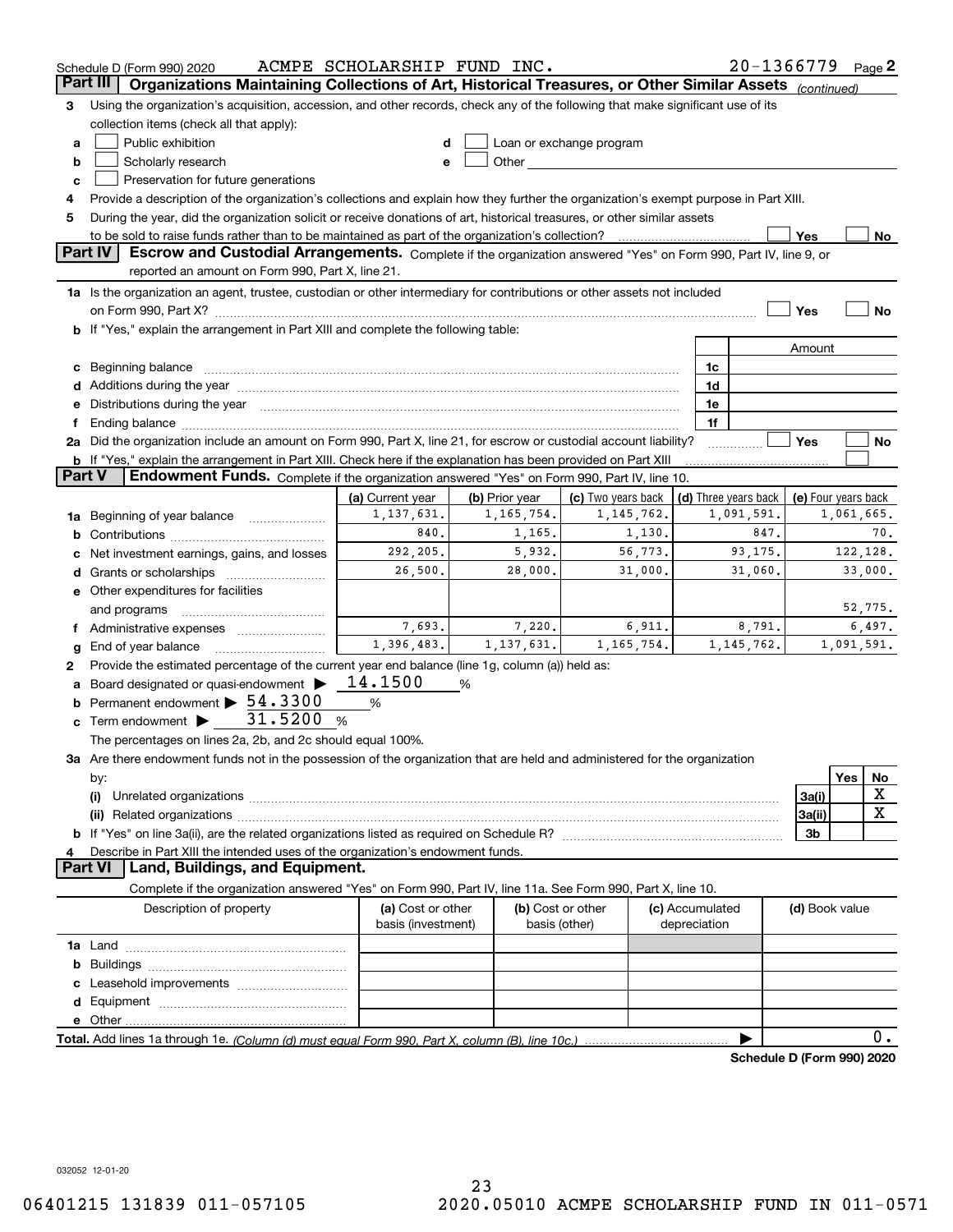Schedule D (Form 990) 2020 ACMPE SCHOLARSHIP FUND INC. 20-1366779 Page 2

## Part III Organizations Maintaining Collections of Art, Historical Treasures, or Other Similar Assets *(continued)*

3 Using the organization's acquisition, accession, and other records, check any of the following that make significant use of its collection items (check all that apply):

a ☐ Public exhibition
b ☐ Scholarly research
c ☐ Preservation for future generations
d ☐ Loan or exchange program
e ☐ Other

4 Provide a description of the organization's collections and explain how they further the organization's exempt purpose in Part XIII.

5 During the year, did the organization solicit or receive donations of art, historical treasures, or other similar assets to be sold to raise funds rather than to be maintained as part of the organization's collection? ☐ Yes ☐ No

## Part IV Escrow and Custodial Arrangements.

Complete if the organization answered "Yes" on Form 990, Part IV, line 9, or reported an amount on Form 990, Part X, line 21.

1a Is the organization an agent, trustee, custodian or other intermediary for contributions or other assets not included on Form 990, Part X? ☐ Yes ☐ No

b If "Yes," explain the arrangement in Part XIII and complete the following table:

| | | Amount |
|---|---|---|
| c Beginning balance | 1c | |
| d Additions during the year | 1d | |
| e Distributions during the year | 1e | |
| f Ending balance | 1f | |

2a Did the organization include an amount on Form 990, Part X, line 21, for escrow or custodial account liability? ☐ Yes ☐ No

b If "Yes," explain the arrangement in Part XIII. Check here if the explanation has been provided on Part XIII ☐

## Part V Endowment Funds.

Complete if the organization answered "Yes" on Form 990, Part IV, line 10.

| | (a) Current year | (b) Prior year | (c) Two years back | (d) Three years back | (e) Four years back |
|---|---|---|---|---|---|
| 1a Beginning of year balance | 1,137,631. | 1,165,754. | 1,145,762. | 1,091,591. | 1,061,665. |
| b Contributions | 840. | 1,165. | 1,130. | 847. | 70. |
| c Net investment earnings, gains, and losses | 292,205. | 5,932. | 56,773. | 93,175. | 122,128. |
| d Grants or scholarships | 26,500. | 28,000. | 31,000. | 31,060. | 33,000. |
| e Other expenditures for facilities and programs | | | | | 52,775. |
| f Administrative expenses | 7,693. | 7,220. | 6,911. | 8,791. | 6,497. |
| g End of year balance | 1,396,483. | 1,137,631. | 1,165,754. | 1,145,762. | 1,091,591. |

2 Provide the estimated percentage of the current year end balance (line 1g, column (a)) held as:

a Board designated or quasi-endowment ▶ 14.1500 %
b Permanent endowment ▶ 54.3300 %
c Term endowment ▶ 31.5200 %

The percentages on lines 2a, 2b, and 2c should equal 100%.

3a Are there endowment funds not in the possession of the organization that are held and administered for the organization by:

| | | Yes | No |
|---|---|---|---|
| (i) Unrelated organizations | 3a(i) | | X |
| (ii) Related organizations | 3a(ii) | | X |
| b If "Yes" on line 3a(ii), are the related organizations listed as required on Schedule R? | 3b | | |

4 Describe in Part XIII the intended uses of the organization's endowment funds.

## Part VI Land, Buildings, and Equipment.

Complete if the organization answered "Yes" on Form 990, Part IV, line 11a. See Form 990, Part X, line 10.

| Description of property | (a) Cost or other basis (investment) | (b) Cost or other basis (other) | (c) Accumulated depreciation | (d) Book value |
|---|---|---|---|---|
| 1a Land | | | | |
| b Buildings | | | | |
| c Leasehold improvements | | | | |
| d Equipment | | | | |
| e Other | | | | |
| **Total.** Add lines 1a through 1e. *(Column (d) must equal Form 990, Part X, column (B), line 10c.)* ▶ | | | | 0. |

**Schedule D (Form 990) 2020**

032052 12-01-20

06401215 131839 011-057105 2020.05010 ACMPE SCHOLARSHIP FUND IN 011-0571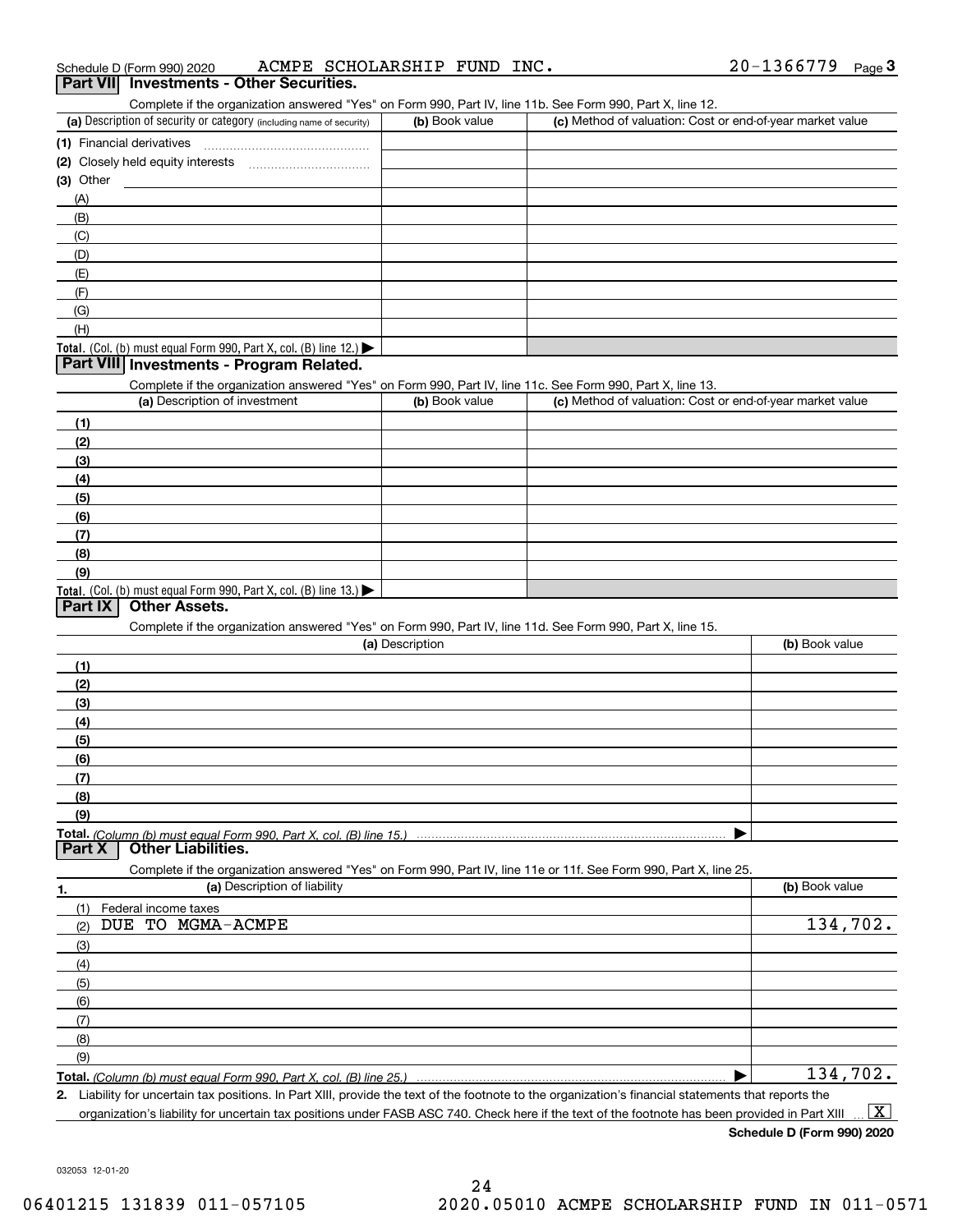Schedule D (Form 990) 2020 ACMPE SCHOLARSHIP FUND INC. 20-1366779 Page 3

## Part VII Investments - Other Securities.

Complete if the organization answered "Yes" on Form 990, Part IV, line 11b. See Form 990, Part X, line 12.

| (a) Description of security or category (including name of security) | (b) Book value | (c) Method of valuation: Cost or end-of-year market value |
|---|---|---|
| (1) Financial derivatives | | |
| (2) Closely held equity interests | | |
| (3) Other | | |
| (A) | | |
| (B) | | |
| (C) | | |
| (D) | | |
| (E) | | |
| (F) | | |
| (G) | | |
| (H) | | |
| **Total.** (Col. (b) must equal Form 990, Part X, col. (B) line 12.) ▶ | | |

## Part VIII Investments - Program Related.

Complete if the organization answered "Yes" on Form 990, Part IV, line 11c. See Form 990, Part X, line 13.

| (a) Description of investment | (b) Book value | (c) Method of valuation: Cost or end-of-year market value |
|---|---|---|
| (1) | | |
| (2) | | |
| (3) | | |
| (4) | | |
| (5) | | |
| (6) | | |
| (7) | | |
| (8) | | |
| (9) | | |
| **Total.** (Col. (b) must equal Form 990, Part X, col. (B) line 13.) ▶ | | |

## Part IX Other Assets.

Complete if the organization answered "Yes" on Form 990, Part IV, line 11d. See Form 990, Part X, line 15.

| (a) Description | (b) Book value |
|---|---|
| (1) | |
| (2) | |
| (3) | |
| (4) | |
| (5) | |
| (6) | |
| (7) | |
| (8) | |
| (9) | |
| **Total.** *(Column (b) must equal Form 990, Part X, col. (B) line 15.)* ▶ | |

## Part X Other Liabilities.

Complete if the organization answered "Yes" on Form 990, Part IV, line 11e or 11f. See Form 990, Part X, line 25.

| 1. (a) Description of liability | (b) Book value |
|---|---|
| (1) Federal income taxes | |
| (2) DUE TO MGMA-ACMPE | 134,702. |
| (3) | |
| (4) | |
| (5) | |
| (6) | |
| (7) | |
| (8) | |
| (9) | |
| **Total.** *(Column (b) must equal Form 990, Part X, col. (B) line 25.)* ▶ | 134,702. |

2. Liability for uncertain tax positions. In Part XIII, provide the text of the footnote to the organization's financial statements that reports the organization's liability for uncertain tax positions under FASB ASC 740. Check here if the text of the footnote has been provided in Part XIII ... [X]

**Schedule D (Form 990) 2020**

032053 12-01-20

06401215 131839 011-057105 2020.05010 ACMPE SCHOLARSHIP FUND IN 011-0571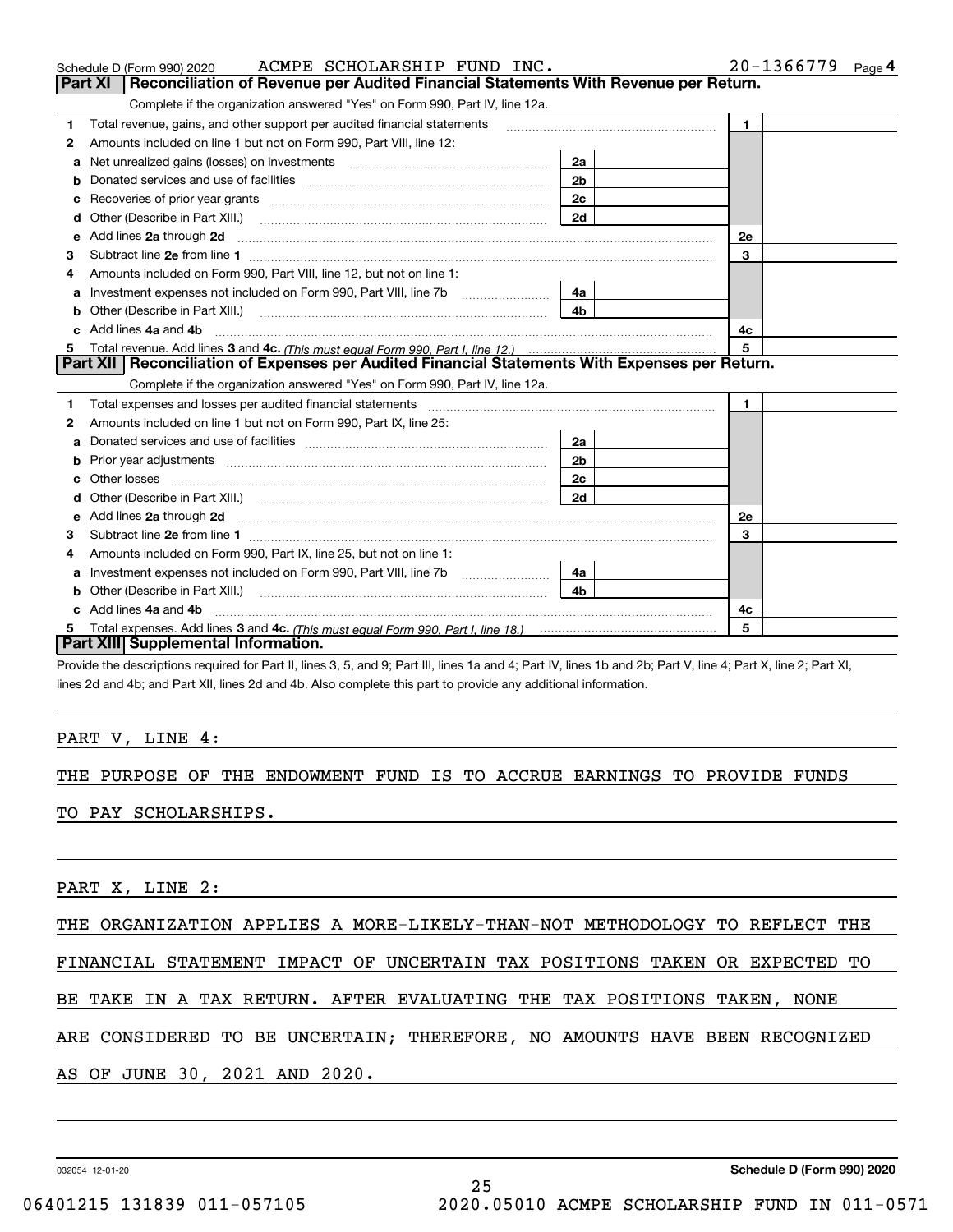Schedule D (Form 990) 2020 ACMPE SCHOLARSHIP FUND INC. 20-1366779 Page 4

**Part XI | Reconciliation of Revenue per Audited Financial Statements With Revenue per Return.**

Complete if the organization answered "Yes" on Form 990, Part IV, line 12a.

| | | | | | |
|---|---|---|---|---|---|
| 1 | Total revenue, gains, and other support per audited financial statements | | | 1 | |
| 2 | Amounts included on line 1 but not on Form 990, Part VIII, line 12: | | | | |
| a | Net unrealized gains (losses) on investments | 2a | | | |
| b | Donated services and use of facilities | 2b | | | |
| c | Recoveries of prior year grants | 2c | | | |
| d | Other (Describe in Part XIII.) | 2d | | | |
| e | Add lines 2a through 2d | | | 2e | |
| 3 | Subtract line 2e from line 1 | | | 3 | |
| 4 | Amounts included on Form 990, Part VIII, line 12, but not on line 1: | | | | |
| a | Investment expenses not included on Form 990, Part VIII, line 7b | 4a | | | |
| b | Other (Describe in Part XIII.) | 4b | | | |
| c | Add lines 4a and 4b | | | 4c | |
| 5 | Total revenue. Add lines 3 and 4c. *(This must equal Form 990, Part I, line 12.)* | | | 5 | |

**Part XII | Reconciliation of Expenses per Audited Financial Statements With Expenses per Return.**

Complete if the organization answered "Yes" on Form 990, Part IV, line 12a.

| | | | | | |
|---|---|---|---|---|---|
| 1 | Total expenses and losses per audited financial statements | | | 1 | |
| 2 | Amounts included on line 1 but not on Form 990, Part IX, line 25: | | | | |
| a | Donated services and use of facilities | 2a | | | |
| b | Prior year adjustments | 2b | | | |
| c | Other losses | 2c | | | |
| d | Other (Describe in Part XIII.) | 2d | | | |
| e | Add lines 2a through 2d | | | 2e | |
| 3 | Subtract line 2e from line 1 | | | 3 | |
| 4 | Amounts included on Form 990, Part IX, line 25, but not on line 1: | | | | |
| a | Investment expenses not included on Form 990, Part VIII, line 7b | 4a | | | |
| b | Other (Describe in Part XIII.) | 4b | | | |
| c | Add lines 4a and 4b | | | 4c | |
| 5 | Total expenses. Add lines 3 and 4c. *(This must equal Form 990, Part I, line 18.)* | | | 5 | |

**Part XIII | Supplemental Information.**

Provide the descriptions required for Part II, lines 3, 5, and 9; Part III, lines 1a and 4; Part IV, lines 1b and 2b; Part V, line 4; Part X, line 2; Part XI, lines 2d and 4b; and Part XII, lines 2d and 4b. Also complete this part to provide any additional information.

PART V, LINE 4:

THE PURPOSE OF THE ENDOWMENT FUND IS TO ACCRUE EARNINGS TO PROVIDE FUNDS TO PAY SCHOLARSHIPS.

PART X, LINE 2:

THE ORGANIZATION APPLIES A MORE-LIKELY-THAN-NOT METHODOLOGY TO REFLECT THE FINANCIAL STATEMENT IMPACT OF UNCERTAIN TAX POSITIONS TAKEN OR EXPECTED TO BE TAKE IN A TAX RETURN. AFTER EVALUATING THE TAX POSITIONS TAKEN, NONE ARE CONSIDERED TO BE UNCERTAIN; THEREFORE, NO AMOUNTS HAVE BEEN RECOGNIZED AS OF JUNE 30, 2021 AND 2020.

032054 12-01-20 **Schedule D (Form 990) 2020**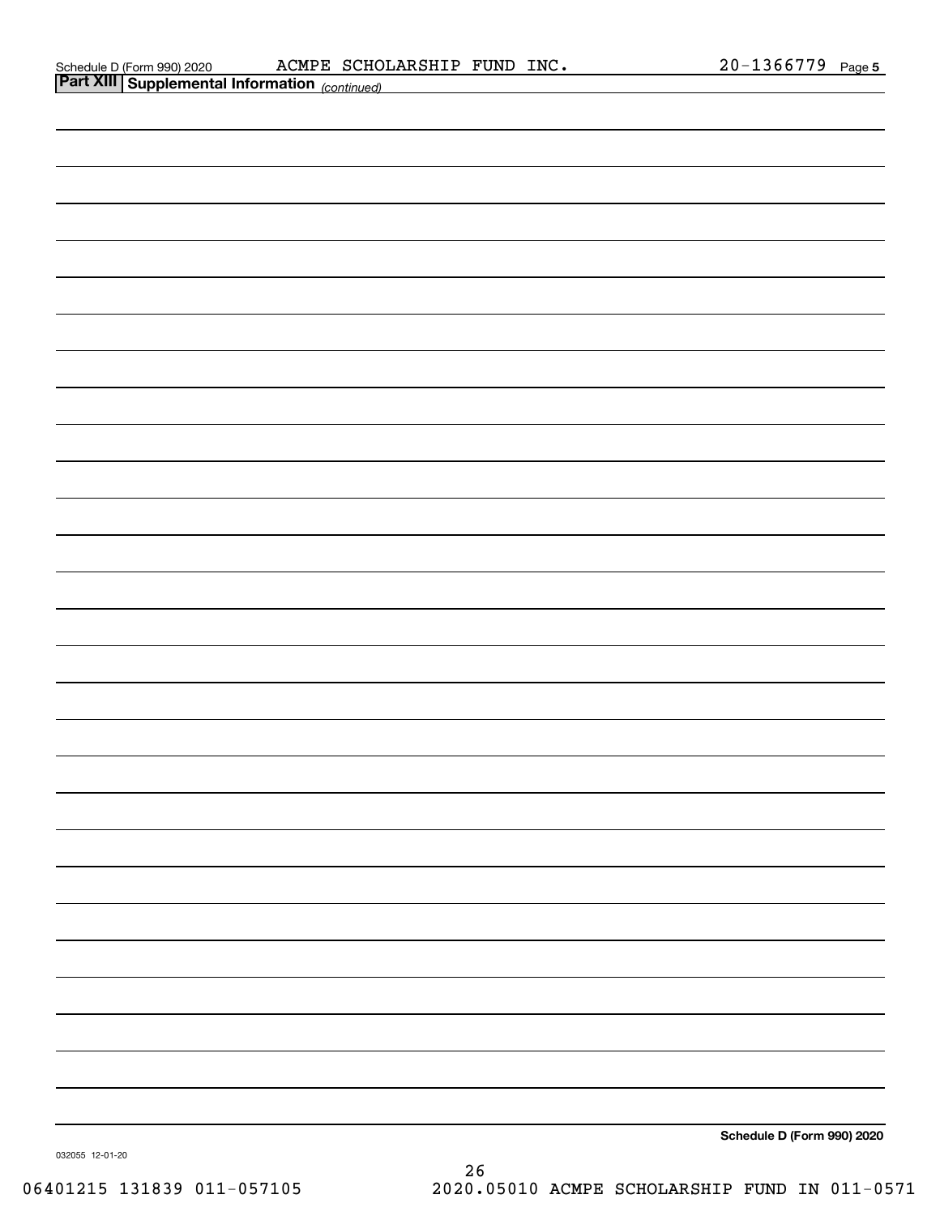Schedule D (Form 990) 2020 ACMPE SCHOLARSHIP FUND INC. 20-1366779 Page 5

**Part XIII** **Supplemental Information** *(continued)*

**Schedule D (Form 990) 2020**

032055 12-01-20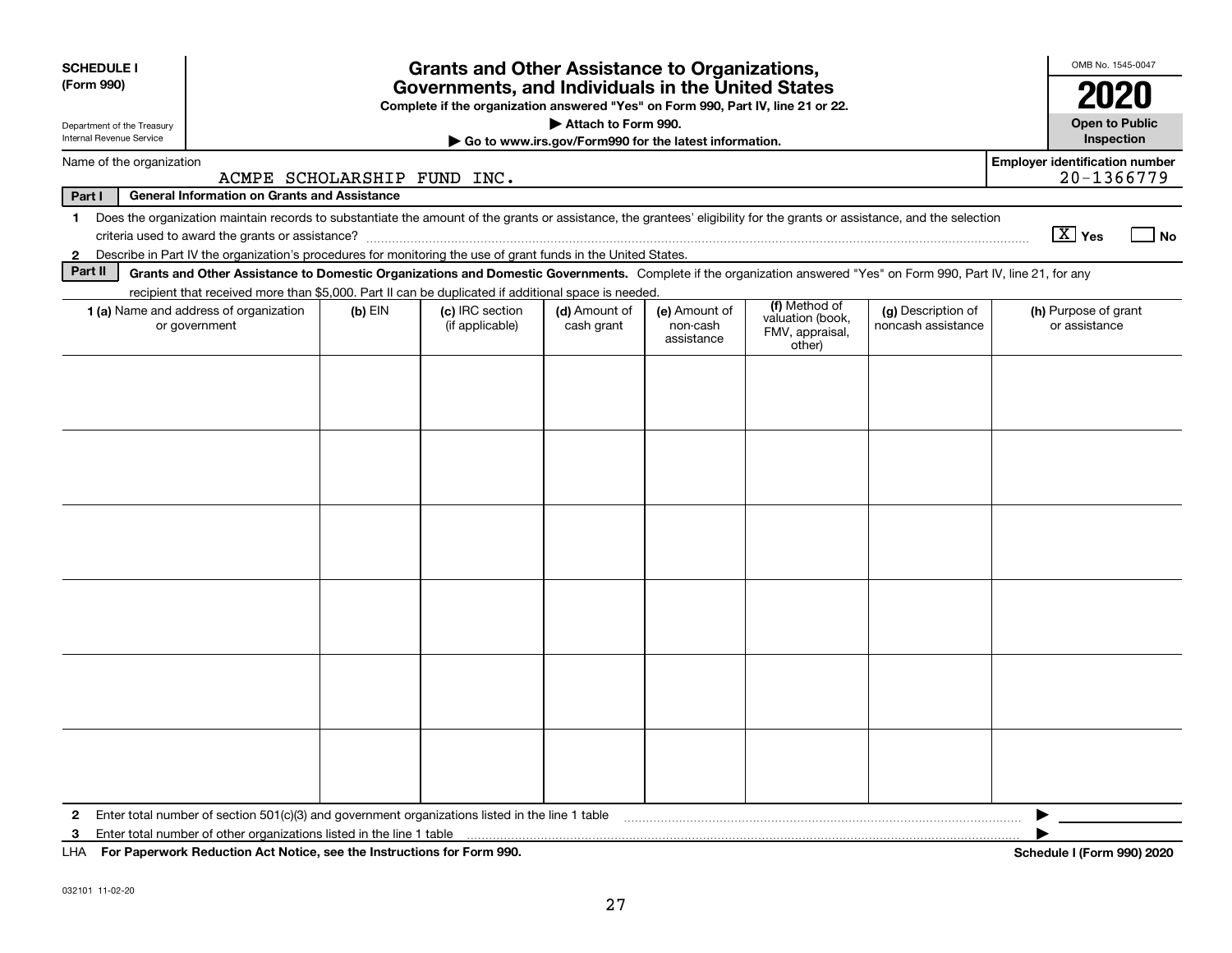**SCHEDULE I**
**(Form 990)**

Department of the Treasury
Internal Revenue Service

# Grants and Other Assistance to Organizations, Governments, and Individuals in the United States

**Complete if the organization answered "Yes" on Form 990, Part IV, line 21 or 22.**

**▶ Attach to Form 990.**

**▶ Go to www.irs.gov/Form990 for the latest information.**

OMB No. 1545-0047

**2020**

**Open to Public Inspection**

Name of the organization: ACMPE SCHOLARSHIP FUND INC.

**Employer identification number:** 20-1366779

**Part I — General Information on Grants and Assistance**

1 Does the organization maintain records to substantiate the amount of the grants or assistance, the grantees' eligibility for the grants or assistance, and the selection criteria used to award the grants or assistance? [X] Yes [ ] No

2 Describe in Part IV the organization's procedures for monitoring the use of grant funds in the United States.

**Part II — Grants and Other Assistance to Domestic Organizations and Domestic Governments.** Complete if the organization answered "Yes" on Form 990, Part IV, line 21, for any recipient that received more than $5,000. Part II can be duplicated if additional space is needed.

| 1 (a) Name and address of organization or government | (b) EIN | (c) IRC section (if applicable) | (d) Amount of cash grant | (e) Amount of non-cash assistance | (f) Method of valuation (book, FMV, appraisal, other) | (g) Description of noncash assistance | (h) Purpose of grant or assistance |
|---|---|---|---|---|---|---|---|
| | | | | | | | |
| | | | | | | | |
| | | | | | | | |
| | | | | | | | |
| | | | | | | | |
| | | | | | | | |

2 Enter total number of section 501(c)(3) and government organizations listed in the line 1 table ▶

3 Enter total number of other organizations listed in the line 1 table ▶

LHA **For Paperwork Reduction Act Notice, see the Instructions for Form 990.** **Schedule I (Form 990) 2020**

032101 11-02-20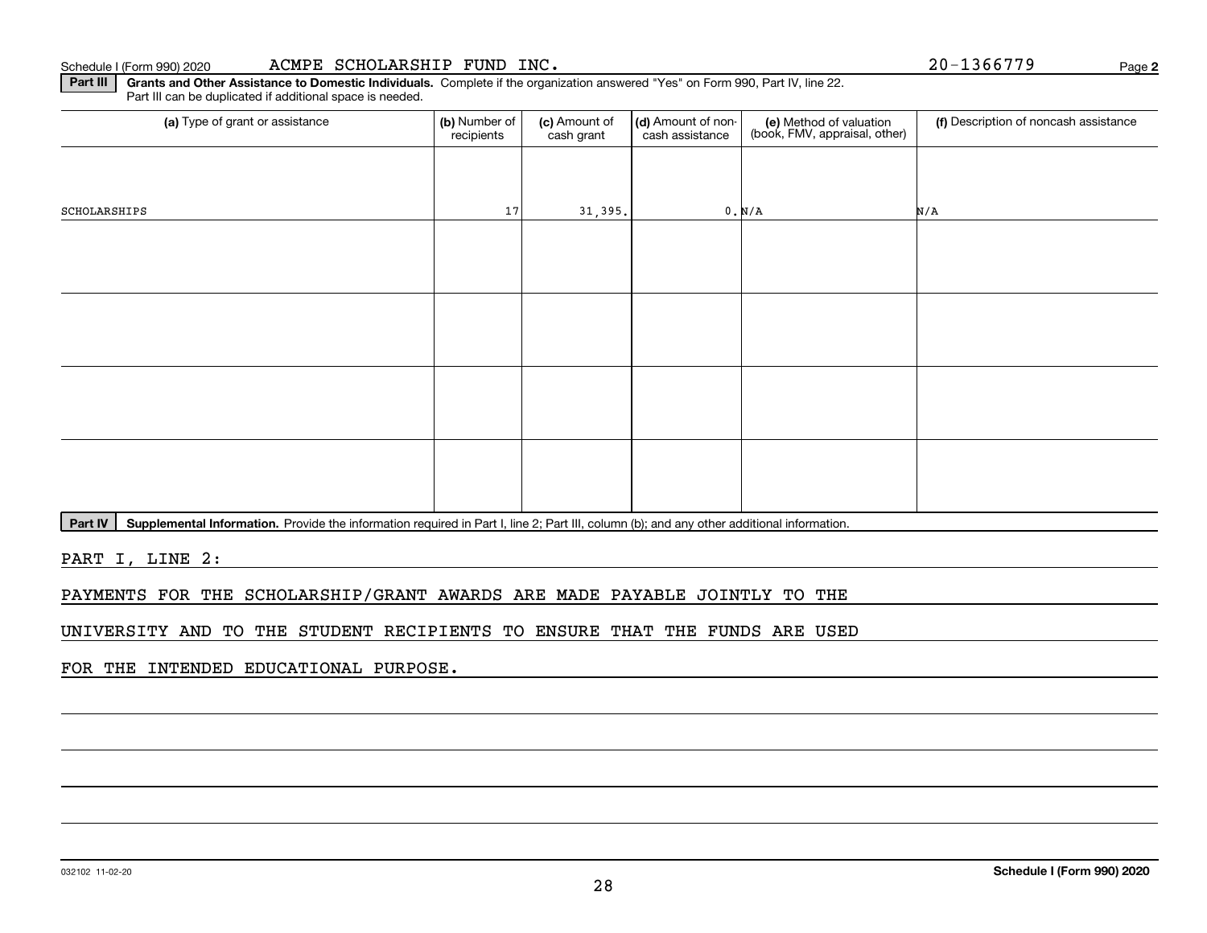Schedule I (Form 990) 2020 ACMPE SCHOLARSHIP FUND INC. 20-1366779 Page **2**

**Part III** **Grants and Other Assistance to Domestic Individuals.** Complete if the organization answered "Yes" on Form 990, Part IV, line 22. Part III can be duplicated if additional space is needed.

| (a) Type of grant or assistance | (b) Number of recipients | (c) Amount of cash grant | (d) Amount of non-cash assistance | (e) Method of valuation (book, FMV, appraisal, other) | (f) Description of noncash assistance |
|---|---|---|---|---|---|
| SCHOLARSHIPS | 17 | 31,395. | 0. | N/A | N/A |
| | | | | | |
| | | | | | |
| | | | | | |
| | | | | | |

**Part IV** **Supplemental Information.** Provide the information required in Part I, line 2; Part III, column (b); and any other additional information.

PART I, LINE 2:

PAYMENTS FOR THE SCHOLARSHIP/GRANT AWARDS ARE MADE PAYABLE JOINTLY TO THE UNIVERSITY AND TO THE STUDENT RECIPIENTS TO ENSURE THAT THE FUNDS ARE USED FOR THE INTENDED EDUCATIONAL PURPOSE.

032102 11-02-20 **Schedule I (Form 990) 2020**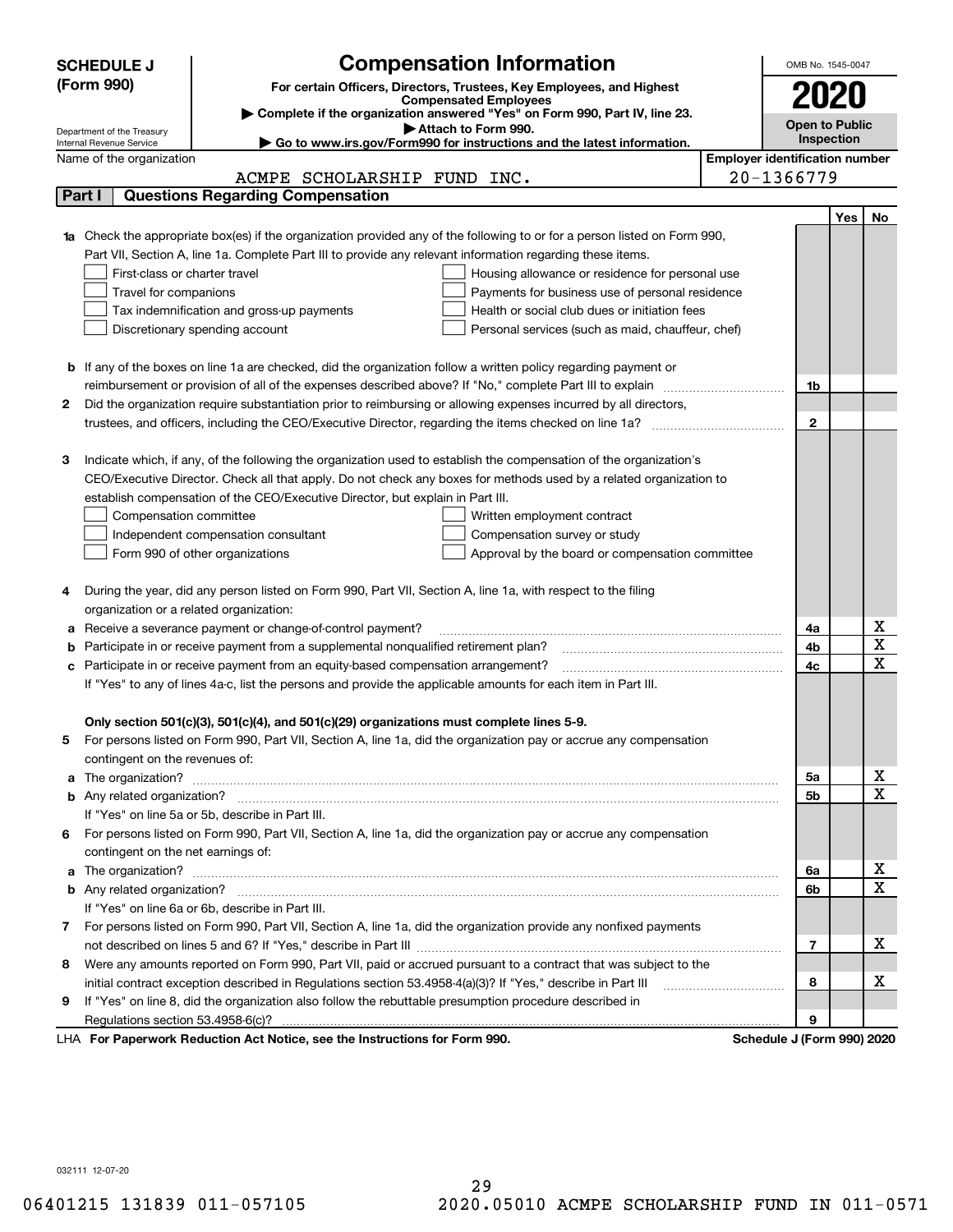**SCHEDULE J (Form 990)**

Department of the Treasury
Internal Revenue Service

# Compensation Information

**For certain Officers, Directors, Trustees, Key Employees, and Highest Compensated Employees**

▶ **Complete if the organization answered "Yes" on Form 990, Part IV, line 23.**

▶ **Attach to Form 990.**

▶ **Go to www.irs.gov/Form990 for instructions and the latest information.**

OMB No. 1545-0047

**2020**

**Open to Public Inspection**

Name of the organization: ACMPE SCHOLARSHIP FUND INC.

Employer identification number: 20-1366779

## Part I  Questions Regarding Compensation

| | | | Yes | No |
|---|---|---|---|---|
| **1a** | Check the appropriate box(es) if the organization provided any of the following to or for a person listed on Form 990, Part VII, Section A, line 1a. Complete Part III to provide any relevant information regarding these items.<br>☐ First-class or charter travel ☐ Housing allowance or residence for personal use<br>☐ Travel for companions ☐ Payments for business use of personal residence<br>☐ Tax indemnification and gross-up payments ☐ Health or social club dues or initiation fees<br>☐ Discretionary spending account ☐ Personal services (such as maid, chauffeur, chef) | | | |
| **b** | If any of the boxes on line 1a are checked, did the organization follow a written policy regarding payment or reimbursement or provision of all of the expenses described above? If "No," complete Part III to explain | **1b** | | |
| **2** | Did the organization require substantiation prior to reimbursing or allowing expenses incurred by all directors, trustees, and officers, including the CEO/Executive Director, regarding the items checked on line 1a? | **2** | | |
| **3** | Indicate which, if any, of the following the organization used to establish the compensation of the organization's CEO/Executive Director. Check all that apply. Do not check any boxes for methods used by a related organization to establish compensation of the CEO/Executive Director, but explain in Part III.<br>☐ Compensation committee ☐ Written employment contract<br>☐ Independent compensation consultant ☐ Compensation survey or study<br>☐ Form 990 of other organizations ☐ Approval by the board or compensation committee | | | |
| **4** | During the year, did any person listed on Form 990, Part VII, Section A, line 1a, with respect to the filing organization or a related organization: | | | |
| **a** | Receive a severance payment or change-of-control payment? | **4a** | | X |
| **b** | Participate in or receive payment from a supplemental nonqualified retirement plan? | **4b** | | X |
| **c** | Participate in or receive payment from an equity-based compensation arrangement? | **4c** | | X |
| | If "Yes" to any of lines 4a-c, list the persons and provide the applicable amounts for each item in Part III. | | | |
| | **Only section 501(c)(3), 501(c)(4), and 501(c)(29) organizations must complete lines 5-9.** | | | |
| **5** | For persons listed on Form 990, Part VII, Section A, line 1a, did the organization pay or accrue any compensation contingent on the revenues of: | | | |
| **a** | The organization? | **5a** | | X |
| **b** | Any related organization? | **5b** | | X |
| | If "Yes" on line 5a or 5b, describe in Part III. | | | |
| **6** | For persons listed on Form 990, Part VII, Section A, line 1a, did the organization pay or accrue any compensation contingent on the net earnings of: | | | |
| **a** | The organization? | **6a** | | X |
| **b** | Any related organization? | **6b** | | X |
| | If "Yes" on line 6a or 6b, describe in Part III. | | | |
| **7** | For persons listed on Form 990, Part VII, Section A, line 1a, did the organization provide any nonfixed payments not described on lines 5 and 6? If "Yes," describe in Part III | **7** | | X |
| **8** | Were any amounts reported on Form 990, Part VII, paid or accrued pursuant to a contract that was subject to the initial contract exception described in Regulations section 53.4958-4(a)(3)? If "Yes," describe in Part III | **8** | | X |
| **9** | If "Yes" on line 8, did the organization also follow the rebuttable presumption procedure described in Regulations section 53.4958-6(c)? | **9** | | |

LHA **For Paperwork Reduction Act Notice, see the Instructions for Form 990.** **Schedule J (Form 990) 2020**

032111 12-07-20

06401215 131839 011-057105 2020.05010 ACMPE SCHOLARSHIP FUND IN 011-0571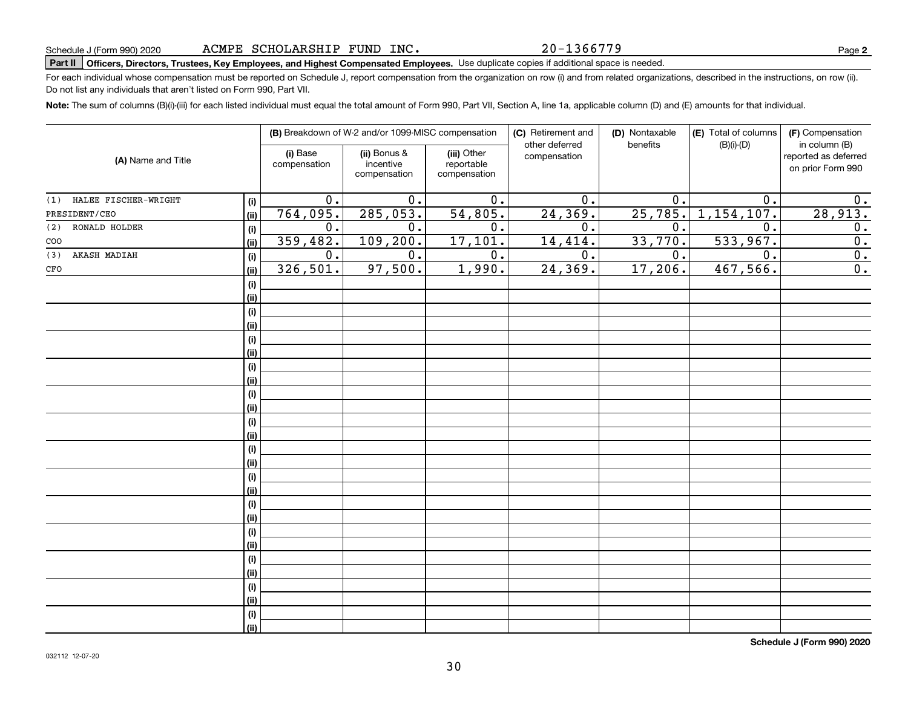Schedule J (Form 990) 2020 ACMPE SCHOLARSHIP FUND INC. 20-1366779

**Part II** **Officers, Directors, Trustees, Key Employees, and Highest Compensated Employees.** Use duplicate copies if additional space is needed.

For each individual whose compensation must be reported on Schedule J, report compensation from the organization on row (i) and from related organizations, described in the instructions, on row (ii). Do not list any individuals that aren't listed on Form 990, Part VII.

**Note:** The sum of columns (B)(i)-(iii) for each listed individual must equal the total amount of Form 990, Part VII, Section A, line 1a, applicable column (D) and (E) amounts for that individual.

| (A) Name and Title | | (B) Breakdown of W-2 and/or 1099-MISC compensation | | | (C) Retirement and other deferred compensation | (D) Nontaxable benefits | (E) Total of columns (B)(i)-(D) | (F) Compensation in column (B) reported as deferred on prior Form 990 |
|---|---|---|---|---|---|---|---|---|
| | | (i) Base compensation | (ii) Bonus & incentive compensation | (iii) Other reportable compensation | | | | |
| (1) HALEE FISCHER-WRIGHT | (i) | 0. | 0. | 0. | 0. | 0. | 0. | 0. |
| PRESIDENT/CEO | (ii) | 764,095. | 285,053. | 54,805. | 24,369. | 25,785. | 1,154,107. | 28,913. |
| (2) RONALD HOLDER | (i) | 0. | 0. | 0. | 0. | 0. | 0. | 0. |
| COO | (ii) | 359,482. | 109,200. | 17,101. | 14,414. | 33,770. | 533,967. | 0. |
| (3) AKASH MADIAH | (i) | 0. | 0. | 0. | 0. | 0. | 0. | 0. |
| CFO | (ii) | 326,501. | 97,500. | 1,990. | 24,369. | 17,206. | 467,566. | 0. |

**Schedule J (Form 990) 2020**

032112 12-07-20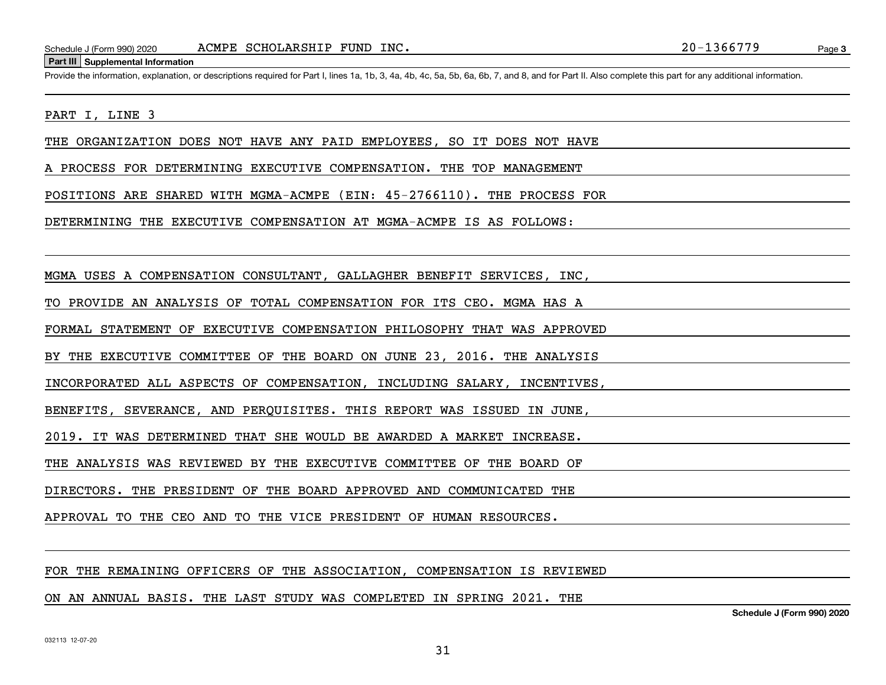## Part III Supplemental Information

Provide the information, explanation, or descriptions required for Part I, lines 1a, 1b, 3, 4a, 4b, 4c, 5a, 5b, 6a, 6b, 7, and 8, and for Part II. Also complete this part for any additional information.

PART I, LINE 3

THE ORGANIZATION DOES NOT HAVE ANY PAID EMPLOYEES, SO IT DOES NOT HAVE A PROCESS FOR DETERMINING EXECUTIVE COMPENSATION. THE TOP MANAGEMENT POSITIONS ARE SHARED WITH MGMA-ACMPE (EIN: 45-2766110). THE PROCESS FOR DETERMINING THE EXECUTIVE COMPENSATION AT MGMA-ACMPE IS AS FOLLOWS:

MGMA USES A COMPENSATION CONSULTANT, GALLAGHER BENEFIT SERVICES, INC, TO PROVIDE AN ANALYSIS OF TOTAL COMPENSATION FOR ITS CEO. MGMA HAS A FORMAL STATEMENT OF EXECUTIVE COMPENSATION PHILOSOPHY THAT WAS APPROVED BY THE EXECUTIVE COMMITTEE OF THE BOARD ON JUNE 23, 2016. THE ANALYSIS INCORPORATED ALL ASPECTS OF COMPENSATION, INCLUDING SALARY, INCENTIVES, BENEFITS, SEVERANCE, AND PERQUISITES. THIS REPORT WAS ISSUED IN JUNE, 2019. IT WAS DETERMINED THAT SHE WOULD BE AWARDED A MARKET INCREASE. THE ANALYSIS WAS REVIEWED BY THE EXECUTIVE COMMITTEE OF THE BOARD OF DIRECTORS. THE PRESIDENT OF THE BOARD APPROVED AND COMMUNICATED THE APPROVAL TO THE CEO AND TO THE VICE PRESIDENT OF HUMAN RESOURCES.

FOR THE REMAINING OFFICERS OF THE ASSOCIATION, COMPENSATION IS REVIEWED ON AN ANNUAL BASIS. THE LAST STUDY WAS COMPLETED IN SPRING 2021. THE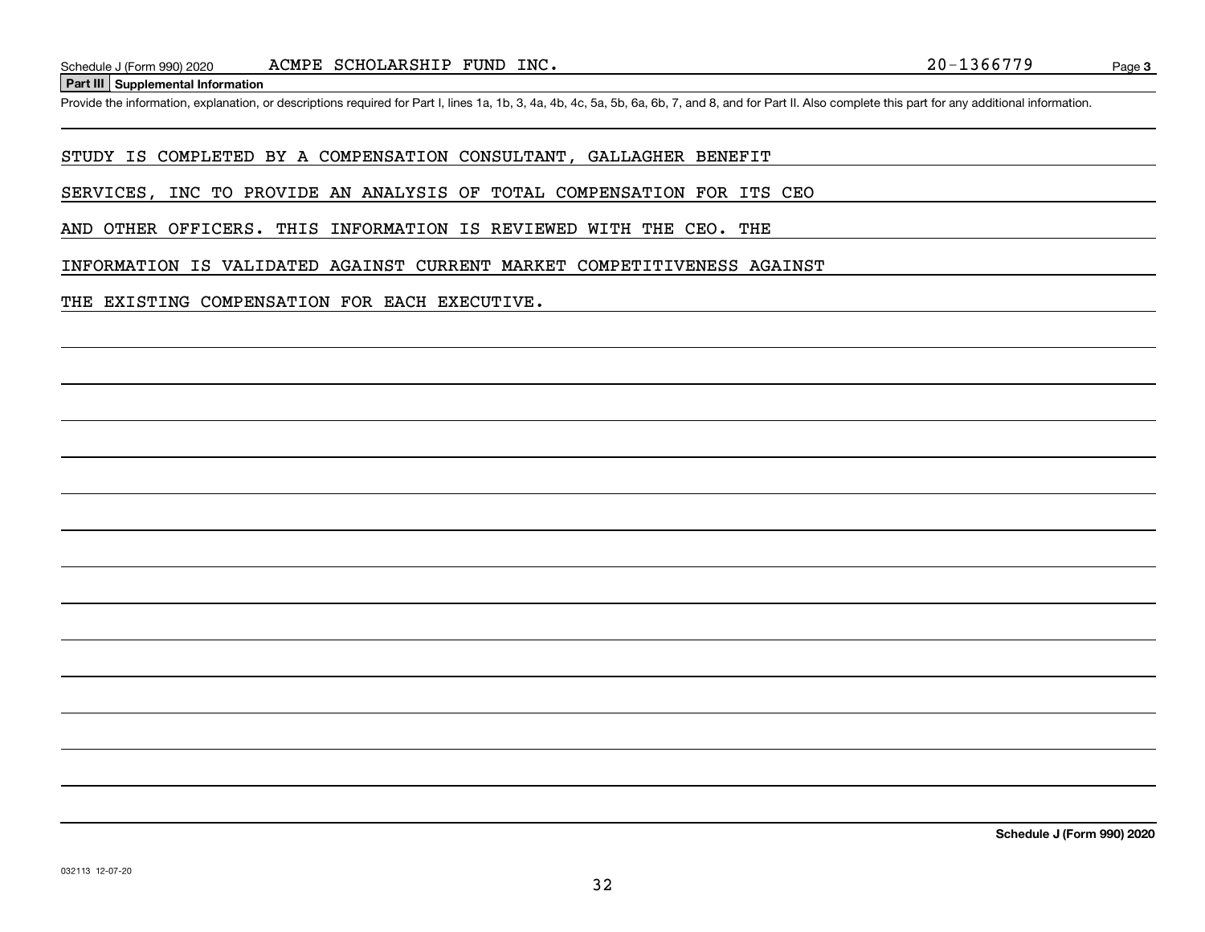## Part III Supplemental Information

Provide the information, explanation, or descriptions required for Part I, lines 1a, 1b, 3, 4a, 4b, 4c, 5a, 5b, 6a, 6b, 7, and 8, and for Part II. Also complete this part for any additional information.

STUDY IS COMPLETED BY A COMPENSATION CONSULTANT, GALLAGHER BENEFIT SERVICES, INC TO PROVIDE AN ANALYSIS OF TOTAL COMPENSATION FOR ITS CEO AND OTHER OFFICERS. THIS INFORMATION IS REVIEWED WITH THE CEO. THE INFORMATION IS VALIDATED AGAINST CURRENT MARKET COMPETITIVENESS AGAINST THE EXISTING COMPENSATION FOR EACH EXECUTIVE.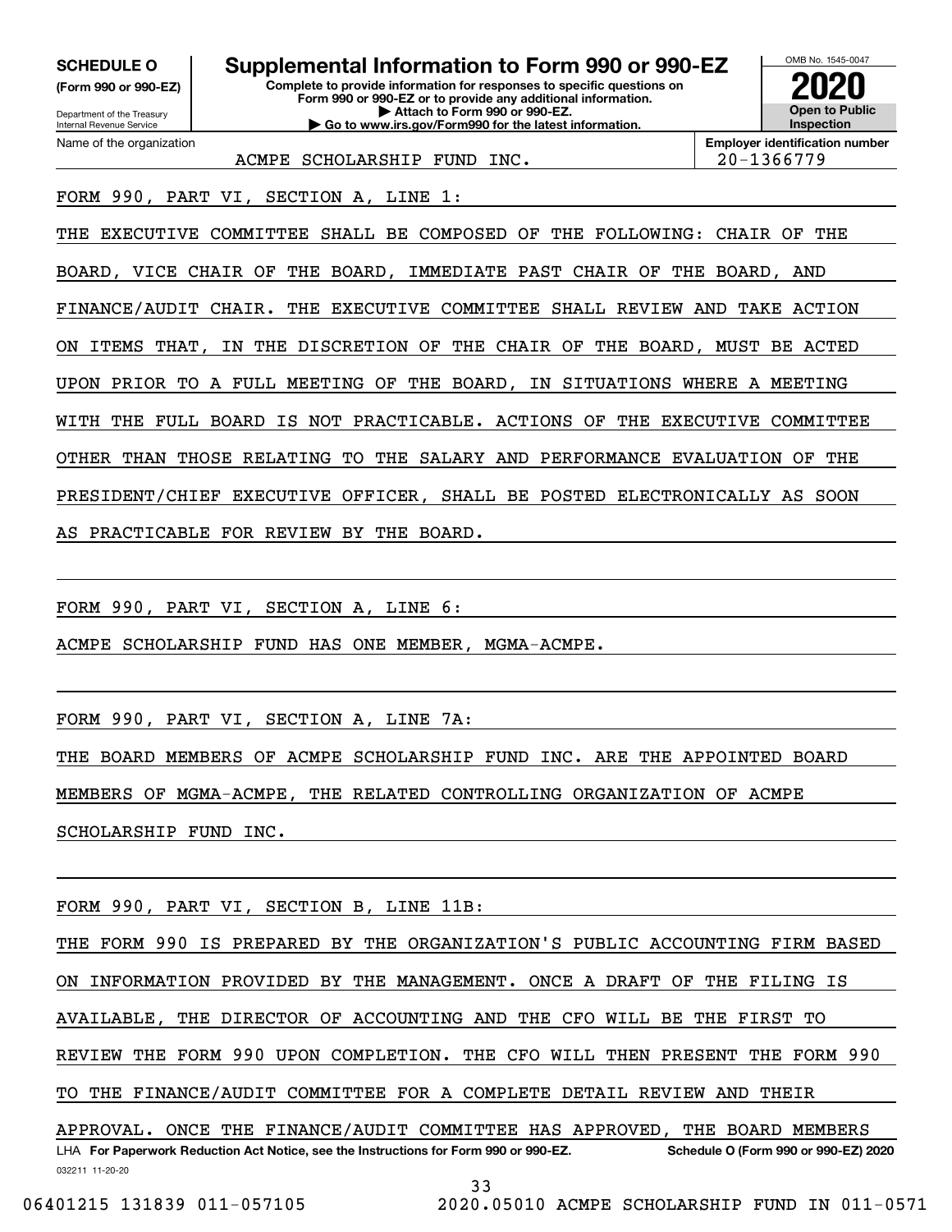**SCHEDULE O**
**(Form 990 or 990-EZ)**

Department of the Treasury
Internal Revenue Service

# Supplemental Information to Form 990 or 990-EZ

**Complete to provide information for responses to specific questions on Form 990 or 990-EZ or to provide any additional information.**
**▶ Attach to Form 990 or 990-EZ.**
**▶ Go to www.irs.gov/Form990 for the latest information.**

OMB No. 1545-0047

**2020**

**Open to Public Inspection**

Name of the organization: ACMPE SCHOLARSHIP FUND INC.

**Employer identification number**: 20-1366779

FORM 990, PART VI, SECTION A, LINE 1:

THE EXECUTIVE COMMITTEE SHALL BE COMPOSED OF THE FOLLOWING: CHAIR OF THE BOARD, VICE CHAIR OF THE BOARD, IMMEDIATE PAST CHAIR OF THE BOARD, AND FINANCE/AUDIT CHAIR. THE EXECUTIVE COMMITTEE SHALL REVIEW AND TAKE ACTION ON ITEMS THAT, IN THE DISCRETION OF THE CHAIR OF THE BOARD, MUST BE ACTED UPON PRIOR TO A FULL MEETING OF THE BOARD, IN SITUATIONS WHERE A MEETING WITH THE FULL BOARD IS NOT PRACTICABLE. ACTIONS OF THE EXECUTIVE COMMITTEE OTHER THAN THOSE RELATING TO THE SALARY AND PERFORMANCE EVALUATION OF THE PRESIDENT/CHIEF EXECUTIVE OFFICER, SHALL BE POSTED ELECTRONICALLY AS SOON AS PRACTICABLE FOR REVIEW BY THE BOARD.

FORM 990, PART VI, SECTION A, LINE 6:

ACMPE SCHOLARSHIP FUND HAS ONE MEMBER, MGMA-ACMPE.

FORM 990, PART VI, SECTION A, LINE 7A:

THE BOARD MEMBERS OF ACMPE SCHOLARSHIP FUND INC. ARE THE APPOINTED BOARD MEMBERS OF MGMA-ACMPE, THE RELATED CONTROLLING ORGANIZATION OF ACMPE SCHOLARSHIP FUND INC.

FORM 990, PART VI, SECTION B, LINE 11B:

THE FORM 990 IS PREPARED BY THE ORGANIZATION'S PUBLIC ACCOUNTING FIRM BASED ON INFORMATION PROVIDED BY THE MANAGEMENT. ONCE A DRAFT OF THE FILING IS AVAILABLE, THE DIRECTOR OF ACCOUNTING AND THE CFO WILL BE THE FIRST TO REVIEW THE FORM 990 UPON COMPLETION. THE CFO WILL THEN PRESENT THE FORM 990 TO THE FINANCE/AUDIT COMMITTEE FOR A COMPLETE DETAIL REVIEW AND THEIR APPROVAL. ONCE THE FINANCE/AUDIT COMMITTEE HAS APPROVED, THE BOARD MEMBERS

LHA **For Paperwork Reduction Act Notice, see the Instructions for Form 990 or 990-EZ.** **Schedule O (Form 990 or 990-EZ) 2020**

032211 11-20-20

06401215 131839 011-057105 2020.05010 ACMPE SCHOLARSHIP FUND IN 011-0571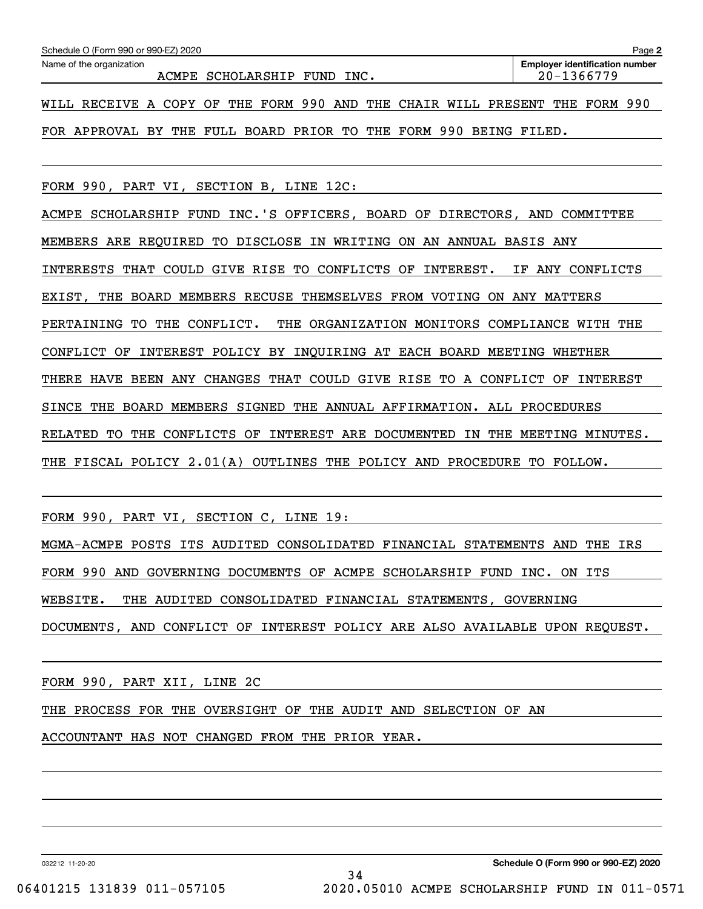Schedule O (Form 990 or 990-EZ) 2020

Name of the organization: ACMPE SCHOLARSHIP FUND INC.

Employer identification number: 20-1366779

WILL RECEIVE A COPY OF THE FORM 990 AND THE CHAIR WILL PRESENT THE FORM 990 FOR APPROVAL BY THE FULL BOARD PRIOR TO THE FORM 990 BEING FILED.

FORM 990, PART VI, SECTION B, LINE 12C:

ACMPE SCHOLARSHIP FUND INC.'S OFFICERS, BOARD OF DIRECTORS, AND COMMITTEE MEMBERS ARE REQUIRED TO DISCLOSE IN WRITING ON AN ANNUAL BASIS ANY INTERESTS THAT COULD GIVE RISE TO CONFLICTS OF INTEREST. IF ANY CONFLICTS EXIST, THE BOARD MEMBERS RECUSE THEMSELVES FROM VOTING ON ANY MATTERS PERTAINING TO THE CONFLICT. THE ORGANIZATION MONITORS COMPLIANCE WITH THE CONFLICT OF INTEREST POLICY BY INQUIRING AT EACH BOARD MEETING WHETHER THERE HAVE BEEN ANY CHANGES THAT COULD GIVE RISE TO A CONFLICT OF INTEREST SINCE THE BOARD MEMBERS SIGNED THE ANNUAL AFFIRMATION. ALL PROCEDURES RELATED TO THE CONFLICTS OF INTEREST ARE DOCUMENTED IN THE MEETING MINUTES. THE FISCAL POLICY 2.01(A) OUTLINES THE POLICY AND PROCEDURE TO FOLLOW.

FORM 990, PART VI, SECTION C, LINE 19:

MGMA-ACMPE POSTS ITS AUDITED CONSOLIDATED FINANCIAL STATEMENTS AND THE IRS FORM 990 AND GOVERNING DOCUMENTS OF ACMPE SCHOLARSHIP FUND INC. ON ITS WEBSITE. THE AUDITED CONSOLIDATED FINANCIAL STATEMENTS, GOVERNING DOCUMENTS, AND CONFLICT OF INTEREST POLICY ARE ALSO AVAILABLE UPON REQUEST.

FORM 990, PART XII, LINE 2C

THE PROCESS FOR THE OVERSIGHT OF THE AUDIT AND SELECTION OF AN ACCOUNTANT HAS NOT CHANGED FROM THE PRIOR YEAR.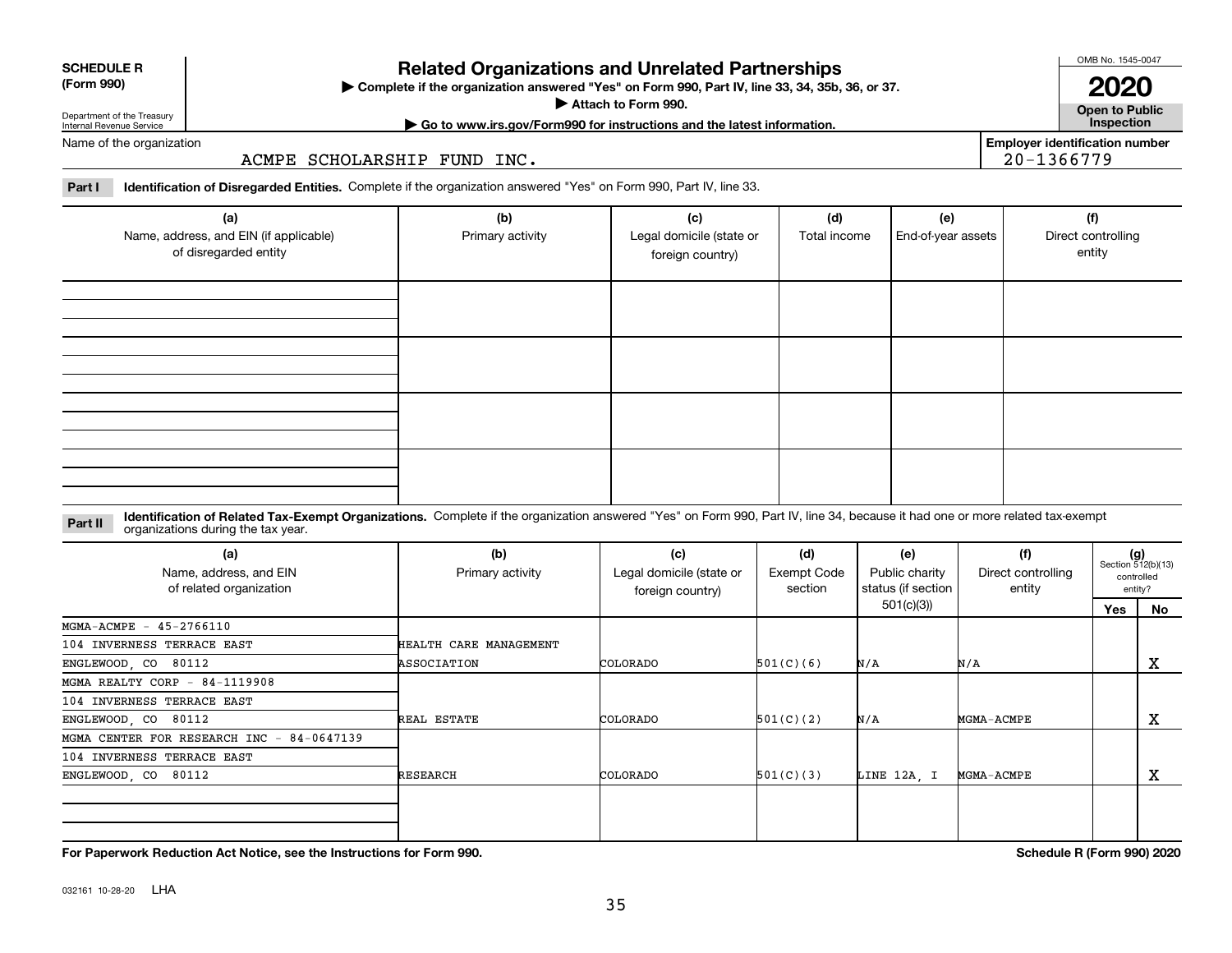**SCHEDULE R (Form 990)**

Department of the Treasury
Internal Revenue Service

# Related Organizations and Unrelated Partnerships

▶ Complete if the organization answered "Yes" on Form 990, Part IV, line 33, 34, 35b, 36, or 37.

▶ Attach to Form 990.

▶ Go to www.irs.gov/Form990 for instructions and the latest information.

OMB No. 1545-0047

**2020**

**Open to Public Inspection**

Name of the organization: ACMPE SCHOLARSHIP FUND INC.

Employer identification number: 20-1366779

**Part I** **Identification of Disregarded Entities.** Complete if the organization answered "Yes" on Form 990, Part IV, line 33.

| (a) Name, address, and EIN (if applicable) of disregarded entity | (b) Primary activity | (c) Legal domicile (state or foreign country) | (d) Total income | (e) End-of-year assets | (f) Direct controlling entity |
|---|---|---|---|---|---|
| | | | | | |
| | | | | | |
| | | | | | |
| | | | | | |

**Part II** **Identification of Related Tax-Exempt Organizations.** Complete if the organization answered "Yes" on Form 990, Part IV, line 34, because it had one or more related tax-exempt organizations during the tax year.

| (a) Name, address, and EIN of related organization | (b) Primary activity | (c) Legal domicile (state or foreign country) | (d) Exempt Code section | (e) Public charity status (if section 501(c)(3)) | (f) Direct controlling entity | (g) Section 512(b)(13) controlled entity? Yes | No |
|---|---|---|---|---|---|---|---|
| MGMA-ACMPE - 45-2766110<br>104 INVERNESS TERRACE EAST<br>ENGLEWOOD, CO 80112 | HEALTH CARE MANAGEMENT ASSOCIATION | COLORADO | 501(C)(6) | N/A | N/A | | X |
| MGMA REALTY CORP - 84-1119908<br>104 INVERNESS TERRACE EAST<br>ENGLEWOOD, CO 80112 | REAL ESTATE | COLORADO | 501(C)(2) | N/A | MGMA-ACMPE | | X |
| MGMA CENTER FOR RESEARCH INC - 84-0647139<br>104 INVERNESS TERRACE EAST<br>ENGLEWOOD, CO 80112 | RESEARCH | COLORADO | 501(C)(3) | LINE 12A, I | MGMA-ACMPE | | X |
| | | | | | | | |

**For Paperwork Reduction Act Notice, see the Instructions for Form 990.**

**Schedule R (Form 990) 2020**

032161 10-28-20 LHA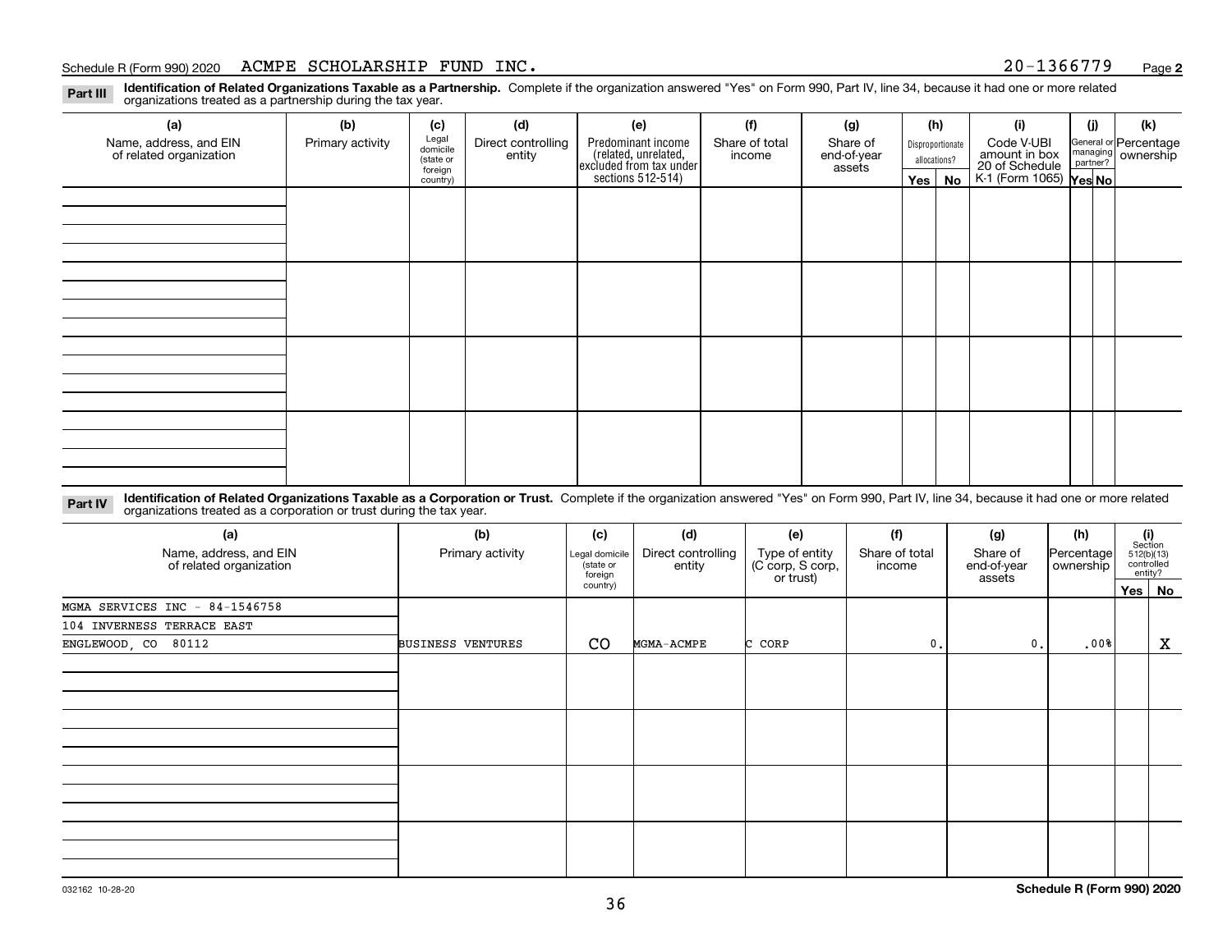Schedule R (Form 990) 2020 ACMPE SCHOLARSHIP FUND INC. 20-1366779 Page 2

**Part III** **Identification of Related Organizations Taxable as a Partnership.** Complete if the organization answered "Yes" on Form 990, Part IV, line 34, because it had one or more related organizations treated as a partnership during the tax year.

| (a) Name, address, and EIN of related organization | (b) Primary activity | (c) Legal domicile (state or foreign country) | (d) Direct controlling entity | (e) Predominant income (related, unrelated, excluded from tax under sections 512-514) | (f) Share of total income | (g) Share of end-of-year assets | (h) Disproportionate allocations? Yes | (h) No | (i) Code V-UBI amount in box 20 of Schedule K-1 (Form 1065) | (j) General or managing partner? Yes | (j) No | (k) Percentage ownership |
|---|---|---|---|---|---|---|---|---|---|---|---|---|
| | | | | | | | | | | | | |
| | | | | | | | | | | | | |
| | | | | | | | | | | | | |
| | | | | | | | | | | | | |

**Part IV** **Identification of Related Organizations Taxable as a Corporation or Trust.** Complete if the organization answered "Yes" on Form 990, Part IV, line 34, because it had one or more related organizations treated as a corporation or trust during the tax year.

| (a) Name, address, and EIN of related organization | (b) Primary activity | (c) Legal domicile (state or foreign country) | (d) Direct controlling entity | (e) Type of entity (C corp, S corp, or trust) | (f) Share of total income | (g) Share of end-of-year assets | (h) Percentage ownership | (i) Section 512(b)(13) controlled entity? Yes | (i) No |
|---|---|---|---|---|---|---|---|---|---|
| MGMA SERVICES INC - 84-1546758<br>104 INVERNESS TERRACE EAST<br>ENGLEWOOD, CO 80112 | BUSINESS VENTURES | CO | MGMA-ACMPE | C CORP | 0. | 0. | .00% | | X |
| | | | | | | | | | |
| | | | | | | | | | |
| | | | | | | | | | |
| | | | | | | | | | |

032162 10-28-20 **Schedule R (Form 990) 2020**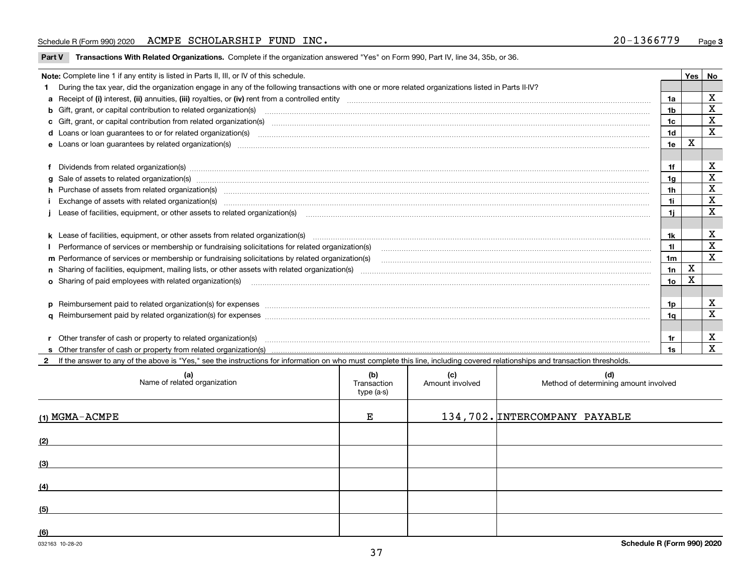Schedule R (Form 990) 2020 ACMPE SCHOLARSHIP FUND INC. 20-1366779 Page 3

**Part V Transactions With Related Organizations.** Complete if the organization answered "Yes" on Form 990, Part IV, line 34, 35b, or 36.

| Note: Complete line 1 if any entity is listed in Parts II, III, or IV of this schedule. | | Yes | No |
|---|---|---|---|
| **1** During the tax year, did the organization engage in any of the following transactions with one or more related organizations listed in Parts II-IV? | | | |
| **a** Receipt of **(i)** interest, **(ii)** annuities, **(iii)** royalties, or **(iv)** rent from a controlled entity | 1a | | X |
| **b** Gift, grant, or capital contribution to related organization(s) | 1b | | X |
| **c** Gift, grant, or capital contribution from related organization(s) | 1c | | X |
| **d** Loans or loan guarantees to or for related organization(s) | 1d | | X |
| **e** Loans or loan guarantees by related organization(s) | 1e | X | |
| **f** Dividends from related organization(s) | 1f | | X |
| **g** Sale of assets to related organization(s) | 1g | | X |
| **h** Purchase of assets from related organization(s) | 1h | | X |
| **i** Exchange of assets with related organization(s) | 1i | | X |
| **j** Lease of facilities, equipment, or other assets to related organization(s) | 1j | | X |
| **k** Lease of facilities, equipment, or other assets from related organization(s) | 1k | | X |
| **l** Performance of services or membership or fundraising solicitations for related organization(s) | 1l | | X |
| **m** Performance of services or membership or fundraising solicitations by related organization(s) | 1m | | X |
| **n** Sharing of facilities, equipment, mailing lists, or other assets with related organization(s) | 1n | X | |
| **o** Sharing of paid employees with related organization(s) | 1o | X | |
| **p** Reimbursement paid to related organization(s) for expenses | 1p | | X |
| **q** Reimbursement paid by related organization(s) for expenses | 1q | | X |
| **r** Other transfer of cash or property to related organization(s) | 1r | | X |
| **s** Other transfer of cash or property from related organization(s) | 1s | | X |

**2** If the answer to any of the above is "Yes," see the instructions for information on who must complete this line, including covered relationships and transaction thresholds.

| (a) Name of related organization | (b) Transaction type (a-s) | (c) Amount involved | (d) Method of determining amount involved |
|---|---|---|---|
| (1) MGMA-ACMPE | E | 134,702. | INTERCOMPANY PAYABLE |
| (2) | | | |
| (3) | | | |
| (4) | | | |
| (5) | | | |
| (6) | | | |

032163 10-28-20 **Schedule R (Form 990) 2020**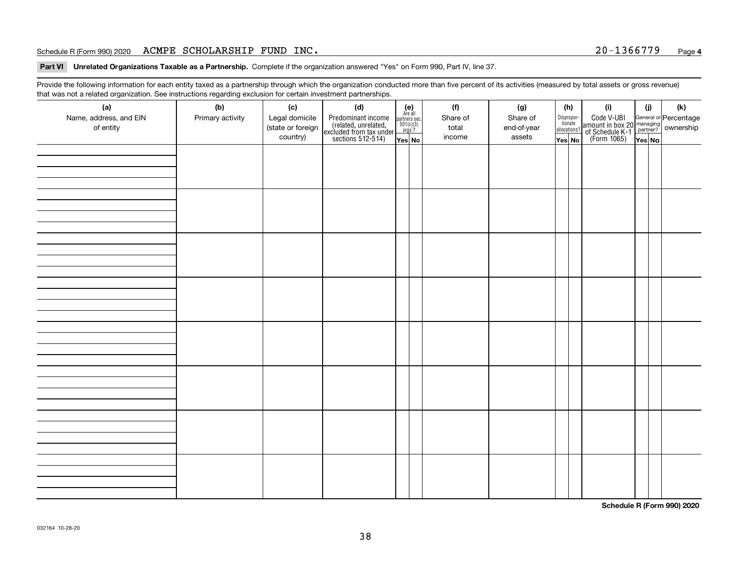Schedule R (Form 990) 2020 ACMPE SCHOLARSHIP FUND INC. 20-1366779 Page **4**

**Part VI Unrelated Organizations Taxable as a Partnership.** Complete if the organization answered "Yes" on Form 990, Part IV, line 37.

Provide the following information for each entity taxed as a partnership through which the organization conducted more than five percent of its activities (measured by total assets or gross revenue) that was not a related organization. See instructions regarding exclusion for certain investment partnerships.

| (a) Name, address, and EIN of entity | (b) Primary activity | (c) Legal domicile (state or foreign country) | (d) Predominant income (related, unrelated, excluded from tax under sections 512-514) | (e) Are all partners sec. 501(c)(3) orgs.? | | (f) Share of total income | (g) Share of end-of-year assets | (h) Disproportionate allocations? | | (i) Code V-UBI amount in box 20 of Schedule K-1 (Form 1065) | (j) General or managing partner? | | (k) Percentage ownership |
|---|---|---|---|---|---|---|---|---|---|---|---|---|---|
| | | | | Yes | No | | | Yes | No | | Yes | No | |
| | | | | | | | | | | | | | |
| | | | | | | | | | | | | | |
| | | | | | | | | | | | | | |
| | | | | | | | | | | | | | |
| | | | | | | | | | | | | | |
| | | | | | | | | | | | | | |
| | | | | | | | | | | | | | |
| | | | | | | | | | | | | | |

**Schedule R (Form 990) 2020**

032164 10-28-20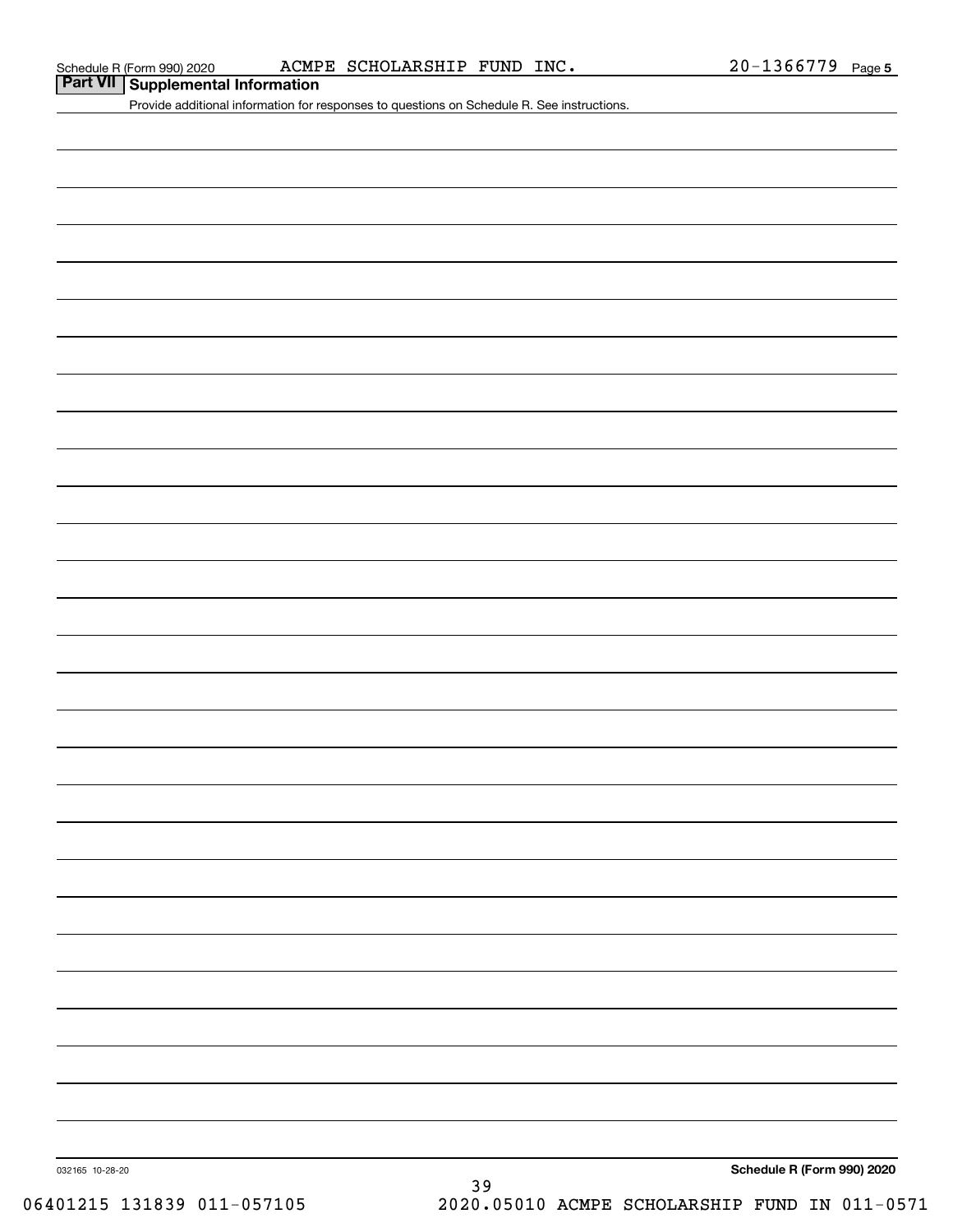Schedule R (Form 990) 2020 ACMPE SCHOLARSHIP FUND INC. 20-1366779 Page 5

## Part VII Supplemental Information

Provide additional information for responses to questions on Schedule R. See instructions.

032165 10-28-20

**Schedule R (Form 990) 2020**

06401215 131839 011-057105 2020.05010 ACMPE SCHOLARSHIP FUND IN 011-0571